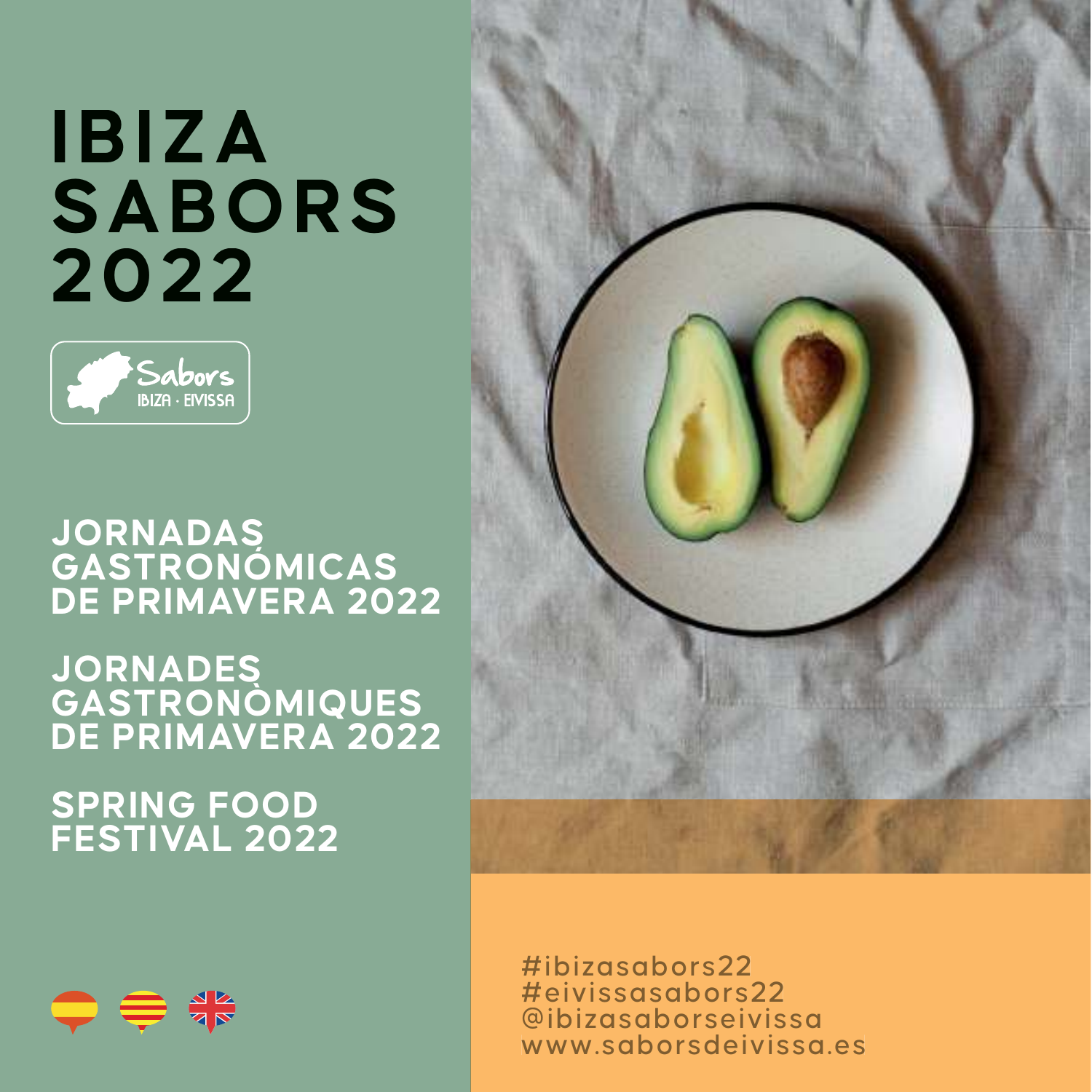# IBIZA SABORS 2022

Sabors IBIZA · EIVISSA

## JORNADAS GASTRONÓMICAS DE PRIMAVERA 2022

## JORNADES GASTRONÒMIQUES DE PRIMAVERA 2022

## SPRING FOOD FESTIVAL 2022

#ibizasabors22
#eivissasabors22
@ibizasaborseivissa
www.saborsdeivissa.es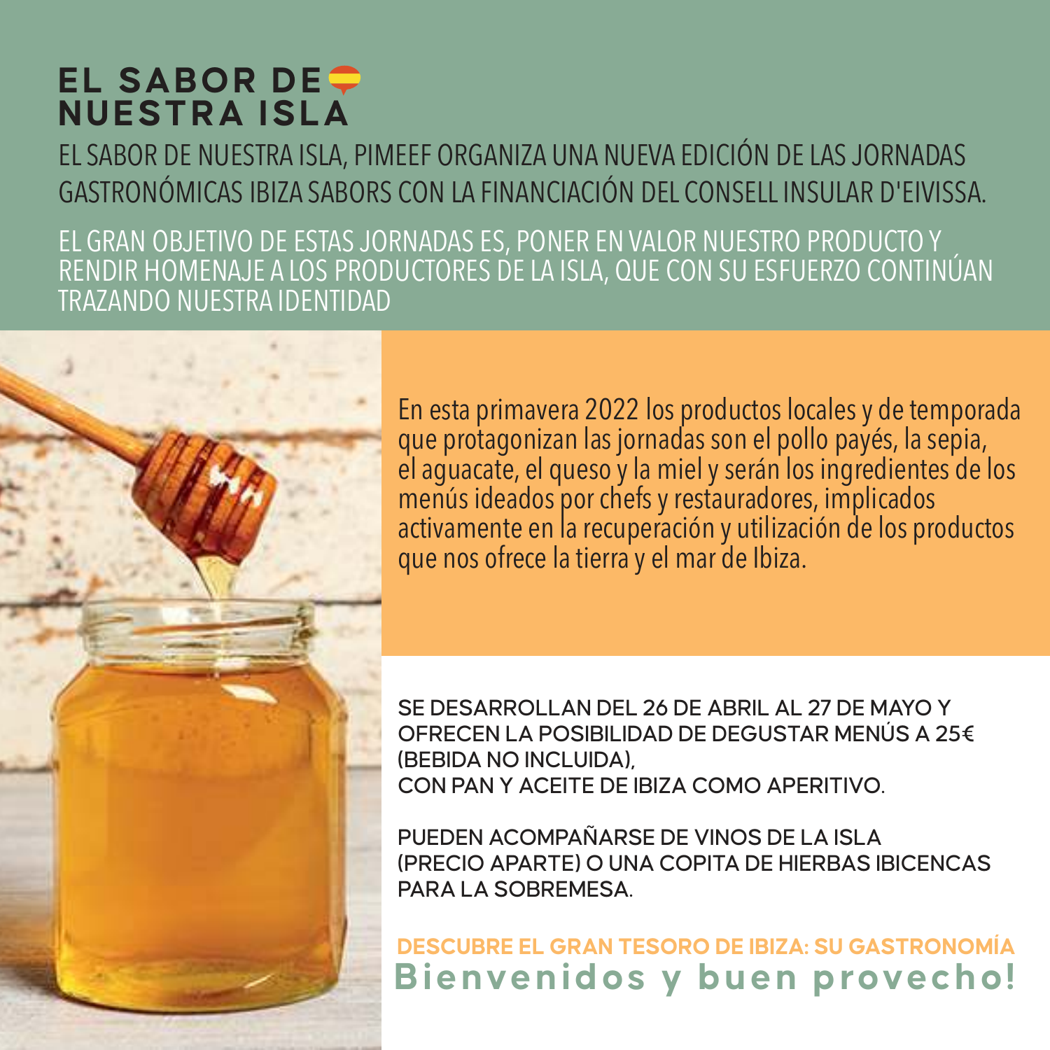# EL SABOR DE NUESTRA ISLA

EL SABOR DE NUESTRA ISLA, PIMEEF ORGANIZA UNA NUEVA EDICIÓN DE LAS JORNADAS GASTRONÓMICAS IBIZA SABORS CON LA FINANCIACIÓN DEL CONSELL INSULAR D'EIVISSA.

EL GRAN OBJETIVO DE ESTAS JORNADAS ES, PONER EN VALOR NUESTRO PRODUCTO Y RENDIR HOMENAJE A LOS PRODUCTORES DE LA ISLA, QUE CON SU ESFUERZO CONTINÚAN TRAZANDO NUESTRA IDENTIDAD

En esta primavera 2022 los productos locales y de temporada que protagonizan las jornadas son el pollo payés, la sepia, el aguacate, el queso y la miel y serán los ingredientes de los menús ideados por chefs y restauradores, implicados activamente en la recuperación y utilización de los productos que nos ofrece la tierra y el mar de Ibiza.

**SE DESARROLLAN DEL 26 DE ABRIL AL 27 DE MAYO Y OFRECEN LA POSIBILIDAD DE DEGUSTAR MENÚS A 25€ (BEBIDA NO INCLUIDA), CON PAN Y ACEITE DE IBIZA COMO APERITIVO.**

**PUEDEN ACOMPAÑARSE DE VINOS DE LA ISLA (PRECIO APARTE) O UNA COPITA DE HIERBAS IBICENCAS PARA LA SOBREMESA.**

**DESCUBRE EL GRAN TESORO DE IBIZA: SU GASTRONOMÍA**

**Bienvenidos y buen provecho!**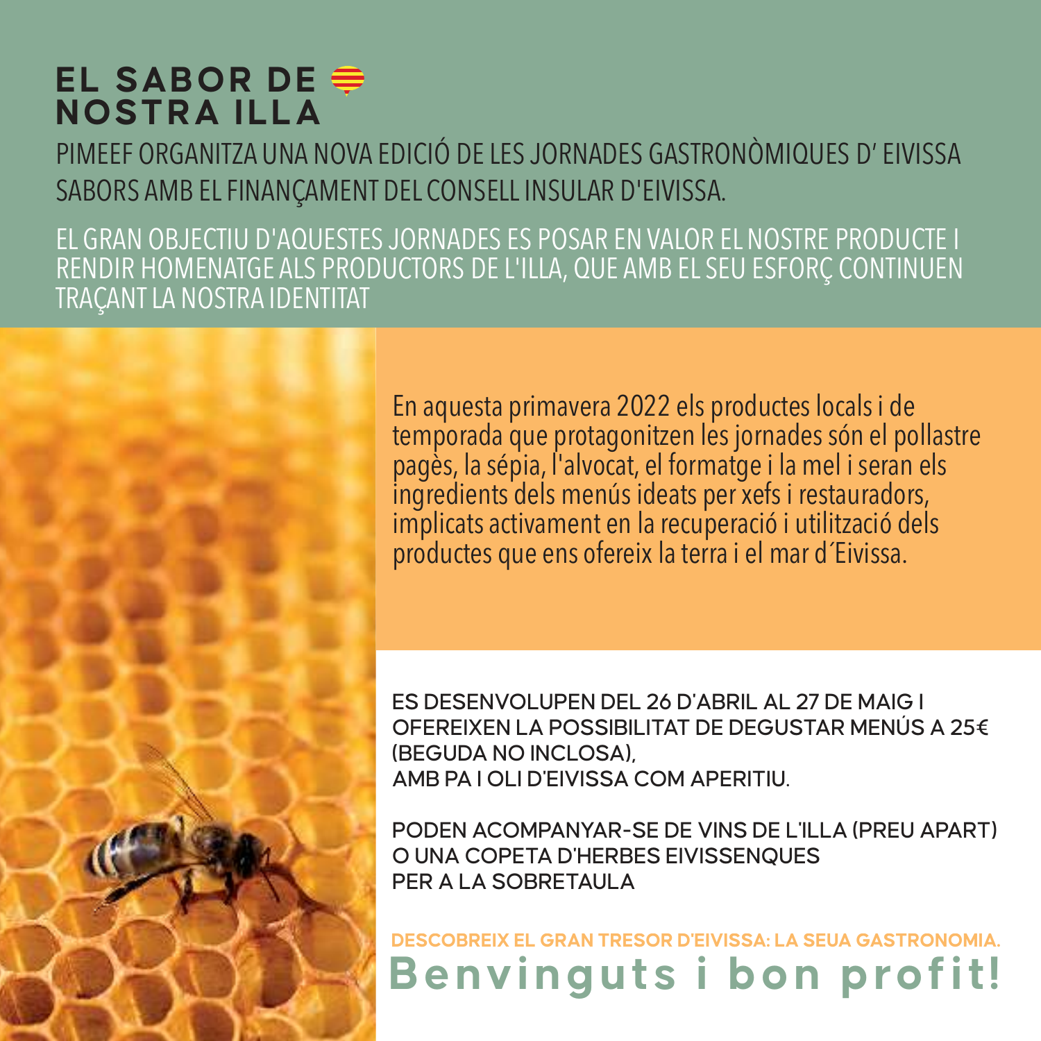# EL SABOR DE NOSTRA ILLA

PIMEEF ORGANITZA UNA NOVA EDICIÓ DE LES JORNADES GASTRONÒMIQUES D' EIVISSA SABORS AMB EL FINANÇAMENT DEL CONSELL INSULAR D'EIVISSA.

EL GRAN OBJECTIU D'AQUESTES JORNADES ES POSAR EN VALOR EL NOSTRE PRODUCTE I RENDIR HOMENATGE ALS PRODUCTORS DE L'ILLA, QUE AMB EL SEU ESFORÇ CONTINUEN TRAÇANT LA NOSTRA IDENTITAT

En aquesta primavera 2022 els productes locals i de temporada que protagonitzen les jornades són el pollastre pagès, la sépia, l'alvocat, el formatge i la mel i seran els ingredients dels menús ideats per xefs i restauradors, implicats activament en la recuperació i utilització dels productes que ens ofereix la terra i el mar d´Eivissa.

ES DESENVOLUPEN DEL 26 D'ABRIL AL 27 DE MAIG I OFEREIXEN LA POSSIBILITAT DE DEGUSTAR MENÚS A 25€ (BEGUDA NO INCLOSA), AMB PA I OLI D'EIVISSA COM APERITIU.

PODEN ACOMPANYAR-SE DE VINS DE L'ILLA (PREU APART) O UNA COPETA D'HERBES EIVISSENQUES PER A LA SOBRETAULA

**DESCOBREIX EL GRAN TRESOR D'EIVISSA: LA SEUA GASTRONOMIA.**

**Benvinguts i bon profit!**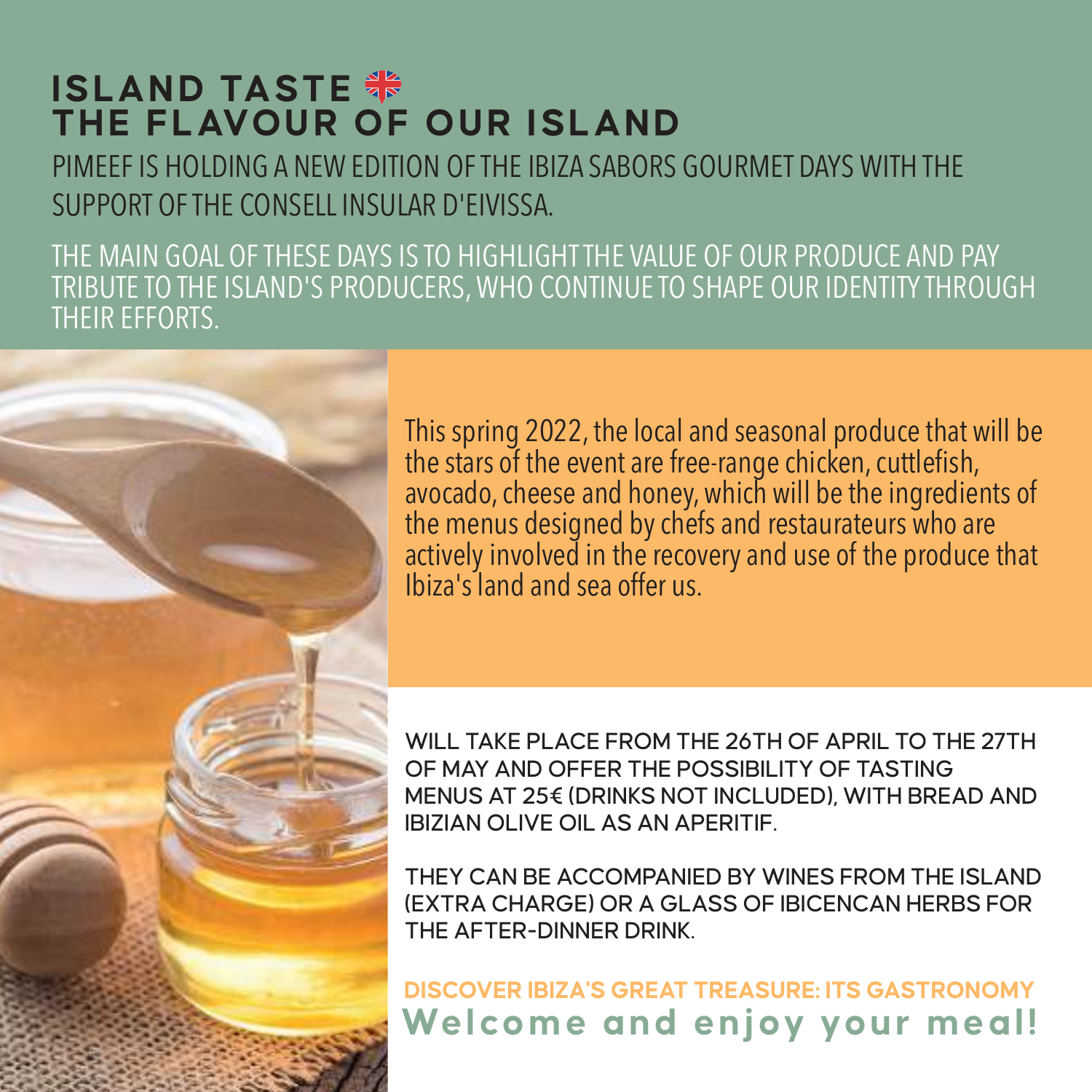# ISLAND TASTE
## THE FLAVOUR OF OUR ISLAND

PIMEEF IS HOLDING A NEW EDITION OF THE IBIZA SABORS GOURMET DAYS WITH THE SUPPORT OF THE CONSELL INSULAR D'EIVISSA.

THE MAIN GOAL OF THESE DAYS IS TO HIGHLIGHT THE VALUE OF OUR PRODUCE AND PAY TRIBUTE TO THE ISLAND'S PRODUCERS, WHO CONTINUE TO SHAPE OUR IDENTITY THROUGH THEIR EFFORTS.

This spring 2022, the local and seasonal produce that will be the stars of the event are free-range chicken, cuttlefish, avocado, cheese and honey, which will be the ingredients of the menus designed by chefs and restaurateurs who are actively involved in the recovery and use of the produce that Ibiza's land and sea offer us.

WILL TAKE PLACE FROM THE 26TH OF APRIL TO THE 27TH OF MAY AND OFFER THE POSSIBILITY OF TASTING MENUS AT 25€ (DRINKS NOT INCLUDED), WITH BREAD AND IBIZIAN OLIVE OIL AS AN APERITIF.

THEY CAN BE ACCOMPANIED BY WINES FROM THE ISLAND (EXTRA CHARGE) OR A GLASS OF IBICENCAN HERBS FOR THE AFTER-DINNER DRINK.

**DISCOVER IBIZA'S GREAT TREASURE: ITS GASTRONOMY**

**Welcome and enjoy your meal!**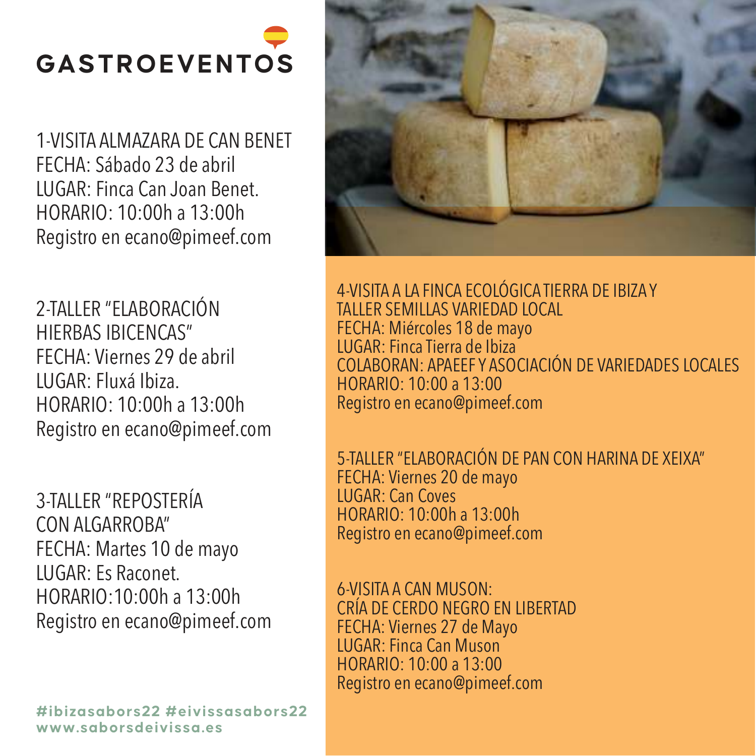# GASTROEVENTOS

1-VISITA ALMAZARA DE CAN BENET
FECHA: Sábado 23 de abril
LUGAR: Finca Can Joan Benet.
HORARIO: 10:00h a 13:00h
Registro en ecano@pimeef.com

2-TALLER "ELABORACIÓN HIERBAS IBICENCAS"
FECHA: Viernes 29 de abril
LUGAR: Fluxá Ibiza.
HORARIO: 10:00h a 13:00h
Registro en ecano@pimeef.com

3-TALLER "REPOSTERÍA CON ALGARROBA"
FECHA: Martes 10 de mayo
LUGAR: Es Raconet.
HORARIO:10:00h a 13:00h
Registro en ecano@pimeef.com

4-VISITA A LA FINCA ECOLÓGICA TIERRA DE IBIZA Y TALLER SEMILLAS VARIEDAD LOCAL
FECHA: Miércoles 18 de mayo
LUGAR: Finca Tierra de Ibiza
COLABORAN: APAEEF Y ASOCIACIÓN DE VARIEDADES LOCALES
HORARIO: 10:00 a 13:00
Registro en ecano@pimeef.com

5-TALLER "ELABORACIÓN DE PAN CON HARINA DE XEIXA"
FECHA: Viernes 20 de mayo
LUGAR: Can Coves
HORARIO: 10:00h a 13:00h
Registro en ecano@pimeef.com

6-VISITA A CAN MUSON: CRÍA DE CERDO NEGRO EN LIBERTAD
FECHA: Viernes 27 de Mayo
LUGAR: Finca Can Muson
HORARIO: 10:00 a 13:00
Registro en ecano@pimeef.com

#ibizasabors22 #eivissasabors22
www.saborsdeivissa.es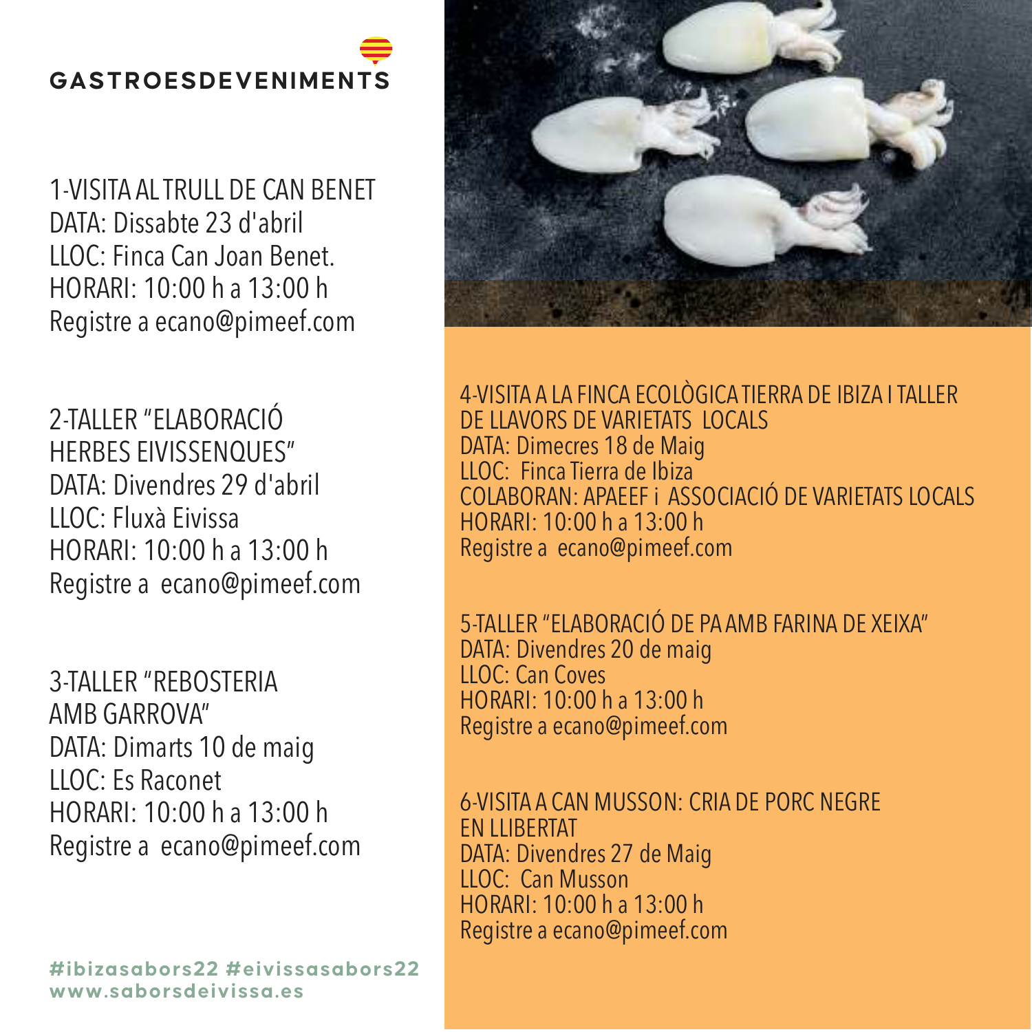# GASTROESDEVENIMENTS

1-VISITA AL TRULL DE CAN BENET
DATA: Dissabte 23 d'abril
LLOC: Finca Can Joan Benet.
HORARI: 10:00 h a 13:00 h
Registre a ecano@pimeef.com

2-TALLER "ELABORACIÓ HERBES EIVISSENQUES"
DATA: Divendres 29 d'abril
LLOC: Fluxà Eivissa
HORARI: 10:00 h a 13:00 h
Registre a ecano@pimeef.com

3-TALLER "REBOSTERIA AMB GARROVA"
DATA: Dimarts 10 de maig
LLOC: Es Raconet
HORARI: 10:00 h a 13:00 h
Registre a ecano@pimeef.com

4-VISITA A LA FINCA ECOLÒGICA TIERRA DE IBIZA I TALLER DE LLAVORS DE VARIETATS LOCALS
DATA: Dimecres 18 de Maig
LLOC: Finca Tierra de Ibiza
COLABORAN: APAEEF i ASSOCIACIÓ DE VARIETATS LOCALS
HORARI: 10:00 h a 13:00 h
Registre a ecano@pimeef.com

5-TALLER "ELABORACIÓ DE PA AMB FARINA DE XEIXA"
DATA: Divendres 20 de maig
LLOC: Can Coves
HORARI: 10:00 h a 13:00 h
Registre a ecano@pimeef.com

6-VISITA A CAN MUSSON: CRIA DE PORC NEGRE EN LLIBERTAT
DATA: Divendres 27 de Maig
LLOC: Can Musson
HORARI: 10:00 h a 13:00 h
Registre a ecano@pimeef.com

#ibizasabors22 #eivissasabors22
www.saborsdeivissa.es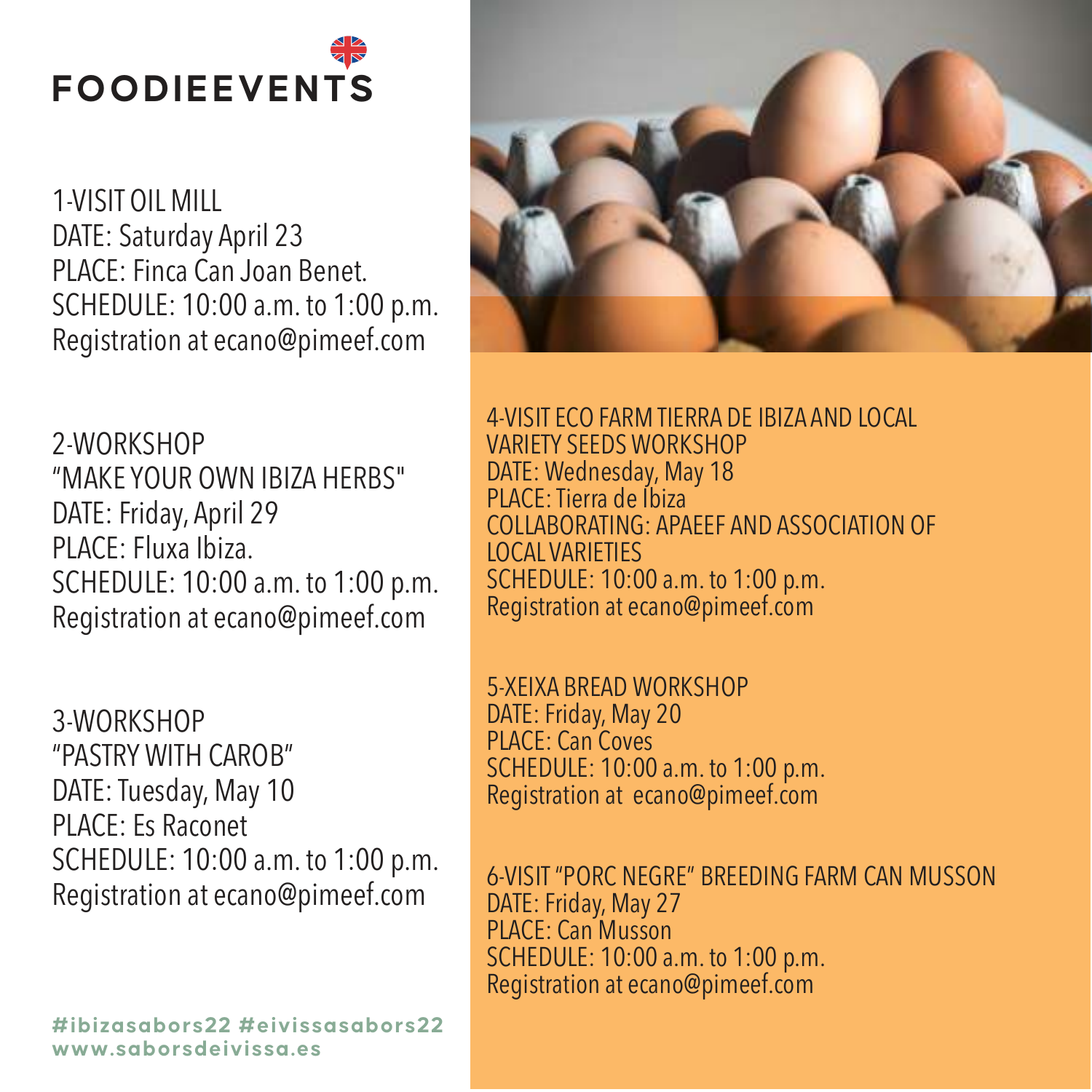# FOODIEEVENTS

1-VISIT OIL MILL
DATE: Saturday April 23
PLACE: Finca Can Joan Benet.
SCHEDULE: 10:00 a.m. to 1:00 p.m.
Registration at ecano@pimeef.com

2-WORKSHOP
"MAKE YOUR OWN IBIZA HERBS"
DATE: Friday, April 29
PLACE: Fluxa Ibiza.
SCHEDULE: 10:00 a.m. to 1:00 p.m.
Registration at ecano@pimeef.com

3-WORKSHOP
"PASTRY WITH CAROB"
DATE: Tuesday, May 10
PLACE: Es Raconet
SCHEDULE: 10:00 a.m. to 1:00 p.m.
Registration at ecano@pimeef.com

4-VISIT ECO FARM TIERRA DE IBIZA AND LOCAL VARIETY SEEDS WORKSHOP
DATE: Wednesday, May 18
PLACE: Tierra de Ibiza
COLLABORATING: APAEEF AND ASSOCIATION OF LOCAL VARIETIES
SCHEDULE: 10:00 a.m. to 1:00 p.m.
Registration at ecano@pimeef.com

5-XEIXA BREAD WORKSHOP
DATE: Friday, May 20
PLACE: Can Coves
SCHEDULE: 10:00 a.m. to 1:00 p.m.
Registration at ecano@pimeef.com

6-VISIT "PORC NEGRE" BREEDING FARM CAN MUSSON
DATE: Friday, May 27
PLACE: Can Musson
SCHEDULE: 10:00 a.m. to 1:00 p.m.
Registration at ecano@pimeef.com

#ibizasabors22 #eivissasabors22
www.saborsdeivissa.es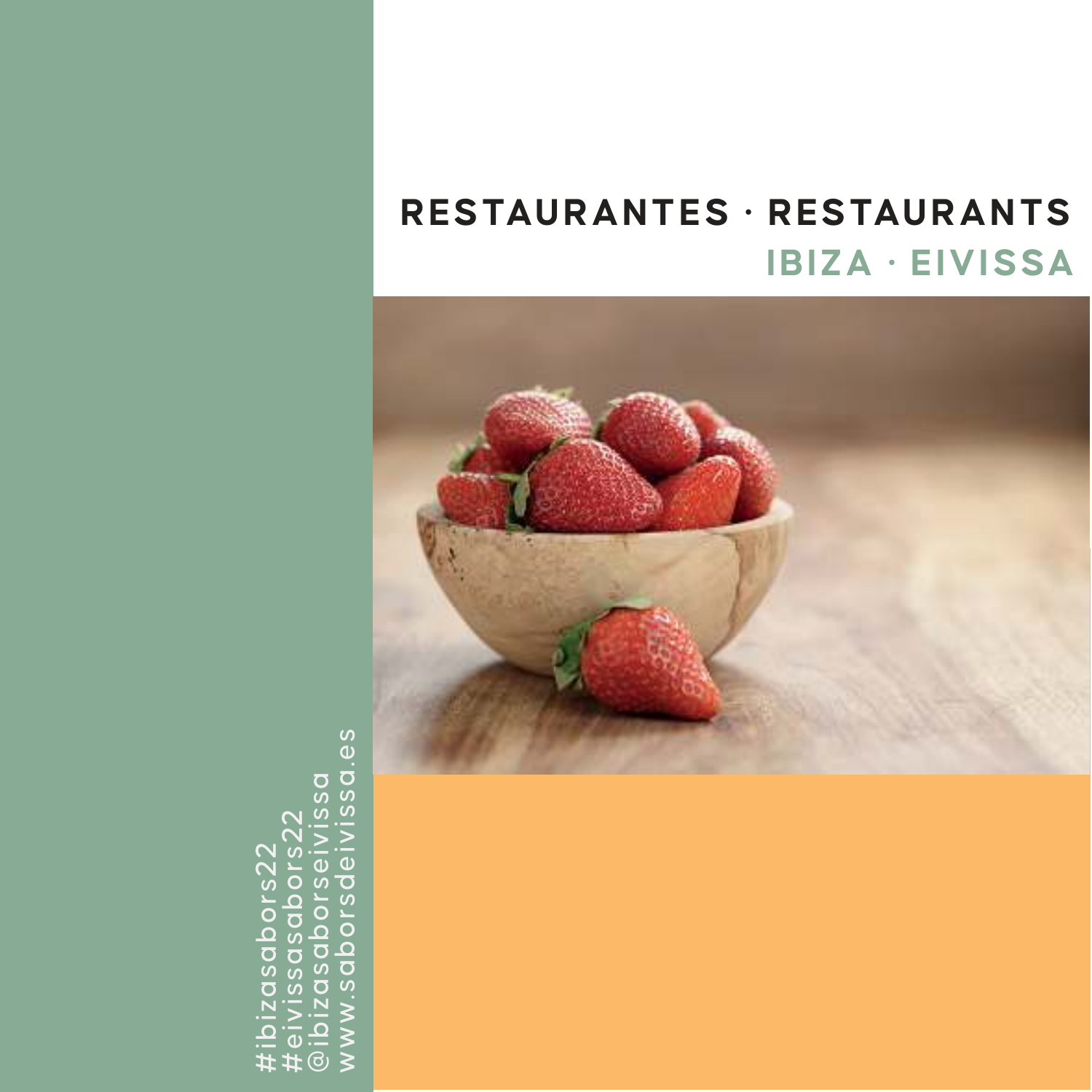# RESTAURANTES · RESTAURANTS

## IBIZA · EIVISSA

#ibizasabors22
#eivissasabors22
@ibizasaborseivissa
www.saborsdeivissa.es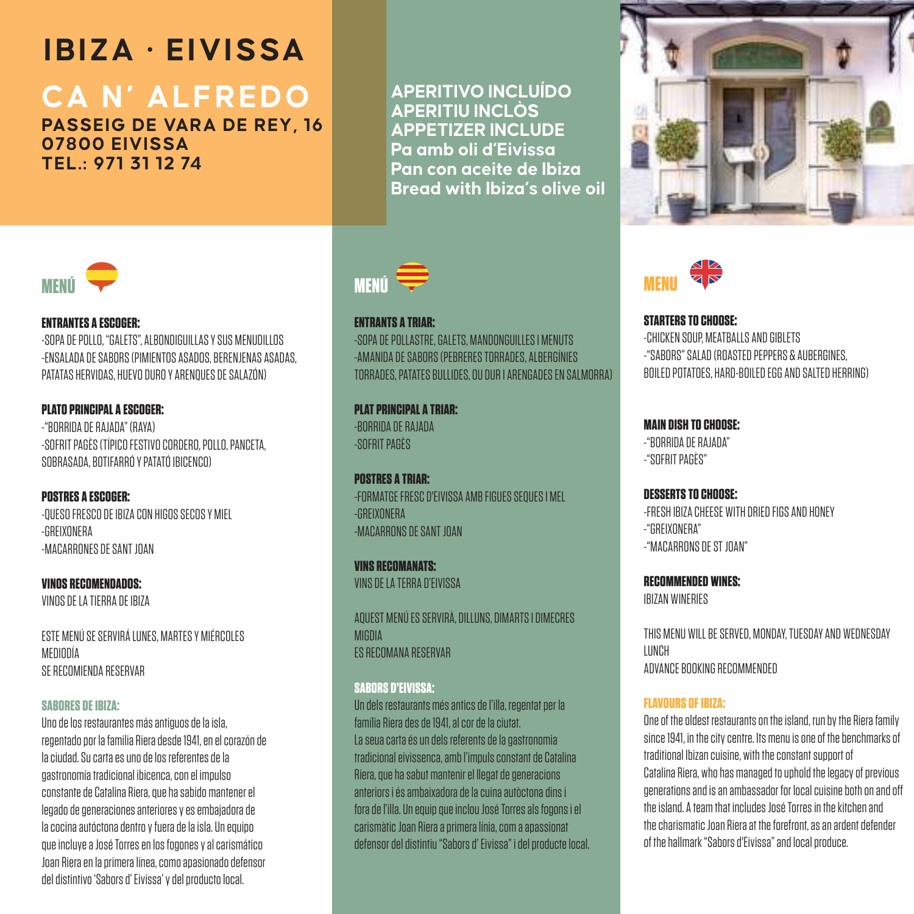# IBIZA · EIVISSA

## CA N' ALFREDO

**PASSEIG DE VARA DE REY, 16**
**07800 EIVISSA**
**TEL.: 971 31 12 74**

**APERITIVO INCLUÍDO**
**APERITIU INCLÒS**
**APPETIZER INCLUDE**
**Pa amb oli d'Eivissa**
**Pan con aceite de Ibiza**
**Bread with Ibiza's olive oil**

## MENÚ

**ENTRANTES A ESCOGER:**

-SOPA DE POLLO, "GALETS", ALBONDIGUILLAS Y SUS MENUDILLOS
-ENSALADA DE SABORS (PIMIENTOS ASADOS, BERENJENAS ASADAS, PATATAS HERVIDAS, HUEVO DURO Y ARENQUES DE SALAZÓN)

**PLATO PRINCIPAL A ESCOGER:**

-"BORRIDA DE RAJADA" (RAYA)
-SOFRIT PAGÈS (TÍPICO FESTIVO CORDERO, POLLO, PANCETA, SOBRASADA, BOTIFARRÓ Y PATATÓ IBICENCO)

**POSTRES A ESCOGER:**

-QUESO FRESCO DE IBIZA CON HIGOS SECOS Y MIEL
-GREIXONERA
-MACARRONES DE SANT JOAN

**VINOS RECOMENDADOS:**

VINOS DE LA TIERRA DE IBIZA

ESTE MENÚ SE SERVIRÁ LUNES, MARTES Y MIÉRCOLES
MEDIODÍA
SE RECOMIENDA RESERVAR

**SABORES DE IBIZA:**

Uno de los restaurantes más antiguos de la isla, regentado por la familia Riera desde 1941, en el corazón de la ciudad. Su carta es uno de los referentes de la gastronomía tradicional ibicenca, con el impulso constante de Catalina Riera, que ha sabido mantener el legado de generaciones anteriores y es embajadora de la cocina autóctona dentro y fuera de la isla. Un equipo que incluye a José Torres en los fogones y al carismático Joan Riera en la primera línea, como apasionado defensor del distintivo 'Sabors d' Eivissa' y del producto local.

## MENÚ

**ENTRANTS A TRIAR:**

-SOPA DE POLLASTRE, GALETS, MANDONGUILLES I MENUTS
-AMANIDA DE SABORS (PEBRERES TORRADES, ALBERGÍNIES TORRADES, PATATES BULLIDES, OU DUR I ARENGADES EN SALMORRA)

**PLAT PRINCIPAL A TRIAR:**

-BORRIDA DE RAJADA
-SOFRIT PAGÈS

**POSTRES A TRIAR:**

-FORMATGE FRESC D'EIVISSA AMB FIGUES SEQUES I MEL
-GREIXONERA
-MACARRONS DE SANT JOAN

**VINS RECOMANATS:**

VINS DE LA TERRA D'EIVISSA

AQUEST MENÚ ES SERVIRÀ, DILLUNS, DIMARTS I DIMECRES
MIGDIA
ES RECOMANA RESERVAR

**SABORS D'EIVISSA:**

Un dels restaurants més antics de l'illa, regentat per la família Riera des de 1941, al cor de la ciutat. La seua carta és un dels referents de la gastronomia tradicional eivissenca, amb l'impuls constant de Catalina Riera, que ha sabut mantenir el llegat de generacions anteriors i és ambaixadora de la cuina autòctona dins i fora de l'illa. Un equip que inclou José Torres als fogons i el carismàtic Joan Riera a primera línia, com a apassionat defensor del distintiu "Sabors d' Eivissa" i del producte local.

## MENU

**STARTERS TO CHOOSE:**

-CHICKEN SOUP, MEATBALLS AND GIBLETS
-"SABORS" SALAD (ROASTED PEPPERS & AUBERGINES, BOILED POTATOES, HARD-BOILED EGG AND SALTED HERRING)

**MAIN DISH TO CHOOSE:**

-"BORRIDA DE RAJADA"
-"SOFRIT PAGÈS"

**DESSERTS TO CHOOSE:**

-FRESH IBIZA CHEESE WITH DRIED FIGS AND HONEY
-"GREIXONERA"
-"MACARRONS DE ST JOAN"

**RECOMMENDED WINES:**

IBIZAN WINERIES

THIS MENU WILL BE SERVED, MONDAY, TUESDAY AND WEDNESDAY
LUNCH
ADVANCE BOOKING RECOMMENDED

**FLAVOURS OF IBIZA:**

One of the oldest restaurants on the island, run by the Riera family since 1941, in the city centre. Its menu is one of the benchmarks of traditional Ibizan cuisine, with the constant support of Catalina Riera, who has managed to uphold the legacy of previous generations and is an ambassador for local cuisine both on and off the island. A team that includes José Torres in the kitchen and the charismatic Joan Riera at the forefront, as an ardent defender of the hallmark "Sabors d'Eivissa" and local produce.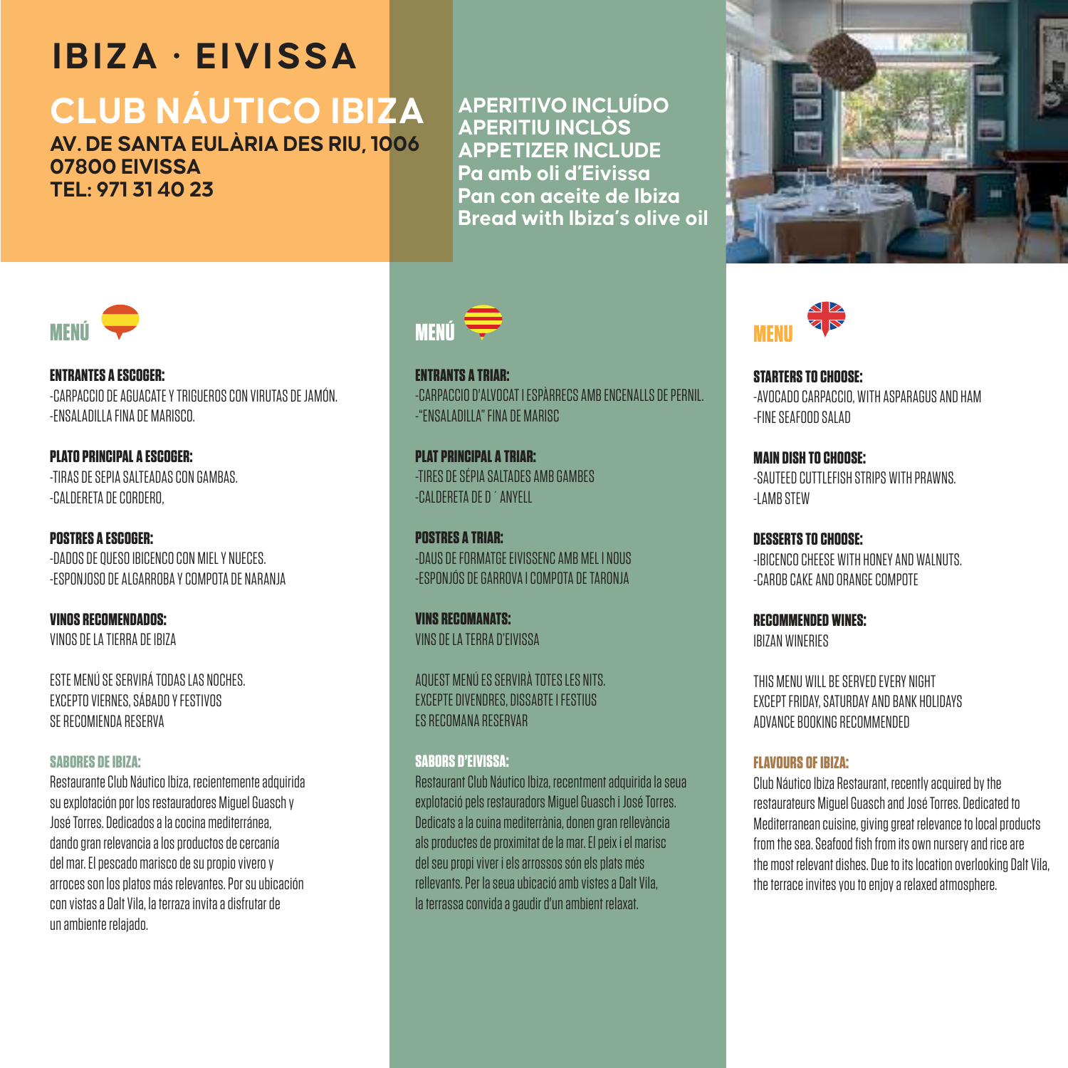# IBIZA · EIVISSA

## CLUB NÁUTICO IBIZA

**AV. DE SANTA EULÀRIA DES RIU, 1006**
**07800 EIVISSA**
**TEL: 971 31 40 23**

**APERITIVO INCLUÍDO**
**APERITIU INCLÒS**
**APPETIZER INCLUDE**
**Pa amb oli d'Eivissa**
**Pan con aceite de Ibiza**
**Bread with Ibiza's olive oil**

### MENÚ

**ENTRANTES A ESCOGER:**
-CARPACCIO DE AGUACATE Y TRIGUEROS CON VIRUTAS DE JAMÓN.
-ENSALADILLA FINA DE MARISCO.

**PLATO PRINCIPAL A ESCOGER:**
-TIRAS DE SEPIA SALTEADAS CON GAMBAS.
-CALDERETA DE CORDERO,

**POSTRES A ESCOGER:**
-DADOS DE QUESO IBICENCO CON MIEL Y NUECES.
-ESPONJOSO DE ALGARROBA Y COMPOTA DE NARANJA

**VINOS RECOMENDADOS:**
VINOS DE LA TIERRA DE IBIZA

ESTE MENÚ SE SERVIRÁ TODAS LAS NOCHES.
EXCEPTO VIERNES, SÁBADO Y FESTIVOS
SE RECOMIENDA RESERVA

**SABORES DE IBIZA:**
Restaurante Club Náutico Ibiza, recientemente adquirida su explotación por los restauradores Miguel Guasch y José Torres. Dedicados a la cocina mediterránea, dando gran relevancia a los productos de cercanía del mar. El pescado marisco de su propio vivero y arroces son los platos más relevantes. Por su ubicación con vistas a Dalt Vila, la terraza invita a disfrutar de un ambiente relajado.

### MENÚ

**ENTRANTS A TRIAR:**
-CARPACCIO D'ALVOCAT I ESPÀRRECS AMB ENCENALLS DE PERNIL.
-"ENSALADILLA" FINA DE MARISC

**PLAT PRINCIPAL A TRIAR:**
-TIRES DE SÉPIA SALTADES AMB GAMBES
-CALDERETA DE D´ ANYELL

**POSTRES A TRIAR:**
-DAUS DE FORMATGE EIVISSENC AMB MEL I NOUS
-ESPONJÓS DE GARROVA I COMPOTA DE TARONJA

**VINS RECOMANATS:**
VINS DE LA TERRA D'EIVISSA

AQUEST MENÚ ES SERVIRÀ TOTES LES NITS.
EXCEPTE DIVENDRES, DISSABTE I FESTIUS
ES RECOMANA RESERVAR

**SABORS D'EIVISSA:**
Restaurant Club Náutico Ibiza, recentment adquirida la seua explotació pels restauradors Miguel Guasch i José Torres. Dedicats a la cuina mediterrània, donen gran rellevància als productes de proximitat de la mar. El peix i el marisc del seu propi viver i els arrossos són els plats més rellevants. Per la seua ubicació amb vistes a Dalt Vila, la terrassa convida a gaudir d'un ambient relaxat.

### MENU

**STARTERS TO CHOOSE:**
-AVOCADO CARPACCIO, WITH ASPARAGUS AND HAM
-FINE SEAFOOD SALAD

**MAIN DISH TO CHOOSE:**
-SAUTEED CUTTLEFISH STRIPS WITH PRAWNS.
-LAMB STEW

**DESSERTS TO CHOOSE:**
-IBICENCO CHEESE WITH HONEY AND WALNUTS.
-CAROB CAKE AND ORANGE COMPOTE

**RECOMMENDED WINES:**
IBIZAN WINERIES

THIS MENU WILL BE SERVED EVERY NIGHT
EXCEPT FRIDAY, SATURDAY AND BANK HOLIDAYS
ADVANCE BOOKING RECOMMENDED

**FLAVOURS OF IBIZA:**
Club Náutico Ibiza Restaurant, recently acquired by the restaurateurs Miguel Guasch and José Torres. Dedicated to Mediterranean cuisine, giving great relevance to local products from the sea. Seafood fish from its own nursery and rice are the most relevant dishes. Due to its location overlooking Dalt Vila, the terrace invites you to enjoy a relaxed atmosphere.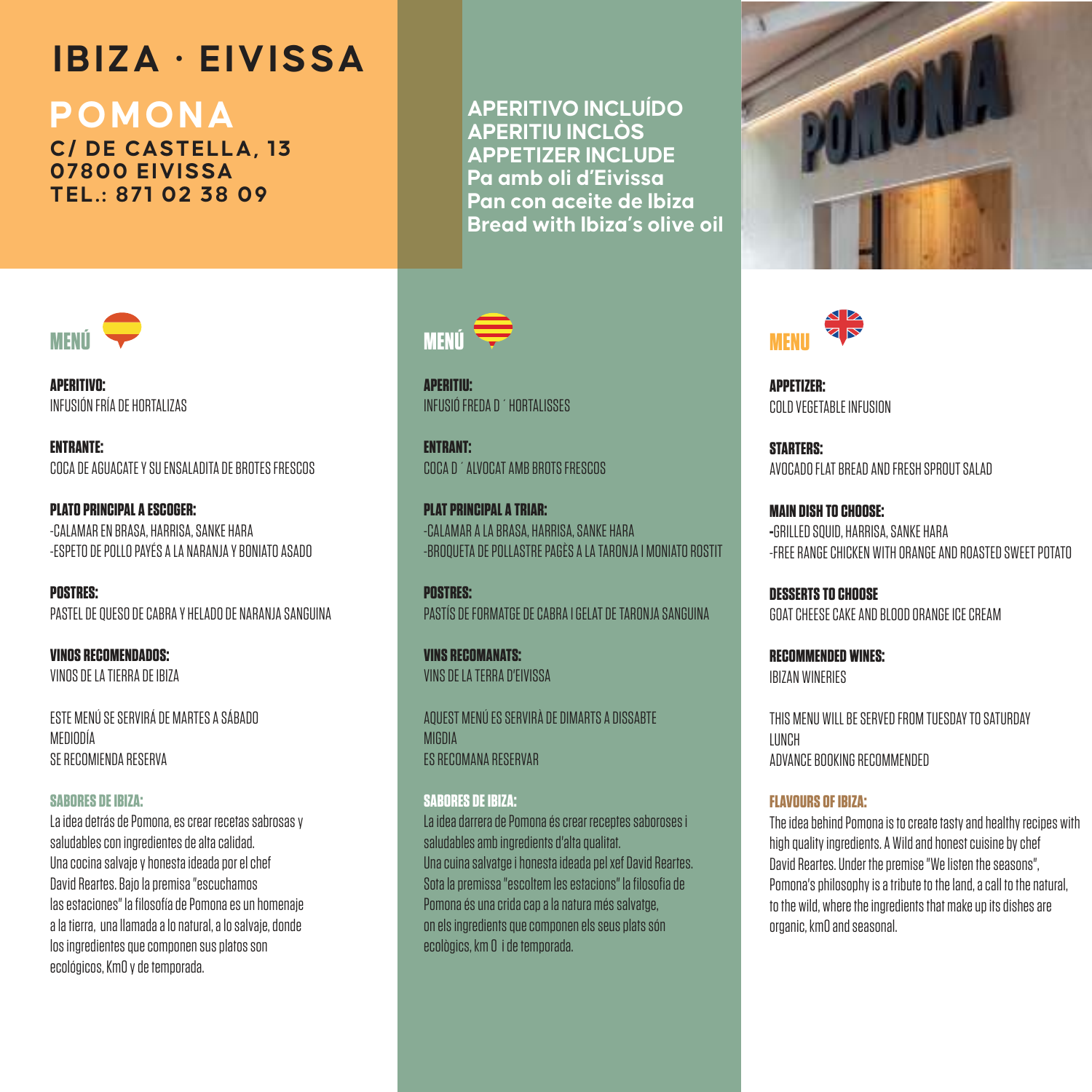# IBIZA · EIVISSA

## POMONA

**C/ DE CASTELLA, 13**
**07800 EIVISSA**
**TEL.: 871 02 38 09**

**APERITIVO INCLUÍDO**
**APERITIU INCLÒS**
**APPETIZER INCLUDE**
**Pa amb oli d'Eivissa**
**Pan con aceite de Ibiza**
**Bread with Ibiza's olive oil**

### MENÚ

**APERITIVO:**
INFUSIÓN FRÍA DE HORTALIZAS

**ENTRANTE:**
COCA DE AGUACATE Y SU ENSALADITA DE BROTES FRESCOS

**PLATO PRINCIPAL A ESCOGER:**
-CALAMAR EN BRASA, HARRISA, SANKE HARA
-ESPETO DE POLLO PAYÉS A LA NARANJA Y BONIATO ASADO

**POSTRES:**
PASTEL DE QUESO DE CABRA Y HELADO DE NARANJA SANGUINA

**VINOS RECOMENDADOS:**
VINOS DE LA TIERRA DE IBIZA

ESTE MENÚ SE SERVIRÁ DE MARTES A SÁBADO
MEDIODÍA
SE RECOMIENDA RESERVA

**SABORES DE IBIZA:**
La idea detrás de Pomona, es crear recetas sabrosas y saludables con ingredientes de alta calidad. Una cocina salvaje y honesta ideada por el chef David Reartes. Bajo la premisa "escuchamos las estaciones" la filosofía de Pomona es un homenaje a la tierra, una llamada a lo natural, a lo salvaje, donde los ingredientes que componen sus platos son ecológicos, Km0 y de temporada.

### MENÚ

**APERITIU:**
INFUSIÓ FREDA D´ HORTALISSES

**ENTRANT:**
COCA D´ ALVOCAT AMB BROTS FRESCOS

**PLAT PRINCIPAL A TRIAR:**
-CALAMAR A LA BRASA, HARRISA, SANKE HARA
-BROQUETA DE POLLASTRE PAGÈS A LA TARONJA I MONIATO ROSTIT

**POSTRES:**
PASTÍS DE FORMATGE DE CABRA I GELAT DE TARONJA SANGUINA

**VINS RECOMANATS:**
VINS DE LA TERRA D'EIVISSA

AQUEST MENÚ ES SERVIRÀ DE DIMARTS A DISSABTE
MIGDIA
ES RECOMANA RESERVAR

**SABORES DE IBIZA:**
La idea darrera de Pomona és crear receptes saboroses i saludables amb ingredients d'alta qualitat. Una cuina salvatge i honesta ideada pel xef David Reartes. Sota la premissa "escoltem les estacions" la filosofia de Pomona és una crida cap a la natura més salvatge, on els ingredients que componen els seus plats són ecològics, km 0 i de temporada.

### MENU

**APPETIZER:**
COLD VEGETABLE INFUSION

**STARTERS:**
AVOCADO FLAT BREAD AND FRESH SPROUT SALAD

**MAIN DISH TO CHOOSE:**
-GRILLED SQUID, HARRISA, SANKE HARA
-FREE RANGE CHICKEN WITH ORANGE AND ROASTED SWEET POTATO

**DESSERTS TO CHOOSE**
GOAT CHEESE CAKE AND BLOOD ORANGE ICE CREAM

**RECOMMENDED WINES:**
IBIZAN WINERIES

THIS MENU WILL BE SERVED FROM TUESDAY TO SATURDAY
LUNCH
ADVANCE BOOKING RECOMMENDED

**FLAVOURS OF IBIZA:**
The idea behind Pomona is to create tasty and healthy recipes with high quality ingredients. A Wild and honest cuisine by chef David Reartes. Under the premise "We listen the seasons", Pomona's philosophy is a tribute to the land, a call to the natural, to the wild, where the ingredients that make up its dishes are organic, km0 and seasonal.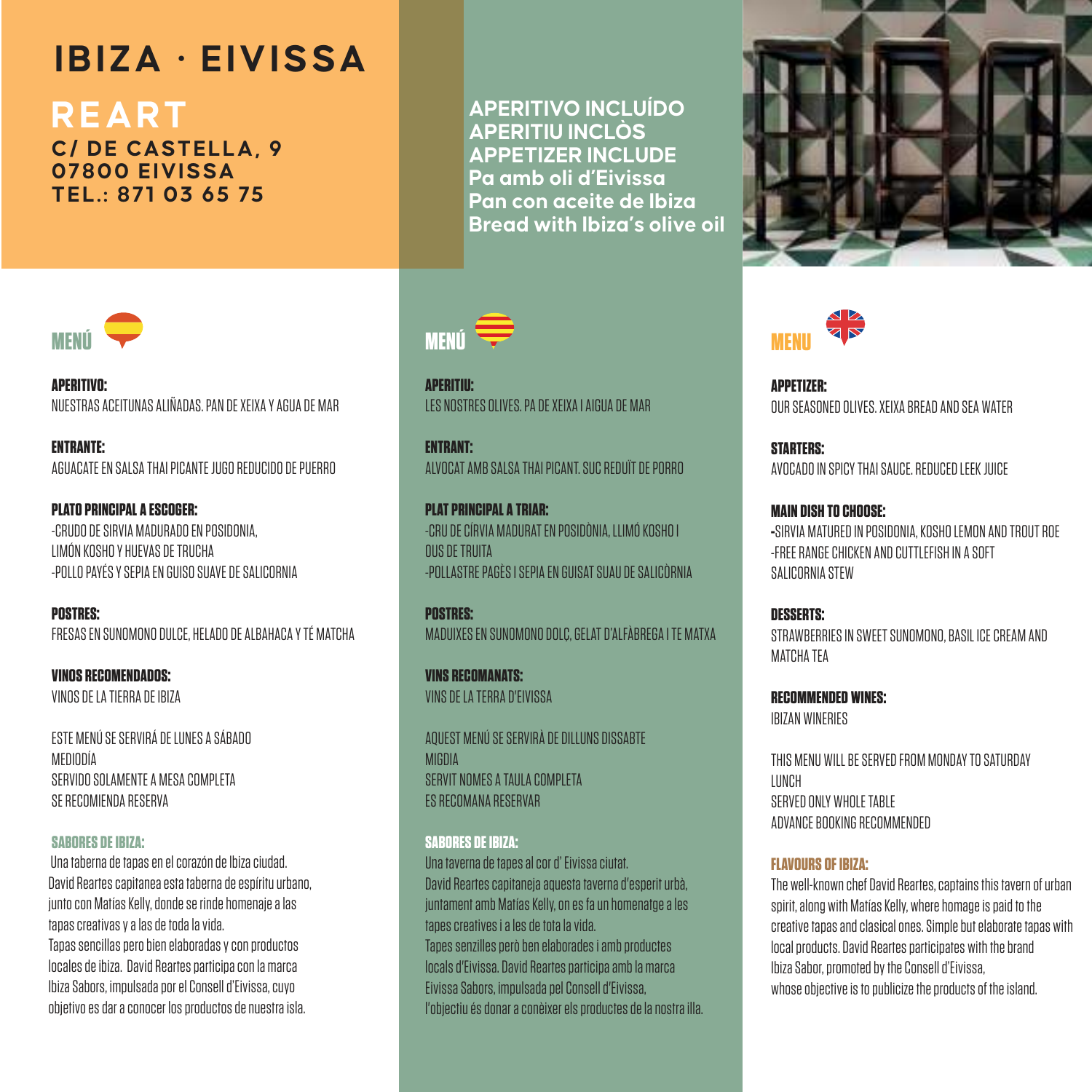# IBIZA · EIVISSA

## REART

**C/ DE CASTELLA, 9**
**07800 EIVISSA**
**TEL.: 871 03 65 75**

**APERITIVO INCLUÍDO**
**APERITIU INCLÒS**
**APPETIZER INCLUDE**
**Pa amb oli d'Eivissa**
**Pan con aceite de Ibiza**
**Bread with Ibiza's olive oil**

## MENÚ

**APERITIVO:**
NUESTRAS ACEITUNAS ALIÑADAS. PAN DE XEIXA Y AGUA DE MAR

**ENTRANTE:**
AGUACATE EN SALSA THAI PICANTE JUGO REDUCIDO DE PUERRO

**PLATO PRINCIPAL A ESCOGER:**
-CRUDO DE SIRVIA MADURADO EN POSIDONIA, LIMÓN KOSHO Y HUEVAS DE TRUCHA
-POLLO PAYÉS Y SEPIA EN GUISO SUAVE DE SALICORNIA

**POSTRES:**
FRESAS EN SUNOMONO DULCE, HELADO DE ALBAHACA Y TÉ MATCHA

**VINOS RECOMENDADOS:**
VINOS DE LA TIERRA DE IBIZA

ESTE MENÚ SE SERVIRÁ DE LUNES A SÁBADO
MEDIODÍA
SERVIDO SOLAMENTE A MESA COMPLETA
SE RECOMIENDA RESERVA

**SABORES DE IBIZA:**
Una taberna de tapas en el corazón de Ibiza ciudad. David Reartes capitanea esta taberna de espíritu urbano, junto con Matías Kelly, donde se rinde homenaje a las tapas creativas y a las de toda la vida. Tapas sencillas pero bien elaboradas y con productos locales de ibiza. David Reartes participa con la marca Ibiza Sabors, impulsada por el Consell d'Eivissa, cuyo objetivo es dar a conocer los productos de nuestra isla.

## MENÚ

**APERITIU:**
LES NOSTRES OLIVES. PA DE XEIXA I AIGUA DE MAR

**ENTRANT:**
ALVOCAT AMB SALSA THAI PICANT. SUC REDUÏT DE PORRO

**PLAT PRINCIPAL A TRIAR:**
-CRU DE CÍRVIA MADURAT EN POSIDÒNIA, LLIMÓ KOSHO I OUS DE TRUITA
-POLLASTRE PAGÈS I SEPIA EN GUISAT SUAU DE SALICÒRNIA

**POSTRES:**
MADUIXES EN SUNOMONO DOLÇ, GELAT D'ALFÀBREGA I TE MATXA

**VINS RECOMANATS:**
VINS DE LA TERRA D'EIVISSA

AQUEST MENÚ SE SERVIRÀ DE DILLUNS DISSABTE
MIGDIA
SERVIT NOMES A TAULA COMPLETA
ES RECOMANA RESERVAR

**SABORES DE IBIZA:**
Una taverna de tapes al cor d' Eivissa ciutat. David Reartes capitaneja aquesta taverna d'esperit urbà, juntament amb Matías Kelly, on es fa un homenatge a les tapes creatives i a les de tota la vida. Tapes senzilles però ben elaborades i amb productes locals d'Eivissa. David Reartes participa amb la marca Eivissa Sabors, impulsada pel Consell d'Eivissa, l'objectiu és donar a conèixer els productes de la nostra illa.

## MENU

**APPETIZER:**
OUR SEASONED OLIVES. XEIXA BREAD AND SEA WATER

**STARTERS:**
AVOCADO IN SPICY THAI SAUCE. REDUCED LEEK JUICE

**MAIN DISH TO CHOOSE:**
-SIRVIA MATURED IN POSIDONIA, KOSHO LEMON AND TROUT ROE
-FREE RANGE CHICKEN AND CUTTLEFISH IN A SOFT SALICORNIA STEW

**DESSERTS:**
STRAWBERRIES IN SWEET SUNOMONO, BASIL ICE CREAM AND MATCHA TEA

**RECOMMENDED WINES:**
IBIZAN WINERIES

THIS MENU WILL BE SERVED FROM MONDAY TO SATURDAY
LUNCH
SERVED ONLY WHOLE TABLE
ADVANCE BOOKING RECOMMENDED

**FLAVOURS OF IBIZA:**
The well-known chef David Reartes, captains this tavern of urban spirit, along with Matías Kelly, where homage is paid to the creative tapas and clasical ones. Simple but elaborate tapas with local products. David Reartes participates with the brand Ibiza Sabor, promoted by the Consell d'Eivissa, whose objective is to publicize the products of the island.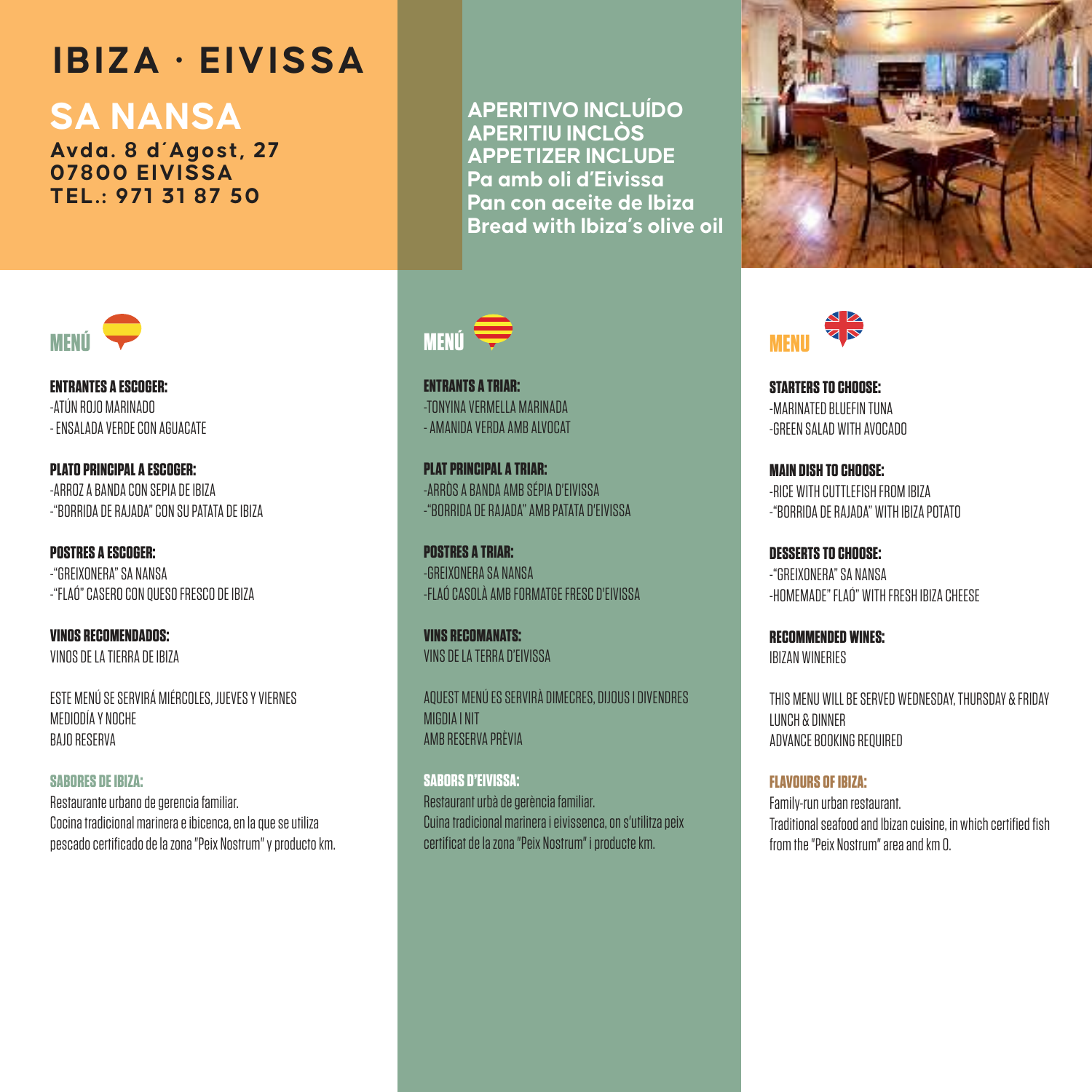# IBIZA · EIVISSA

## SA NANSA

**Avda. 8 d´Agost, 27**
**07800 EIVISSA**
**TEL.: 971 31 87 50**

**APERITIVO INCLUÍDO**
**APERITIU INCLÒS**
**APPETIZER INCLUDE**
**Pa amb oli d'Eivissa**
**Pan con aceite de Ibiza**
**Bread with Ibiza's olive oil**

### MENÚ

**ENTRANTES A ESCOGER:**
-ATÚN ROJO MARINADO
- ENSALADA VERDE CON AGUACATE

**PLATO PRINCIPAL A ESCOGER:**
-ARROZ A BANDA CON SEPIA DE IBIZA
-"BORRIDA DE RAJADA" CON SU PATATA DE IBIZA

**POSTRES A ESCOGER:**
-"GREIXONERA" SA NANSA
-"FLAÓ" CASERO CON QUESO FRESCO DE IBIZA

**VINOS RECOMENDADOS:**
VINOS DE LA TIERRA DE IBIZA

ESTE MENÚ SE SERVIRÁ MIÉRCOLES, JUEVES Y VIERNES
MEDIODÍA Y NOCHE
BAJO RESERVA

**SABORES DE IBIZA:**
Restaurante urbano de gerencia familiar.
Cocina tradicional marinera e ibicenca, en la que se utiliza pescado certificado de la zona "Peix Nostrum" y producto km.

### MENÚ

**ENTRANTS A TRIAR:**
-TONYINA VERMELLA MARINADA
- AMANIDA VERDA AMB ALVOCAT

**PLAT PRINCIPAL A TRIAR:**
-ARRÒS A BANDA AMB SÉPIA D'EIVISSA
-"BORRIDA DE RAJADA" AMB PATATA D'EIVISSA

**POSTRES A TRIAR:**
-GREIXONERA SA NANSA
-FLAÓ CASOLÀ AMB FORMATGE FRESC D'EIVISSA

**VINS RECOMANATS:**
VINS DE LA TERRA D'EIVISSA

AQUEST MENÚ ES SERVIRÀ DIMECRES, DIJOUS I DIVENDRES
MIGDIA I NIT
AMB RESERVA PRÈVIA

**SABORS D'EIVISSA:**
Restaurant urbà de gerència familiar.
Cuina tradicional marinera i eivissenca, on s'utilitza peix certificat de la zona "Peix Nostrum" i producte km.

### MENU

**STARTERS TO CHOOSE:**
-MARINATED BLUEFIN TUNA
-GREEN SALAD WITH AVOCADO

**MAIN DISH TO CHOOSE:**
-RICE WITH CUTTLEFISH FROM IBIZA
-"BORRIDA DE RAJADA" WITH IBIZA POTATO

**DESSERTS TO CHOOSE:**
-"GREIXONERA" SA NANSA
-HOMEMADE" FLAÓ" WITH FRESH IBIZA CHEESE

**RECOMMENDED WINES:**
IBIZAN WINERIES

THIS MENU WILL BE SERVED WEDNESDAY, THURSDAY & FRIDAY
LUNCH & DINNER
ADVANCE BOOKING REQUIRED

**FLAVOURS OF IBIZA:**
Family-run urban restaurant.
Traditional seafood and Ibizan cuisine, in which certified fish from the "Peix Nostrum" area and km 0.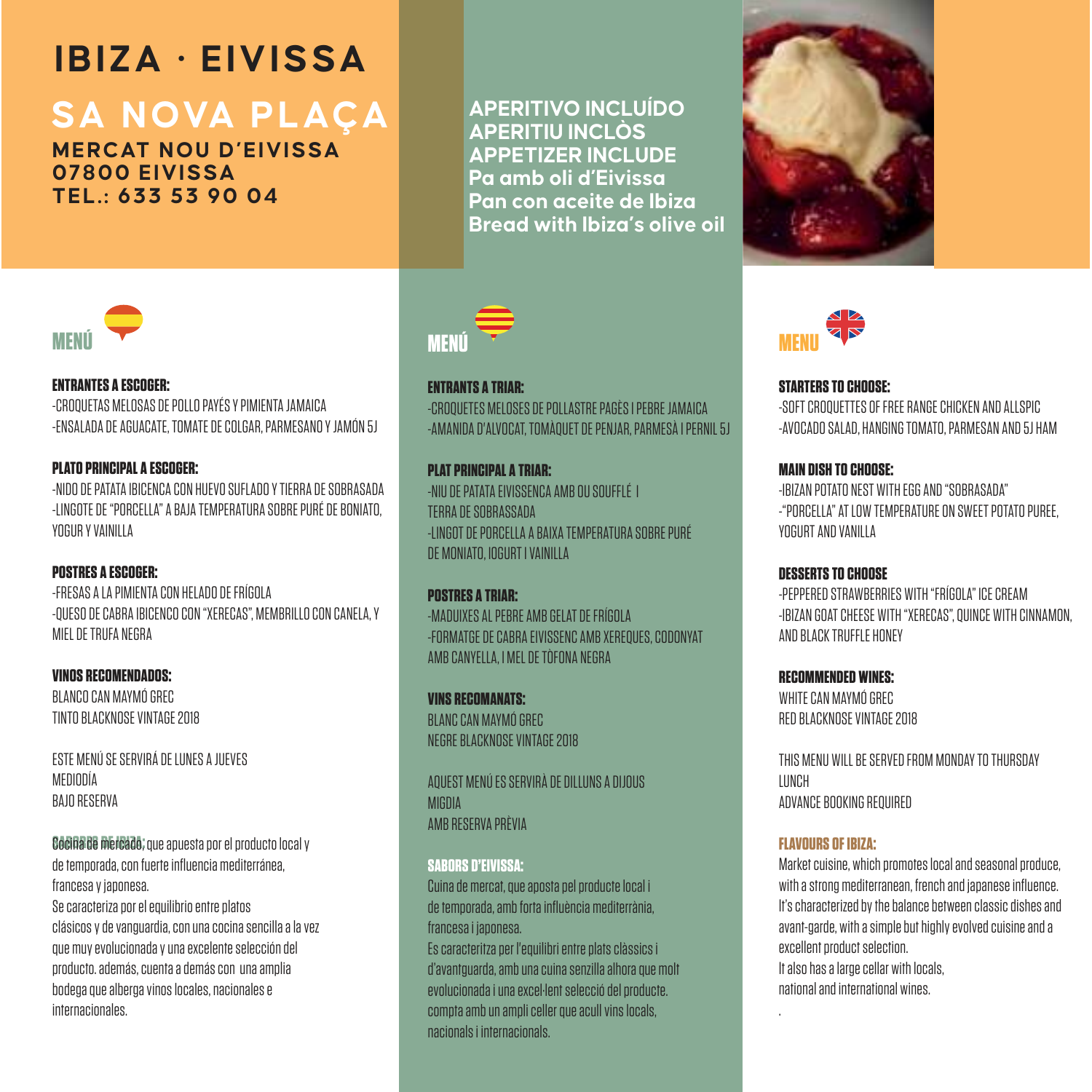# IBIZA · EIVISSA

## SA NOVA PLAÇA

**MERCAT NOU D'EIVISSA**
**07800 EIVISSA**
**TEL.: 633 53 90 04**

**APERITIVO INCLUÍDO**
**APERITIU INCLÒS**
**APPETIZER INCLUDE**
**Pa amb oli d'Eivissa**
**Pan con aceite de Ibiza**
**Bread with Ibiza's olive oil**

## MENÚ

**ENTRANTES A ESCOGER:**

-CROQUETAS MELOSAS DE POLLO PAYÉS Y PIMIENTA JAMAICA
-ENSALADA DE AGUACATE, TOMATE DE COLGAR, PARMESANO Y JAMÓN 5J

**PLATO PRINCIPAL A ESCOGER:**

-NIDO DE PATATA IBICENCA CON HUEVO SUFLADO Y TIERRA DE SOBRASADA
-LINGOTE DE "PORCELLA" A BAJA TEMPERATURA SOBRE PURÉ DE BONIATO, YOGUR Y VAINILLA

**POSTRES A ESCOGER:**

-FRESAS A LA PIMIENTA CON HELADO DE FRÍGOLA
-QUESO DE CABRA IBICENCO CON "XERECAS", MEMBRILLO CON CANELA, Y MIEL DE TRUFA NEGRA

**VINOS RECOMENDADOS:**

BLANCO CAN MAYMÓ GREC
TINTO BLACKNOSE VINTAGE 2018

ESTE MENÚ SE SERVIRÁ DE LUNES A JUEVES
MEDIODÍA
BAJO RESERVA

**SABORES DE IBIZA:** Cocina de mercado, que apuesta por el producto local y de temporada, con fuerte influencia mediterránea, francesa y japonesa.
Se caracteriza por el equilibrio entre platos clásicos y de vanguardia, con una cocina sencilla a la vez que muy evolucionada y una excelente selección del producto. además, cuenta a demás con una amplia bodega que alberga vinos locales, nacionales e internacionales.

## MENÚ

**ENTRANTS A TRIAR:**

-CROQUETES MELOSES DE POLLASTRE PAGÈS I PEBRE JAMAICA
-AMANIDA D'ALVOCAT, TOMÀQUET DE PENJAR, PARMESÀ I PERNIL 5J

**PLAT PRINCIPAL A TRIAR:**

-NIU DE PATATA EIVISSENCA AMB OU SOUFFLÉ I TERRA DE SOBRASSADA
-LINGOT DE PORCELLA A BAIXA TEMPERATURA SOBRE PURÉ DE MONIATO, IOGURT I VAINILLA

**POSTRES A TRIAR:**

-MADUIXES AL PEBRE AMB GELAT DE FRÍGOLA
-FORMATGE DE CABRA EIVISSENC AMB XEREQUES, CODONYAT AMB CANYELLA, I MEL DE TÒFONA NEGRA

**VINS RECOMANATS:**

BLANC CAN MAYMÓ GREC
NEGRE BLACKNOSE VINTAGE 2018

AQUEST MENÚ ES SERVIRÀ DE DILLUNS A DIJOUS
MIGDIA
AMB RESERVA PRÈVIA

**SABORS D'EIVISSA:**

Cuina de mercat, que aposta pel producte local i de temporada, amb forta influència mediterrània, francesa i japonesa.
Es caracteritza per l'equilibri entre plats clàssics i d'avantguarda, amb una cuina senzilla alhora que molt evolucionada i una excel·lent selecció del producte. compta amb un ampli celler que acull vins locals, nacionals i internacionals.

## MENU

**STARTERS TO CHOOSE:**

-SOFT CROQUETTES OF FREE RANGE CHICKEN AND ALLSPIC
-AVOCADO SALAD, HANGING TOMATO, PARMESAN AND 5J HAM

**MAIN DISH TO CHOOSE:**

-IBIZAN POTATO NEST WITH EGG AND "SOBRASADA"
-"PORCELLA" AT LOW TEMPERATURE ON SWEET POTATO PUREE, YOGURT AND VANILLA

**DESSERTS TO CHOOSE**

-PEPPERED STRAWBERRIES WITH "FRÍGOLA" ICE CREAM
-IBIZAN GOAT CHEESE WITH "XERECAS", QUINCE WITH CINNAMON, AND BLACK TRUFFLE HONEY

**RECOMMENDED WINES:**

WHITE CAN MAYMÓ GREC
RED BLACKNOSE VINTAGE 2018

THIS MENU WILL BE SERVED FROM MONDAY TO THURSDAY
LUNCH
ADVANCE BOOKING REQUIRED

**FLAVOURS OF IBIZA:**

Market cuisine, which promotes local and seasonal produce, with a strong mediterranean, french and japanese influence.
It's characterized by the balance between classic dishes and avant-garde, with a simple but highly evolved cuisine and a excellent product selection.
It also has a large cellar with locals, national and international wines.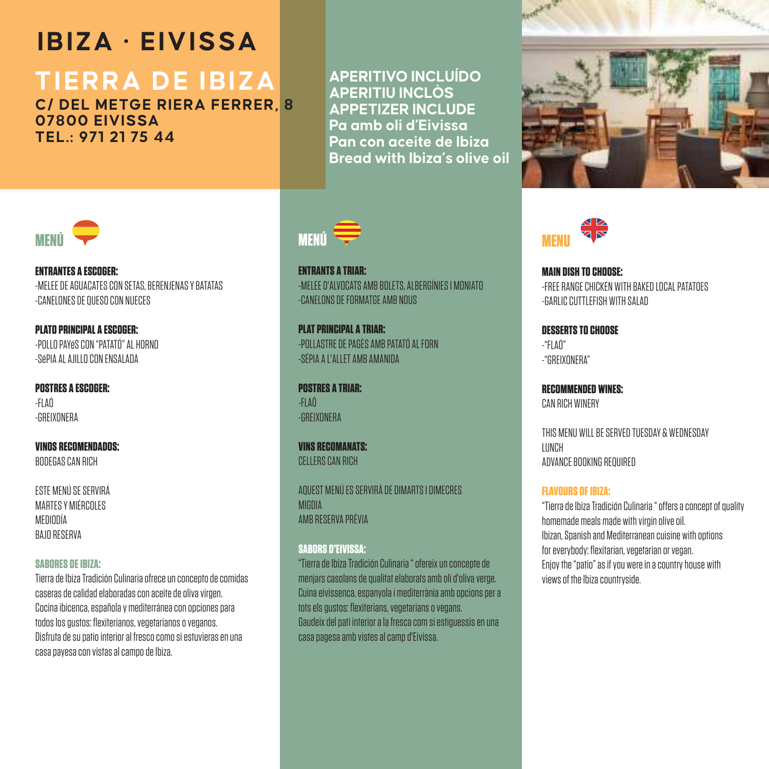# IBIZA · EIVISSA

## TIERRA DE IBIZA

**C/ DEL METGE RIERA FERRER, 8**
**07800 EIVISSA**
**TEL.: 971 21 75 44**

**APERITIVO INCLUÍDO**
**APERITIU INCLÒS**
**APPETIZER INCLUDE**
**Pa amb oli d'Eivissa**
**Pan con aceite de Ibiza**
**Bread with Ibiza's olive oil**

### MENÚ

**ENTRANTES A ESCOGER:**
-MELEE DE AGUACATES CON SETAS, BERENJENAS Y BATATAS
-CANELONES DE QUESO CON NUECES

**PLATO PRINCIPAL A ESCOGER:**
-POLLO PAYéS CON "PATATÓ" AL HORNO
-SéPIA AL AJILLO CON ENSALADA

**POSTRES A ESCOGER:**
-FLAÓ
-GREIXONERA

**VINOS RECOMENDADOS:**
BODEGAS CAN RICH

ESTE MENÚ SE SERVIRÁ
MARTES Y MIÉRCOLES
MEDIODÍA
BAJO RESERVA

**SABORES DE IBIZA:**
Tierra de Ibiza Tradición Culinaria ofrece un concepto de comidas caseras de calidad elaboradas con aceite de oliva virgen.
Cocina ibicenca, española y mediterránea con opciones para todos los gustos: flexiterianos, vegetarianos o veganos.
Disfruta de su patio interior al fresco como si estuvieras en una casa payesa con vistas al campo de Ibiza.

### MENÚ

**ENTRANTS A TRIAR:**
-MELEE D'ALVOCATS AMB BOLETS, ALBERGÍNIES I MONIATO
-CANELONS DE FORMATGE AMB NOUS

**PLAT PRINCIPAL A TRIAR:**
-POLLASTRE DE PAGÈS AMB PATATÓ AL FORN
-SÉPIA A L'ALLET AMB AMANIDA

**POSTRES A TRIAR:**
-FLAÓ
-GREIXONERA

**VINS RECOMANATS:**
CELLERS CAN RICH

AQUEST MENÚ ES SERVIRÀ DE DIMARTS I DIMECRES
MIGDIA
AMB RESERVA PRÈVIA

**SABORS D'EIVISSA:**
"Tierra de Ibiza Tradición Culinaria " ofereix un concepte de menjars casolans de qualitat elaborats amb oli d'oliva verge.
Cuina eivissenca, espanyola i mediterrània amb opcions per a tots els gustos: flexiterians, vegetarians o vegans.
Gaudeix del pati interior a la fresca com si estiguessis en una casa pagesa amb vistes al camp d'Eivissa.

### MENU

**MAIN DISH TO CHOOSE:**
-FREE RANGE CHICKEN WITH BAKED LOCAL PATATOES
-GARLIC CUTTLEFISH WITH SALAD

**DESSERTS TO CHOOSE**
-"FLAÓ"
-"GREIXONERA"

**RECOMMENDED WINES:**
CAN RICH WINERY

THIS MENU WILL BE SERVED TUESDAY & WEDNESDAY
LUNCH
ADVANCE BOOKING REQUIRED

**FLAVOURS OF IBIZA:**
"Tierra de Ibiza Tradición Culinaria " offers a concept of quality homemade meals made with virgin olive oil.
Ibizan, Spanish and Mediterranean cuisine with options for everybody: flexitarian, vegetarian or vegan.
Enjoy the "patio" as if you were in a country house with views of the Ibiza countryside.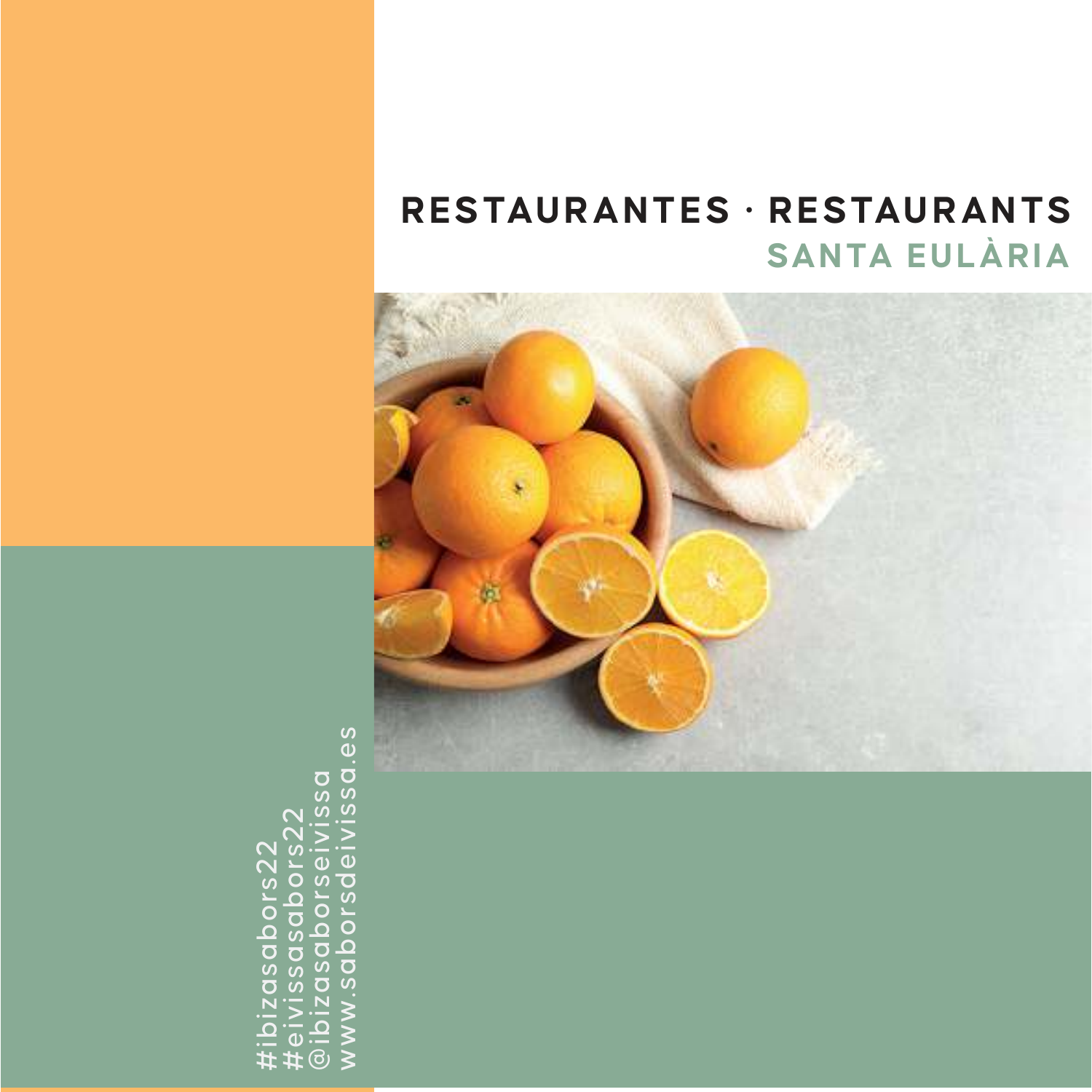# RESTAURANTES · RESTAURANTS

## SANTA EULÀRIA

#ibizasabors22
#eivissasabors22
@ibizasaborseivissa
www.saborsdeivissa.es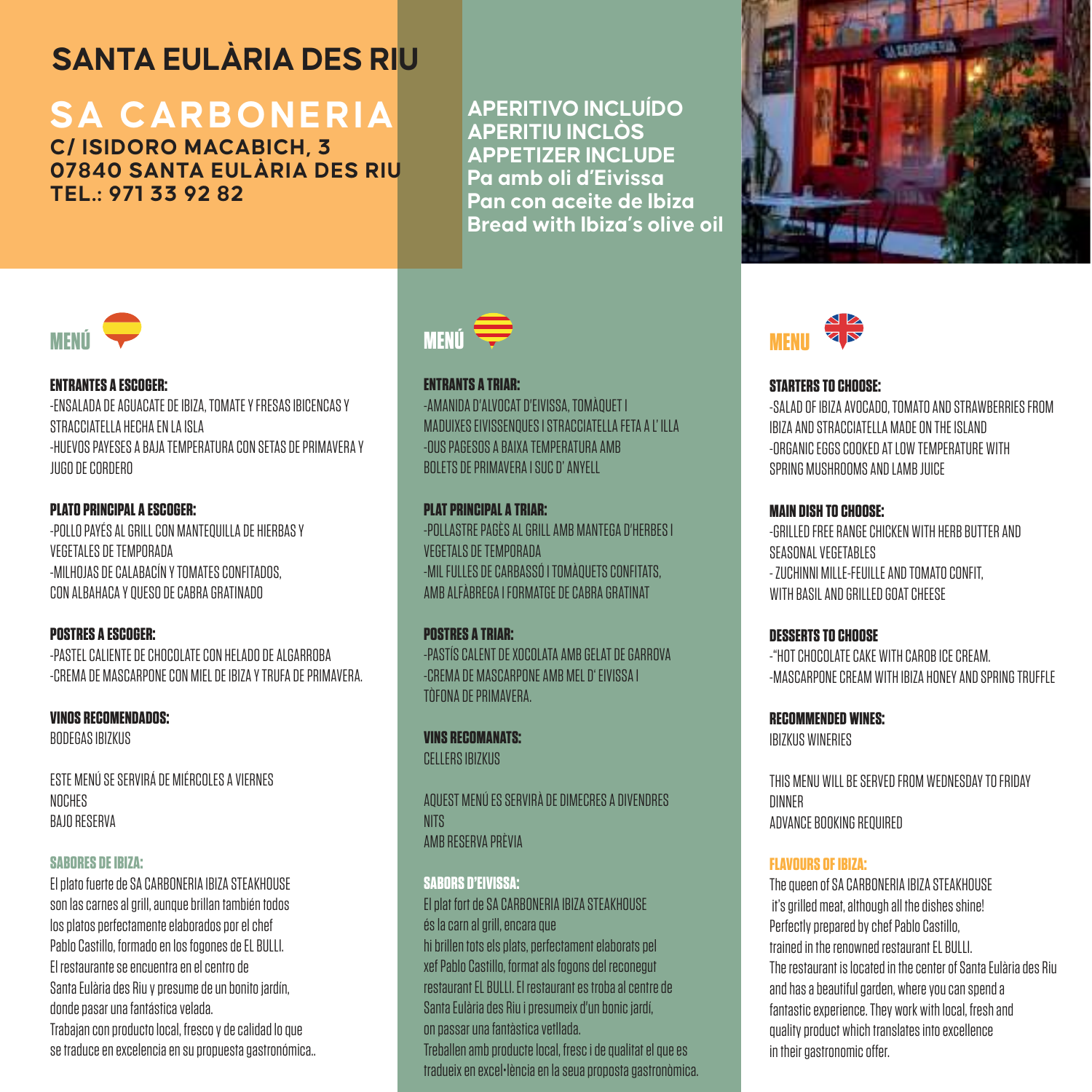# SANTA EULÀRIA DES RIU

## SA CARBONERIA

**C/ ISIDORO MACABICH, 3**
**07840 SANTA EULÀRIA DES RIU**
**TEL.: 971 33 92 82**

**APERITIVO INCLUÍDO**
**APERITIU INCLÒS**
**APPETIZER INCLUDE**
**Pa amb oli d'Eivissa**
**Pan con aceite de Ibiza**
**Bread with Ibiza's olive oil**

## MENÚ

**ENTRANTES A ESCOGER:**
-ENSALADA DE AGUACATE DE IBIZA, TOMATE Y FRESAS IBICENCAS Y STRACCIATELLA HECHA EN LA ISLA
-HUEVOS PAYESES A BAJA TEMPERATURA CON SETAS DE PRIMAVERA Y JUGO DE CORDERO

**PLATO PRINCIPAL A ESCOGER:**
-POLLO PAYÉS AL GRILL CON MANTEQUILLA DE HIERBAS Y VEGETALES DE TEMPORADA
-MILHOJAS DE CALABACÍN Y TOMATES CONFITADOS, CON ALBAHACA Y QUESO DE CABRA GRATINADO

**POSTRES A ESCOGER:**
-PASTEL CALIENTE DE CHOCOLATE CON HELADO DE ALGARROBA
-CREMA DE MASCARPONE CON MIEL DE IBIZA Y TRUFA DE PRIMAVERA.

**VINOS RECOMENDADOS:**
BODEGAS IBIZKUS

ESTE MENÚ SE SERVIRÁ DE MIÉRCOLES A VIERNES
NOCHES
BAJO RESERVA

**SABORES DE IBIZA:**
El plato fuerte de SA CARBONERIA IBIZA STEAKHOUSE son las carnes al grill, aunque brillan también todos los platos perfectamente elaborados por el chef Pablo Castillo, formado en los fogones de EL BULLI. El restaurante se encuentra en el centro de Santa Eulària des Riu y presume de un bonito jardín, donde pasar una fantástica velada. Trabajan con producto local, fresco y de calidad lo que se traduce en excelencia en su propuesta gastronómica..

## MENÚ

**ENTRANTS A TRIAR:**
-AMANIDA D'ALVOCAT D'EIVISSA, TOMÀQUET I MADUIXES EIVISSENQUES I STRACCIATELLA FETA A L' ILLA
-OUS PAGESOS A BAIXA TEMPERATURA AMB BOLETS DE PRIMAVERA I SUC D' ANYELL

**PLAT PRINCIPAL A TRIAR:**
-POLLASTRE PAGÈS AL GRILL AMB MANTEGA D'HERBES I VEGETALS DE TEMPORADA
-MIL FULLES DE CARBASSÓ I TOMÀQUETS CONFITATS, AMB ALFÀBREGA I FORMATGE DE CABRA GRATINAT

**POSTRES A TRIAR:**
-PASTÍS CALENT DE XOCOLATA AMB GELAT DE GARROVA
-CREMA DE MASCARPONE AMB MEL D' EIVISSA I TÒFONA DE PRIMAVERA.

**VINS RECOMANATS:**
CELLERS IBIZKUS

AQUEST MENÚ ES SERVIRÀ DE DIMECRES A DIVENDRES
NITS
AMB RESERVA PRÈVIA

**SABORS D'EIVISSA:**
El plat fort de SA CARBONERIA IBIZA STEAKHOUSE és la carn al grill, encara que hi brillen tots els plats, perfectament elaborats pel xef Pablo Castillo, format als fogons del reconegut restaurant EL BULLI. El restaurant es troba al centre de Santa Eulària des Riu i presumeix d'un bonic jardí, on passar una fantàstica vetllada. Treballen amb producte local, fresc i de qualitat el que es tradueix en excel•lència en la seua proposta gastronòmica.

## MENU

**STARTERS TO CHOOSE:**
-SALAD OF IBIZA AVOCADO, TOMATO AND STRAWBERRIES FROM IBIZA AND STRACCIATELLA MADE ON THE ISLAND
-ORGANIC EGGS COOKED AT LOW TEMPERATURE WITH SPRING MUSHROOMS AND LAMB JUICE

**MAIN DISH TO CHOOSE:**
-GRILLED FREE RANGE CHICKEN WITH HERB BUTTER AND SEASONAL VEGETABLES
- ZUCHINNI MILLE-FEUILLE AND TOMATO CONFIT, WITH BASIL AND GRILLED GOAT CHEESE

**DESSERTS TO CHOOSE**
-"HOT CHOCOLATE CAKE WITH CAROB ICE CREAM.
-MASCARPONE CREAM WITH IBIZA HONEY AND SPRING TRUFFLE

**RECOMMENDED WINES:**
IBIZKUS WINERIES

THIS MENU WILL BE SERVED FROM WEDNESDAY TO FRIDAY
DINNER
ADVANCE BOOKING REQUIRED

**FLAVOURS OF IBIZA:**
The queen of SA CARBONERIA IBIZA STEAKHOUSE it's grilled meat, although all the dishes shine! Perfectly prepared by chef Pablo Castillo, trained in the renowned restaurant EL BULLI. The restaurant is located in the center of Santa Eulària des Riu and has a beautiful garden, where you can spend a fantastic experience. They work with local, fresh and quality product which translates into excellence in their gastronomic offer.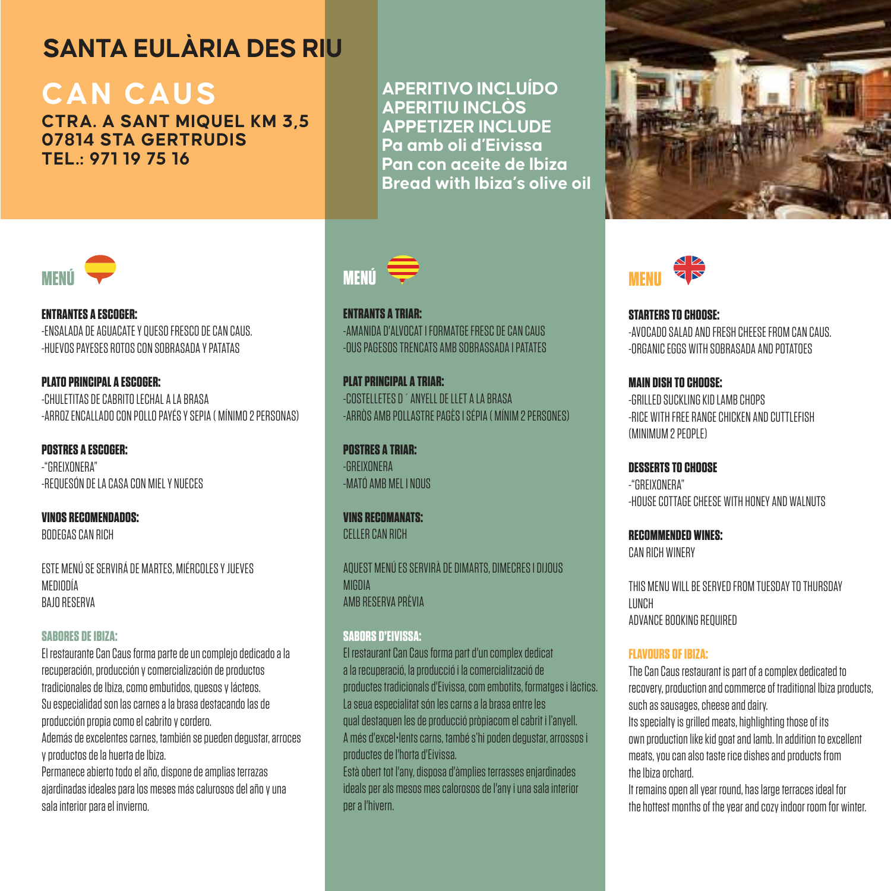# SANTA EULÀRIA DES RIU

## CAN CAUS

**CTRA. A SANT MIQUEL KM 3,5**
**07814 STA GERTRUDIS**
**TEL.: 971 19 75 16**

**APERITIVO INCLUÍDO**
**APERITIU INCLÒS**
**APPETIZER INCLUDE**
**Pa amb oli d'Eivissa**
**Pan con aceite de Ibiza**
**Bread with Ibiza's olive oil**

### MENÚ

**ENTRANTES A ESCOGER:**
-ENSALADA DE AGUACATE Y QUESO FRESCO DE CAN CAUS.
-HUEVOS PAYESES ROTOS CON SOBRASADA Y PATATAS

**PLATO PRINCIPAL A ESCOGER:**
-CHULETITAS DE CABRITO LECHAL A LA BRASA
-ARROZ ENCALLADO CON POLLO PAYÉS Y SEPIA ( MÍNIMO 2 PERSONAS)

**POSTRES A ESCOGER:**
-"GREIXONERA"
-REQUESÓN DE LA CASA CON MIEL Y NUECES

**VINOS RECOMENDADOS:**
BODEGAS CAN RICH

ESTE MENÚ SE SERVIRÁ DE MARTES, MIÉRCOLES Y JUEVES
MEDIODÍA
BAJO RESERVA

**SABORES DE IBIZA:**
El restaurante Can Caus forma parte de un complejo dedicado a la recuperación, producción y comercialización de productos tradicionales de Ibiza, como embutidos, quesos y lácteos.
Su especialidad son las carnes a la brasa destacando las de producción propia como el cabrito y cordero.
Además de excelentes carnes, también se pueden degustar, arroces y productos de la huerta de Ibiza.
Permanece abierto todo el año, dispone de amplias terrazas ajardinadas ideales para los meses más calurosos del año y una sala interior para el invierno.

### MENÚ

**ENTRANTS A TRIAR:**
-AMANIDA D'ALVOCAT I FORMATGE FRESC DE CAN CAUS
-OUS PAGESOS TRENCATS AMB SOBRASSADA I PATATES

**PLAT PRINCIPAL A TRIAR:**
-COSTELLETES D ´ ANYELL DE LLET A LA BRASA
-ARRÒS AMB POLLASTRE PAGÈS I SÉPIA ( MÍNIM 2 PERSONES)

**POSTRES A TRIAR:**
-GREIXONERA
-MATÓ AMB MEL I NOUS

**VINS RECOMANATS:**
CELLER CAN RICH

AQUEST MENÚ ES SERVIRÀ DE DIMARTS, DIMECRES I DIJOUS
MIGDIA
AMB RESERVA PRÈVIA

**SABORS D'EIVISSA:**
El restaurant Can Caus forma part d'un complex dedicat a la recuperació, la producció i la comercialització de productes tradicionals d'Eivissa, com embotits, formatges i làctics.
La seua especialitat són les carns a la brasa entre les qual destaquen les de producció pròpiacom el cabrit i l'anyell.
A més d'excel·lents carns, també s'hi poden degustar, arrossos i productes de l'horta d'Eivissa.
Està obert tot l'any, disposa d'àmplies terrasses enjardinades ideals per als mesos mes calorosos de l'any i una sala interior per a l'hivern.

### MENU

**STARTERS TO CHOOSE:**
-AVOCADO SALAD AND FRESH CHEESE FROM CAN CAUS.
-ORGANIC EGGS WITH SOBRASADA AND POTATOES

**MAIN DISH TO CHOOSE:**
-GRILLED SUCKLING KID LAMB CHOPS
-RICE WITH FREE RANGE CHICKEN AND CUTTLEFISH (MINIMUM 2 PEOPLE)

**DESSERTS TO CHOOSE**
-"GREIXONERA"
-HOUSE COTTAGE CHEESE WITH HONEY AND WALNUTS

**RECOMMENDED WINES:**
CAN RICH WINERY

THIS MENU WILL BE SERVED FROM TUESDAY TO THURSDAY
LUNCH
ADVANCE BOOKING REQUIRED

**FLAVOURS OF IBIZA:**
The Can Caus restaurant is part of a complex dedicated to recovery, production and commerce of traditional Ibiza products, such as sausages, cheese and dairy.
Its specialty is grilled meats, highlighting those of its own production like kid goat and lamb. In addition to excellent meats, you can also taste rice dishes and products from the Ibiza orchard.
It remains open all year round, has large terraces ideal for the hottest months of the year and cozy indoor room for winter.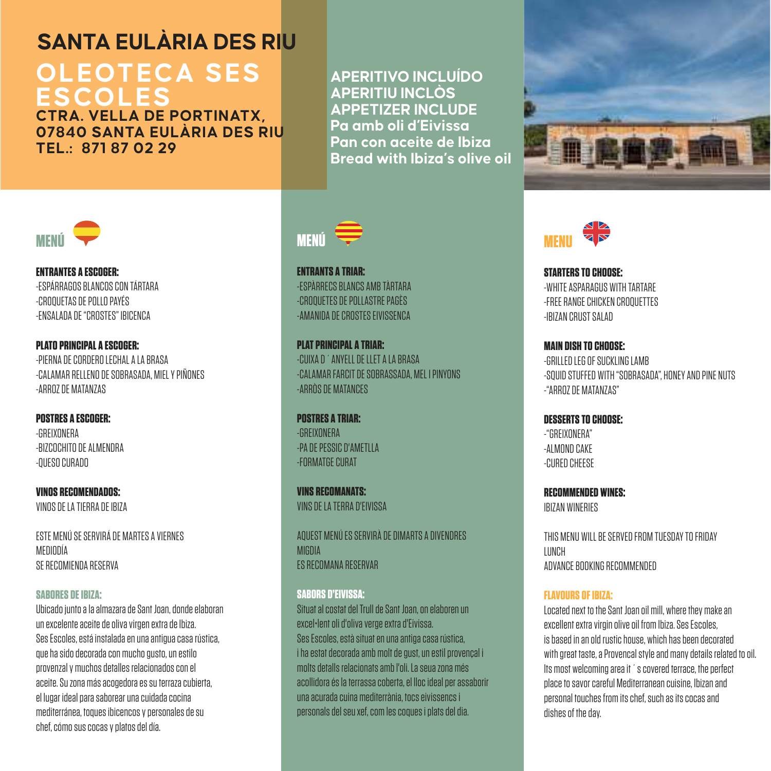# SANTA EULÀRIA DES RIU

## OLEOTECA SES ESCOLES

**CTRA. VELLA DE PORTINATX, 07840 SANTA EULÀRIA DES RIU**
**TEL.: 871 87 02 29**

**APERITIVO INCLUÍDO**
**APERITIU INCLÒS**
**APPETIZER INCLUDE**
**Pa amb oli d'Eivissa**
**Pan con aceite de Ibiza**
**Bread with Ibiza's olive oil**

## MENÚ

**ENTRANTES A ESCOGER:**
-ESPÁRRAGOS BLANCOS CON TÁRTARA
-CROQUETAS DE POLLO PAYÉS
-ENSALADA DE "CROSTES" IBICENCA

**PLATO PRINCIPAL A ESCOGER:**
-PIERNA DE CORDERO LECHAL A LA BRASA
-CALAMAR RELLENO DE SOBRASADA, MIEL Y PIÑONES
-ARROZ DE MATANZAS

**POSTRES A ESCOGER:**
-GREIXONERA
-BIZCOCHITO DE ALMENDRA
-QUESO CURADO

**VINOS RECOMENDADOS:**
VINOS DE LA TIERRA DE IBIZA

ESTE MENÚ SE SERVIRÁ DE MARTES A VIERNES
MEDIODÍA
SE RECOMIENDA RESERVA

**SABORES DE IBIZA:**
Ubicado junto a la almazara de Sant Joan, donde elaboran un excelente aceite de oliva virgen extra de Ibiza. Ses Escoles, está instalada en una antigua casa rústica, que ha sido decorada con mucho gusto, un estilo provenzal y muchos detalles relacionados con el aceite. Su zona más acogedora es su terraza cubierta, el lugar ideal para saborear una cuidada cocina mediterránea, toques ibicencos y personales de su chef, cómo sus cocas y platos del día.

## MENÚ

**ENTRANTS A TRIAR:**
-ESPÀRRECS BLANCS AMB TÀRTARA
-CROQUETES DE POLLASTRE PAGÈS
-AMANIDA DE CROSTES EIVISSENCA

**PLAT PRINCIPAL A TRIAR:**
-CUIXA D´ANYELL DE LLET A LA BRASA
-CALAMAR FARCIT DE SOBRASSADA, MEL I PINYONS
-ARRÒS DE MATANCES

**POSTRES A TRIAR:**
-GREIXONERA
-PA DE PESSIC D'AMETLLA
-FORMATGE CURAT

**VINS RECOMANATS:**
VINS DE LA TERRA D'EIVISSA

AQUEST MENÚ ES SERVIRÀ DE DIMARTS A DIVENDRES
MIGDIA
ES RECOMANA RESERVAR

**SABORS D'EIVISSA:**
Situat al costat del Trull de Sant Joan, on elaboren un excel·lent oli d'oliva verge extra d'Eivissa. Ses Escoles, està situat en una antiga casa rústica, i ha estat decorada amb molt de gust, un estil provençal i molts detalls relacionats amb l'oli. La seua zona més acollidora és la terrassa coberta, el lloc ideal per assaborir una acurada cuina mediterrània, tocs eivissencs i personals del seu xef, com les coques i plats del dia.

## MENU

**STARTERS TO CHOOSE:**
-WHITE ASPARAGUS WITH TARTARE
-FREE RANGE CHICKEN CROQUETTES
-IBIZAN CRUST SALAD

**MAIN DISH TO CHOOSE:**
-GRILLED LEG OF SUCKLING LAMB
-SQUID STUFFED WITH "SOBRASADA", HONEY AND PINE NUTS
-"ARROZ DE MATANZAS"

**DESSERTS TO CHOOSE:**
-"GREIXONERA"
-ALMOND CAKE
-CURED CHEESE

**RECOMMENDED WINES:**
IBIZAN WINERIES

THIS MENU WILL BE SERVED FROM TUESDAY TO FRIDAY
LUNCH
ADVANCE BOOKING RECOMMENDED

**FLAVOURS OF IBIZA:**
Located next to the Sant Joan oil mill, where they make an excellent extra virgin olive oil from Ibiza. Ses Escoles, is based in an old rustic house, which has been decorated with great taste, a Provencal style and many details related to oil. Its most welcoming area it´s covered terrace, the perfect place to savor careful Mediterranean cuisine, Ibizan and personal touches from its chef, such as its cocas and dishes of the day.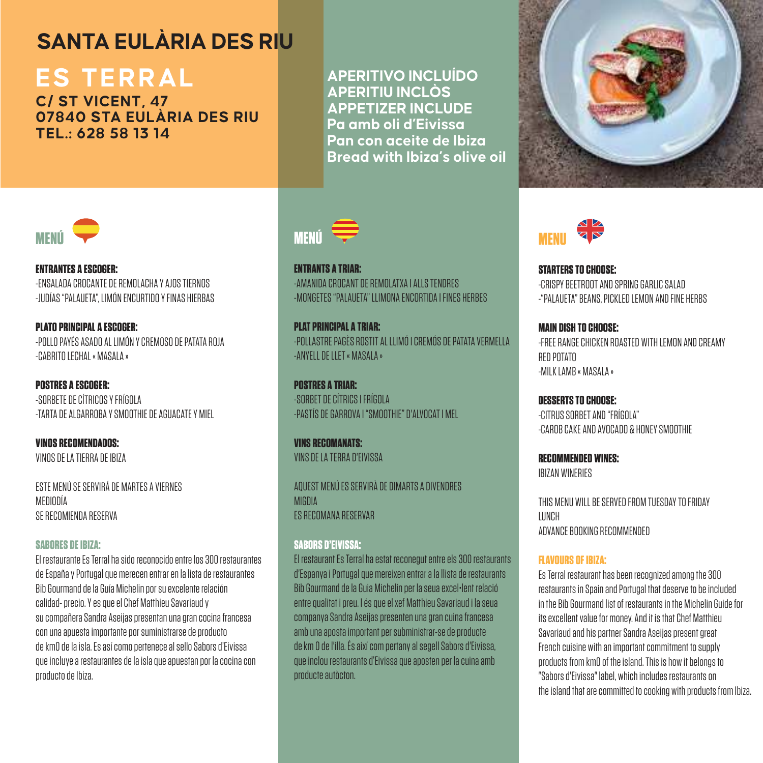# SANTA EULÀRIA DES RIU

## ES TERRAL

**C/ ST VICENT, 47**
**07840 STA EULÀRIA DES RIU**
**TEL.: 628 58 13 14**

**APERITIVO INCLUÍDO**
**APERITIU INCLÒS**
**APPETIZER INCLUDE**
**Pa amb oli d'Eivissa**
**Pan con aceite de Ibiza**
**Bread with Ibiza's olive oil**

## MENÚ

**ENTRANTES A ESCOGER:**
-ENSALADA CROCANTE DE REMOLACHA Y AJOS TIERNOS
-JUDÍAS "PALAUETA", LIMÓN ENCURTIDO Y FINAS HIERBAS

**PLATO PRINCIPAL A ESCOGER:**
-POLLO PAYÉS ASADO AL LIMÓN Y CREMOSO DE PATATA ROJA
-CABRITO LECHAL « MASALA »

**POSTRES A ESCOGER:**
-SORBETE DE CÍTRICOS Y FRÍGOLA
-TARTA DE ALGARROBA Y SMOOTHIE DE AGUACATE Y MIEL

**VINOS RECOMENDADOS:**
VINOS DE LA TIERRA DE IBIZA

ESTE MENÚ SE SERVIRÁ DE MARTES A VIERNES
MEDIODÍA
SE RECOMIENDA RESERVA

**SABORES DE IBIZA:**
El restaurante Es Terral ha sido reconocido entre los 300 restaurantes de España y Portugal que merecen entrar en la lista de restaurantes Bib Gourmand de la Guía Michelin por su excelente relación calidad- precio. Y es que el Chef Matthieu Savariaud y su compañera Sandra Aseijas presentan una gran cocina francesa con una apuesta importante por suministrarse de producto de km0 de la isla. Es así como pertenece al sello Sabors d'Eivissa que incluye a restaurantes de la isla que apuestan por la cocina con producto de Ibiza.

## MENÚ

**ENTRANTS A TRIAR:**
-AMANIDA CROCANT DE REMOLATXA I ALLS TENDRES
-MONGETES "PALAUETA" LLIMONA ENCORTIDA I FINES HERBES

**PLAT PRINCIPAL A TRIAR:**
-POLLASTRE PAGÈS ROSTIT AL LLIMÓ I CREMÓS DE PATATA VERMELLA
-ANYELL DE LLET « MASALA »

**POSTRES A TRIAR:**
-SORBET DE CÍTRICS I FRÍGOLA
-PASTÍS DE GARROVA I "SMOOTHIE" D'ALVOCAT I MEL

**VINS RECOMANATS:**
VINS DE LA TERRA D'EIVISSA

AQUEST MENÚ ES SERVIRÀ DE DIMARTS A DIVENDRES
MIGDIA
ES RECOMANA RESERVAR

**SABORS D'EIVISSA:**
El restaurant Es Terral ha estat reconegut entre els 300 restaurants d'Espanya i Portugal que mereixen entrar a la llista de restaurants Bib Gourmand de la Guia Michelin per la seua excel•lent relació entre qualitat i preu. I és que el xef Matthieu Savariaud i la seua companya Sandra Aseijas presenten una gran cuina francesa amb una aposta important per subministrar-se de producte de km 0 de l'illa. És així com pertany al segell Sabors d'Eivissa, que inclou restaurants d'Eivissa que aposten per la cuina amb producte autòcton.

## MENU

**STARTERS TO CHOOSE:**
-CRISPY BEETROOT AND SPRING GARLIC SALAD
-"PALAUETA" BEANS, PICKLED LEMON AND FINE HERBS

**MAIN DISH TO CHOOSE:**
-FREE RANGE CHICKEN ROASTED WITH LEMON AND CREAMY RED POTATO
-MILK LAMB « MASALA »

**DESSERTS TO CHOOSE:**
-CITRUS SORBET AND "FRÍGOLA"
-CAROB CAKE AND AVOCADO & HONEY SMOOTHIE

**RECOMMENDED WINES:**
IBIZAN WINERIES

THIS MENU WILL BE SERVED FROM TUESDAY TO FRIDAY
LUNCH
ADVANCE BOOKING RECOMMENDED

**FLAVOURS OF IBIZA:**
Es Terral restaurant has been recognized among the 300 restaurants in Spain and Portugal that deserve to be included in the Bib Gourmand list of restaurants in the Michelin Guide for its excellent value for money. And it is that Chef Matthieu Savariaud and his partner Sandra Aseijas present great French cuisine with an important commitment to supply products from km0 of the island. This is how it belongs to "Sabors d'Eivissa" label, which includes restaurants on the island that are committed to cooking with products from Ibiza.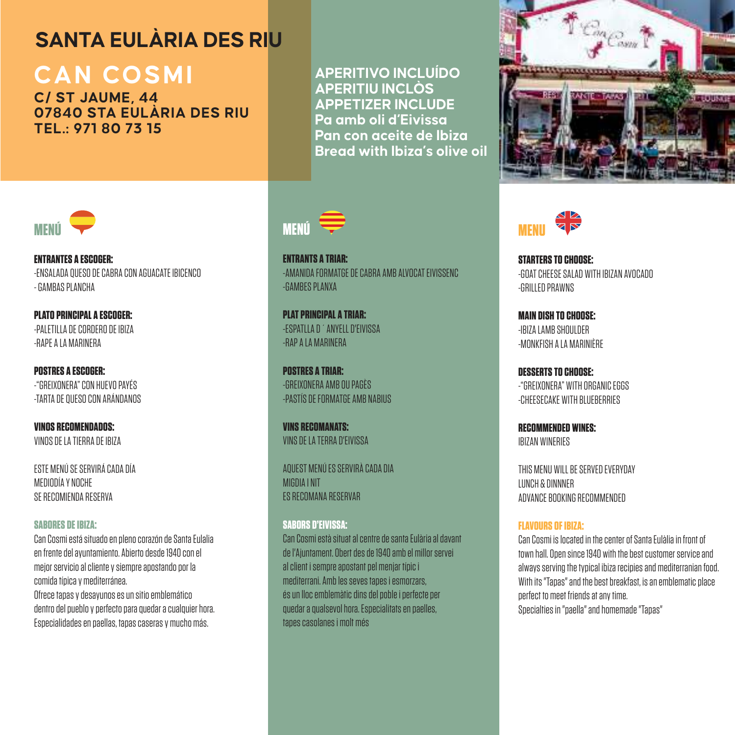# SANTA EULÀRIA DES RIU

## CAN COSMI

**C/ ST JAUME, 44**
**07840 STA EULÀRIA DES RIU**
**TEL.: 971 80 73 15**

**APERITIVO INCLUÍDO**
**APERITIU INCLÒS**
**APPETIZER INCLUDE**
**Pa amb oli d'Eivissa**
**Pan con aceite de Ibiza**
**Bread with Ibiza's olive oil**

### MENÚ

**ENTRANTES A ESCOGER:**
-ENSALADA QUESO DE CABRA CON AGUACATE IBICENCO
- GAMBAS PLANCHA

**PLATO PRINCIPAL A ESCOGER:**
-PALETILLA DE CORDERO DE IBIZA
-RAPE A LA MARINERA

**POSTRES A ESCOGER:**
-"GREIXONERA" CON HUEVO PAYÉS
-TARTA DE QUESO CON ARÁNDANOS

**VINOS RECOMENDADOS:**
VINOS DE LA TIERRA DE IBIZA

ESTE MENÚ SE SERVIRÁ CADA DÍA
MEDIODÍA Y NOCHE
SE RECOMIENDA RESERVA

**SABORES DE IBIZA:**
Can Cosmi está situado en pleno corazón de Santa Eulalia en frente del ayuntamiento. Abierto desde 1940 con el mejor servicio al cliente y siempre apostando por la comida típica y mediterránea.
Ofrece tapas y desayunos es un sitio emblemático dentro del pueblo y perfecto para quedar a cualquier hora. Especialidades en paellas, tapas caseras y mucho más.

### MENÚ

**ENTRANTS A TRIAR:**
-AMANIDA FORMATGE DE CABRA AMB ALVOCAT EIVISSENC
-GAMBES PLANXA

**PLAT PRINCIPAL A TRIAR:**
-ESPATLLA D´ANYELL D'EIVISSA
-RAP A LA MARINERA

**POSTRES A TRIAR:**
-GREIXONERA AMB OU PAGÈS
-PASTÍS DE FORMATGE AMB NABIUS

**VINS RECOMANATS:**
VINS DE LA TERRA D'EIVISSA

AQUEST MENÚ ES SERVIRÀ CADA DIA
MIGDIA I NIT
ES RECOMANA RESERVAR

**SABORS D'EIVISSA:**
Can Cosmi està situat al centre de santa Eulària al davant de l'Ajuntament. Obert des de 1940 amb el millor servei al client i sempre apostant pel menjar típic i mediterrani. Amb les seves tapes i esmorzars, és un lloc emblemàtic dins del poble i perfecte per quedar a qualsevol hora. Especialitats en paelles, tapes casolanes i molt més

### MENU

**STARTERS TO CHOOSE:**
-GOAT CHEESE SALAD WITH IBIZAN AVOCADO
-GRILLED PRAWNS

**MAIN DISH TO CHOOSE:**
-IBIZA LAMB SHOULDER
-MONKFISH A LA MARINIÈRE

**DESSERTS TO CHOOSE:**
-"GREIXONERA" WITH ORGANIC EGGS
-CHEESECAKE WITH BLUEBERRIES

**RECOMMENDED WINES:**
IBIZAN WINERIES

THIS MENU WILL BE SERVED EVERYDAY
LUNCH & DINNNER
ADVANCE BOOKING RECOMMENDED

**FLAVOURS OF IBIZA:**
Can Cosmi is located in the center of Santa Eulàlia in front of town hall. Open since 1940 with the best customer service and always serving the typical ibiza recipies and mediterranian food. With its "Tapas" and the best breakfast, is an emblematic place perfect to meet friends at any time.
Specialties in "paella" and homemade "Tapas"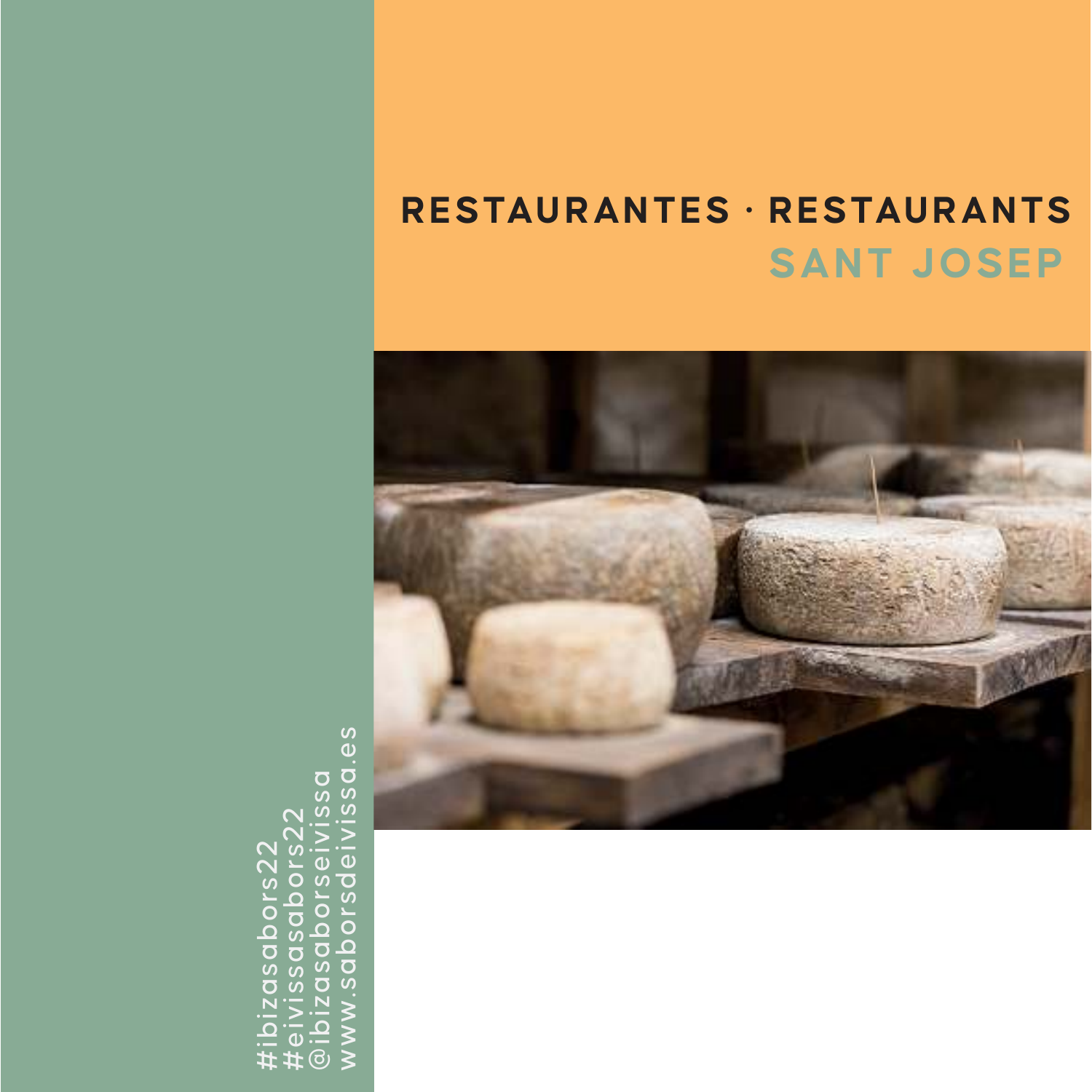# RESTAURANTES · RESTAURANTS

## SANT JOSEP

#ibizasabors22
#eivissasabors22
@ibizasaborseivissa
www.saborsdeivissa.es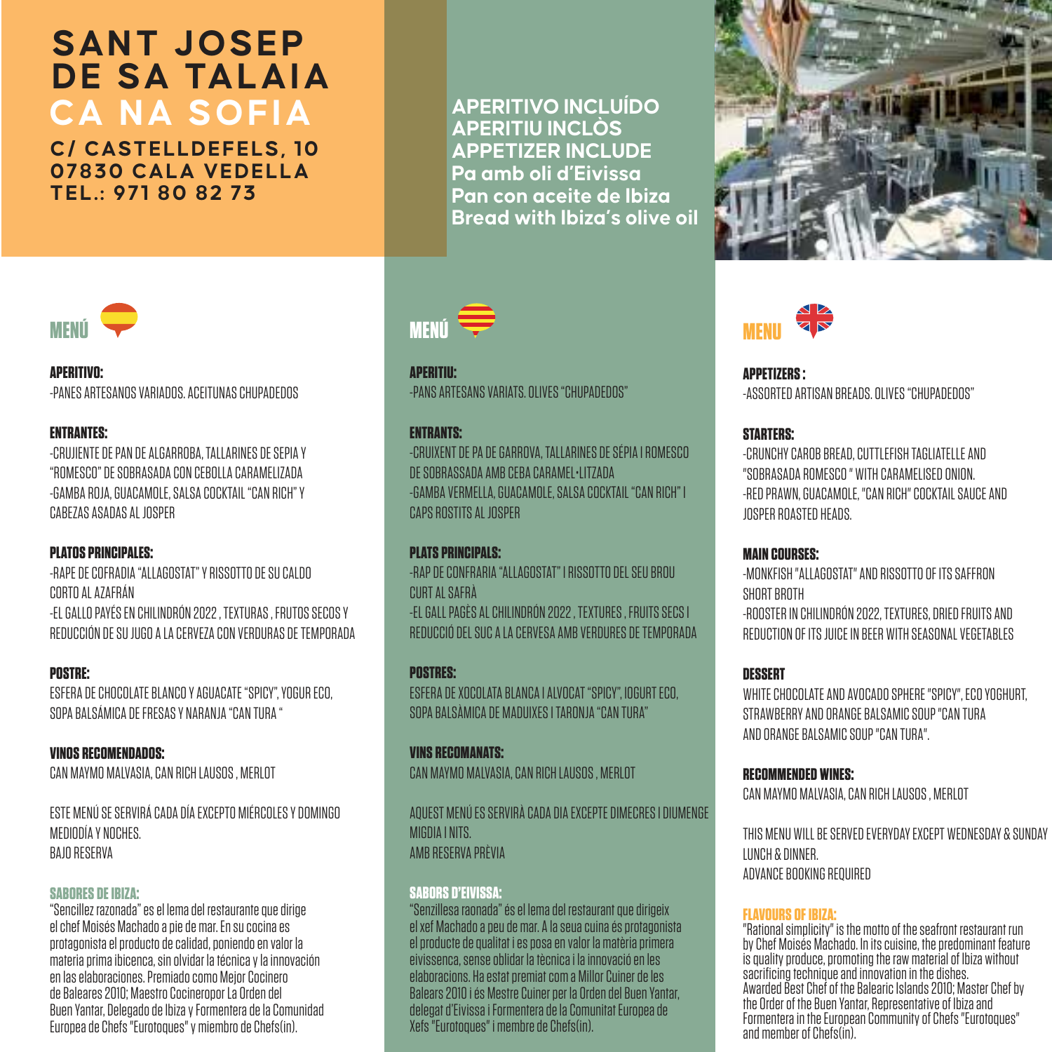# SANT JOSEP DE SA TALAIA

## CA NA SOFIA

**C/ CASTELLDEFELS, 10**
**07830 CALA VEDELLA**
**TEL.: 971 80 82 73**

**APERITIVO INCLUÍDO**
**APERITIU INCLÒS**
**APPETIZER INCLUDE**
**Pa amb oli d'Eivissa**
**Pan con aceite de Ibiza**
**Bread with Ibiza's olive oil**

## MENÚ

**APERITIVO:**
-PANES ARTESANOS VARIADOS. ACEITUNAS CHUPADEDOS

**ENTRANTES:**
-CRUJIENTE DE PAN DE ALGARROBA, TALLARINES DE SEPIA Y "ROMESCO" DE SOBRASADA CON CEBOLLA CARAMELIZADA
-GAMBA ROJA, GUACAMOLE, SALSA COCKTAIL "CAN RICH" Y CABEZAS ASADAS AL JOSPER

**PLATOS PRINCIPALES:**
-RAPE DE COFRADIA "ALLAGOSTAT" Y RISSOTTO DE SU CALDO CORTO AL AZAFRÁN
-EL GALLO PAYÉS EN CHILINDRÓN 2022 , TEXTURAS , FRUTOS SECOS Y REDUCCIÓN DE SU JUGO A LA CERVEZA CON VERDURAS DE TEMPORADA

**POSTRE:**
ESFERA DE CHOCOLATE BLANCO Y AGUACATE "SPICY", YOGUR ECO, SOPA BALSÁMICA DE FRESAS Y NARANJA "CAN TURA "

**VINOS RECOMENDADOS:**
CAN MAYMO MALVASIA, CAN RICH LAUSOS , MERLOT

ESTE MENÚ SE SERVIRÁ CADA DÍA EXCEPTO MIÉRCOLES Y DOMINGO MEDIODÍA Y NOCHES.
BAJO RESERVA

**SABORES DE IBIZA:**
"Sencillez razonada" es el lema del restaurante que dirige el chef Moisés Machado a pie de mar. En su cocina es protagonista el producto de calidad, poniendo en valor la materia prima ibicenca, sin olvidar la técnica y la innovación en las elaboraciones. Premiado como Mejor Cocinero de Baleares 2010; Maestro Cocineropor La Orden del Buen Yantar, Delegado de Ibiza y Formentera de la Comunidad Europea de Chefs "Eurotoques" y miembro de Chefs(in).

## MENÚ

**APERITIU:**
-PANS ARTESANS VARIATS. OLIVES "CHUPADEDOS"

**ENTRANTS:**
-CRUIXENT DE PA DE GARROVA, TALLARINES DE SÉPIA I ROMESCO DE SOBRASSADA AMB CEBA CARAMEL·LITZADA
-GAMBA VERMELLA, GUACAMOLE, SALSA COCKTAIL "CAN RICH" I CAPS ROSTITS AL JOSPER

**PLATS PRINCIPALS:**
-RAP DE CONFRARIA "ALLAGOSTAT" I RISSOTTO DEL SEU BROU CURT AL SAFRÀ
-EL GALL PAGÈS AL CHILINDRÓN 2022 , TEXTURES , FRUITS SECS I REDUCCIÓ DEL SUC A LA CERVESA AMB VERDURES DE TEMPORADA

**POSTRES:**
ESFERA DE XOCOLATA BLANCA I ALVOCAT "SPICY", IOGURT ECO, SOPA BALSÀMICA DE MADUIXES I TARONJA "CAN TURA"

**VINS RECOMANATS:**
CAN MAYMO MALVASIA, CAN RICH LAUSOS , MERLOT

AQUEST MENÚ ES SERVIRÀ CADA DIA EXCEPTE DIMECRES I DIUMENGE MIGDIA I NITS.
AMB RESERVA PRÈVIA

**SABORS D'EIVISSA:**
"Senzillesa raonada" és el lema del restaurant que dirigeix el xef Machado a peu de mar. A la seua cuina és protagonista el producte de qualitat i es posa en valor la matèria primera eivissenca, sense oblidar la tècnica i la innovació en les elaboracions. Ha estat premiat com a Millor Cuiner de les Balears 2010 i és Mestre Cuiner per la Orden del Buen Yantar, delegat d'Eivissa i Formentera de la Comunitat Europea de Xefs "Eurotoques" i membre de Chefs(in).

## MENU

**APPETIZERS :**
-ASSORTED ARTISAN BREADS. OLIVES "CHUPADEDOS"

**STARTERS:**
-CRUNCHY CAROB BREAD, CUTTLEFISH TAGLIATELLE AND "SOBRASADA ROMESCO " WITH CARAMELISED ONION.
-RED PRAWN, GUACAMOLE, "CAN RICH" COCKTAIL SAUCE AND JOSPER ROASTED HEADS.

**MAIN COURSES:**
-MONKFISH "ALLAGOSTAT" AND RISSOTTO OF ITS SAFFRON SHORT BROTH
-ROOSTER IN CHILINDRÓN 2022, TEXTURES, DRIED FRUITS AND REDUCTION OF ITS JUICE IN BEER WITH SEASONAL VEGETABLES

**DESSERT**
WHITE CHOCOLATE AND AVOCADO SPHERE "SPICY", ECO YOGHURT, STRAWBERRY AND ORANGE BALSAMIC SOUP "CAN TURA AND ORANGE BALSAMIC SOUP "CAN TURA".

**RECOMMENDED WINES:**
CAN MAYMO MALVASIA, CAN RICH LAUSOS , MERLOT

THIS MENU WILL BE SERVED EVERYDAY EXCEPT WEDNESDAY & SUNDAY LUNCH & DINNER.
ADVANCE BOOKING REQUIRED

**FLAVOURS OF IBIZA:**
"Rational simplicity" is the motto of the seafront restaurant run by Chef Moisés Machado. In its cuisine, the predominant feature is quality produce, promoting the raw material of Ibiza without sacrificing technique and innovation in the dishes. Awarded Best Chef of the Balearic Islands 2010; Master Chef by the Order of the Buen Yantar, Representative of Ibiza and Formentera in the European Community of Chefs "Eurotoques" and member of Chefs(in).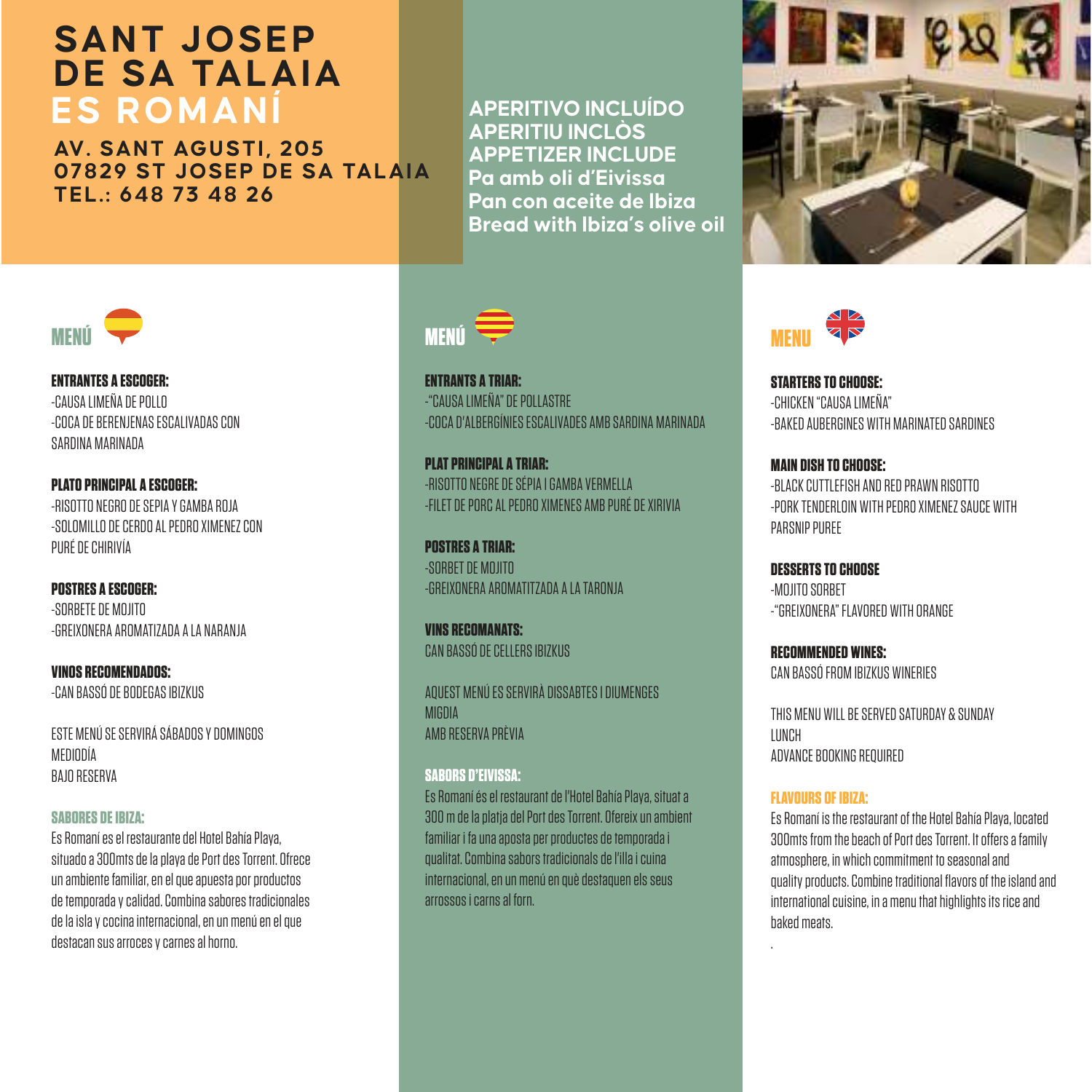# SANT JOSEP DE SA TALAIA

## ES ROMANÍ

**AV. SANT AGUSTI, 205**
**07829 ST JOSEP DE SA TALAIA**
**TEL.: 648 73 48 26**

**APERITIVO INCLUÍDO**
**APERITIU INCLÒS**
**APPETIZER INCLUDE**
**Pa amb oli d'Eivissa**
**Pan con aceite de Ibiza**
**Bread with Ibiza's olive oil**

## MENÚ

**ENTRANTES A ESCOGER:**
-CAUSA LIMEÑA DE POLLO
-COCA DE BERENJENAS ESCALIVADAS CON SARDINA MARINADA

**PLATO PRINCIPAL A ESCOGER:**
-RISOTTO NEGRO DE SEPIA Y GAMBA ROJA
-SOLOMILLO DE CERDO AL PEDRO XIMENEZ CON PURÉ DE CHIRIVÍA

**POSTRES A ESCOGER:**
-SORBETE DE MOJITO
-GREIXONERA AROMATIZADA A LA NARANJA

**VINOS RECOMENDADOS:**
-CAN BASSÓ DE BODEGAS IBIZKUS

ESTE MENÚ SE SERVIRÁ SÁBADOS Y DOMINGOS
MEDIODÍA
BAJO RESERVA

**SABORES DE IBIZA:**
Es Romaní es el restaurante del Hotel Bahía Playa, situado a 300mts de la playa de Port des Torrent. Ofrece un ambiente familiar, en el que apuesta por productos de temporada y calidad. Combina sabores tradicionales de la isla y cocina internacional, en un menú en el que destacan sus arroces y carnes al horno.

## MENÚ

**ENTRANTS A TRIAR:**
-"CAUSA LIMEÑA" DE POLLASTRE
-COCA D'ALBERGÍNIES ESCALIVADES AMB SARDINA MARINADA

**PLAT PRINCIPAL A TRIAR:**
-RISOTTO NEGRE DE SÉPIA I GAMBA VERMELLA
-FILET DE PORC AL PEDRO XIMENES AMB PURÉ DE XIRIVIA

**POSTRES A TRIAR:**
-SORBET DE MOJITO
-GREIXONERA AROMATITZADA A LA TARONJA

**VINS RECOMANATS:**
CAN BASSÓ DE CELLERS IBIZKUS

AQUEST MENÚ ES SERVIRÀ DISSABTES I DIUMENGES
MIGDIA
AMB RESERVA PRÈVIA

**SABORS D'EIVISSA:**
Es Romaní és el restaurant de l'Hotel Bahía Playa, situat a 300 m de la platja del Port des Torrent. Ofereix un ambient familiar i fa una aposta per productes de temporada i qualitat. Combina sabors tradicionals de l'illa i cuina internacional, en un menú en què destaquen els seus arrossos i carns al forn.

## MENU

**STARTERS TO CHOOSE:**
-CHICKEN "CAUSA LIMEÑA"
-BAKED AUBERGINES WITH MARINATED SARDINES

**MAIN DISH TO CHOOSE:**
-BLACK CUTTLEFISH AND RED PRAWN RISOTTO
-PORK TENDERLOIN WITH PEDRO XIMENEZ SAUCE WITH PARSNIP PUREE

**DESSERTS TO CHOOSE**
-MOJITO SORBET
-"GREIXONERA" FLAVORED WITH ORANGE

**RECOMMENDED WINES:**
CAN BASSÓ FROM IBIZKUS WINERIES

THIS MENU WILL BE SERVED SATURDAY & SUNDAY
LUNCH
ADVANCE BOOKING REQUIRED

**FLAVOURS OF IBIZA:**
Es Romaní is the restaurant of the Hotel Bahía Playa, located 300mts from the beach of Port des Torrent. It offers a family atmosphere, in which commitment to seasonal and quality products. Combine traditional flavors of the island and international cuisine, in a menu that highlights its rice and baked meats.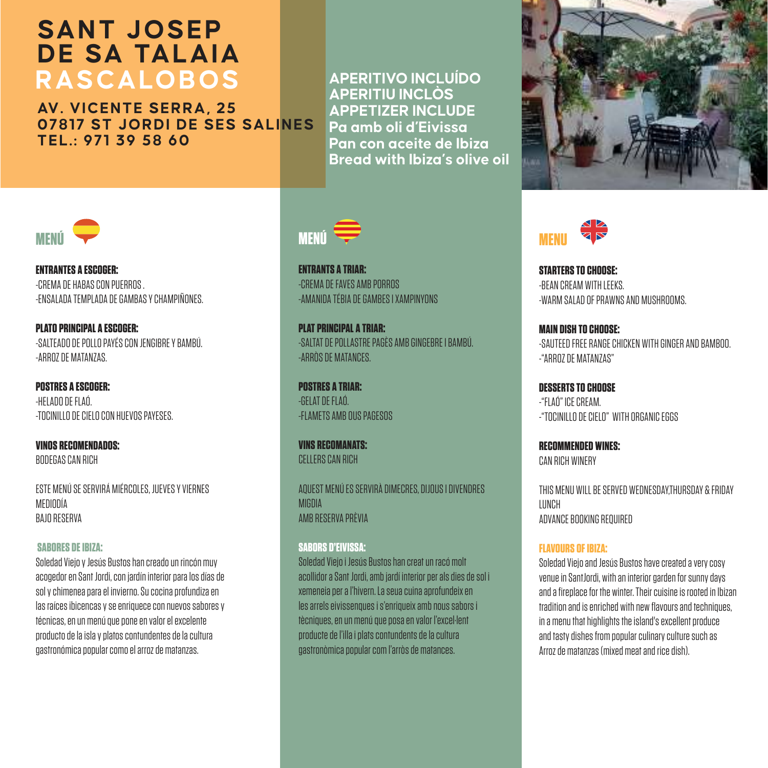# SANT JOSEP DE SA TALAIA
# RASCALOBOS

**AV. VICENTE SERRA, 25**
**07817 ST JORDI DE SES SALINES**
**TEL.: 971 39 58 60**

**APERITIVO INCLUÍDO**
**APERITIU INCLÒS**
**APPETIZER INCLUDE**
**Pa amb oli d'Eivissa**
**Pan con aceite de Ibiza**
**Bread with Ibiza's olive oil**

## MENÚ

**ENTRANTES A ESCOGER:**
-CREMA DE HABAS CON PUERROS .
-ENSALADA TEMPLADA DE GAMBAS Y CHAMPIÑONES.

**PLATO PRINCIPAL A ESCOGER:**
-SALTEADO DE POLLO PAYÉS CON JENGIBRE Y BAMBÚ.
-ARROZ DE MATANZAS.

**POSTRES A ESCOGER:**
-HELADO DE FLAÓ.
-TOCINILLO DE CIELO CON HUEVOS PAYESES.

**VINOS RECOMENDADOS:**
BODEGAS CAN RICH

ESTE MENÚ SE SERVIRÁ MIÉRCOLES, JUEVES Y VIERNES
MEDIODÍA
BAJO RESERVA

**SABORES DE IBIZA:**
Soledad Viejo y Jesús Bustos han creado un rincón muy acogedor en Sant Jordi, con jardín interior para los días de sol y chimenea para el invierno. Su cocina profundiza en las raíces ibicencas y se enriquece con nuevos sabores y técnicas, en un menú que pone en valor el excelente producto de la isla y platos contundentes de la cultura gastronómica popular como el arroz de matanzas.

## MENÚ

**ENTRANTS A TRIAR:**
-CREMA DE FAVES AMB PORROS
-AMANIDA TÈBIA DE GAMBES I XAMPINYONS

**PLAT PRINCIPAL A TRIAR:**
-SALTAT DE POLLASTRE PAGÈS AMB GINGEBRE I BAMBÚ.
-ARRÒS DE MATANCES.

**POSTRES A TRIAR:**
-GELAT DE FLAÓ.
-FLAMETS AMB OUS PAGESOS

**VINS RECOMANATS:**
CELLERS CAN RICH

AQUEST MENÚ ES SERVIRÀ DIMECRES, DIJOUS I DIVENDRES
MIGDIA
AMB RESERVA PRÈVIA

**SABORS D'EIVISSA:**
Soledad Viejo i Jesús Bustos han creat un racó molt acollidor a Sant Jordi, amb jardí interior per als dies de sol i xemeneia per a l'hivern. La seua cuina aprofundeix en les arrels eivissenques i s'enriqueix amb nous sabors i tècniques, en un menú que posa en valor l'excel·lent producte de l'illa i plats contundents de la cultura gastronòmica popular com l'arròs de matances.

## MENU

**STARTERS TO CHOOSE:**
-BEAN CREAM WITH LEEKS.
-WARM SALAD OF PRAWNS AND MUSHROOMS.

**MAIN DISH TO CHOOSE:**
-SAUTEED FREE RANGE CHICKEN WITH GINGER AND BAMBOO.
-"ARROZ DE MATANZAS"

**DESSERTS TO CHOOSE**
-"FLAÓ" ICE CREAM.
-"TOCINILLO DE CIELO" WITH ORGANIC EGGS

**RECOMMENDED WINES:**
CAN RICH WINERY

THIS MENU WILL BE SERVED WEDNESDAY,THURSDAY & FRIDAY
LUNCH
ADVANCE BOOKING REQUIRED

**FLAVOURS OF IBIZA:**
Soledad Viejo and Jesús Bustos have created a very cosy venue in SantJordi, with an interior garden for sunny days and a fireplace for the winter. Their cuisine is rooted in Ibizan tradition and is enriched with new flavours and techniques, in a menu that highlights the island's excellent produce and tasty dishes from popular culinary culture such as Arroz de matanzas (mixed meat and rice dish).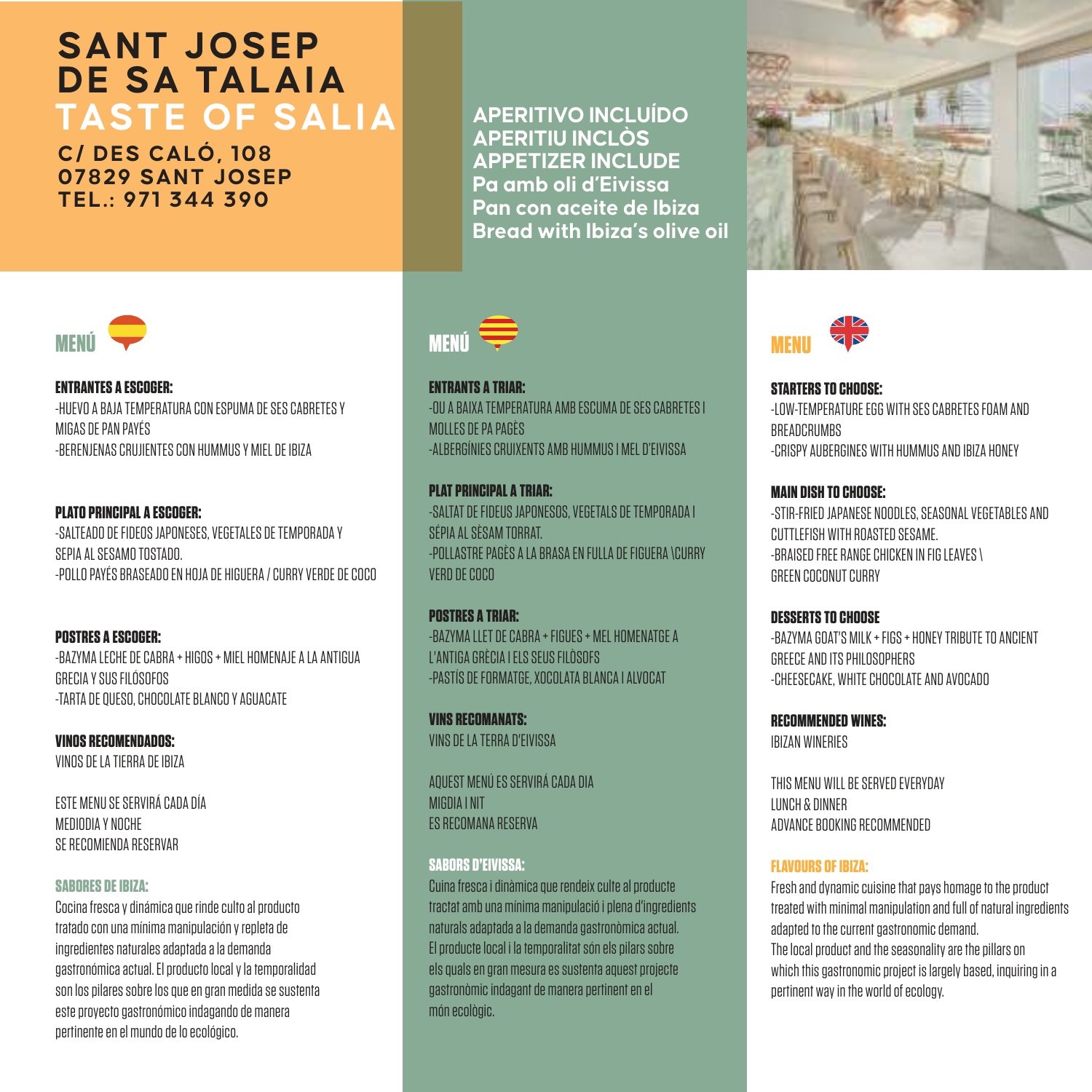# SANT JOSEP DE SA TALAIA
# TASTE OF SALIA

**C/ DES CALÓ, 108**
**07829 SANT JOSEP**
**TEL.: 971 344 390**

**APERITIVO INCLUÍDO**
**APERITIU INCLÒS**
**APPETIZER INCLUDE**
**Pa amb oli d'Eivissa**
**Pan con aceite de Ibiza**
**Bread with Ibiza's olive oil**

## MENÚ

**ENTRANTES A ESCOGER:**
-HUEVO A BAJA TEMPERATURA CON ESPUMA DE SES CABRETES Y MIGAS DE PAN PAYÉS
-BERENJENAS CRUJIENTES CON HUMMUS Y MIEL DE IBIZA

**PLATO PRINCIPAL A ESCOGER:**
-SALTEADO DE FIDEOS JAPONESES, VEGETALES DE TEMPORADA Y SEPIA AL SESAMO TOSTADO.
-POLLO PAYÉS BRASEADO EN HOJA DE HIGUERA / CURRY VERDE DE COCO

**POSTRES A ESCOGER:**
-BAZYMA LECHE DE CABRA + HIGOS + MIEL HOMENAJE A LA ANTIGUA GRECIA Y SUS FILÓSOFOS
-TARTA DE QUESO, CHOCOLATE BLANCO Y AGUACATE

**VINOS RECOMENDADOS:**
VINOS DE LA TIERRA DE IBIZA

ESTE MENU SE SERVIRÁ CADA DÍA
MEDIODIA Y NOCHE
SE RECOMIENDA RESERVAR

**SABORES DE IBIZA:**
Cocina fresca y dinámica que rinde culto al producto tratado con una mínima manipulación y repleta de ingredientes naturales adaptada a la demanda gastronómica actual. El producto local y la temporalidad son los pilares sobre los que en gran medida se sustenta este proyecto gastronómico indagando de manera pertinente en el mundo de lo ecológico.

## MENÚ

**ENTRANTS A TRIAR:**
-OU A BAIXA TEMPERATURA AMB ESCUMA DE SES CABRETES I MOLLES DE PA PAGÈS
-ALBERGÍNIES CRUIXENTS AMB HUMMUS I MEL D'EIVISSA

**PLAT PRINCIPAL A TRIAR:**
-SALTAT DE FIDEUS JAPONESOS, VEGETALS DE TEMPORADA I SÉPIA AL SÈSAM TORRAT.
-POLLASTRE PAGÈS A LA BRASA EN FULLA DE FIGUERA \CURRY VERD DE COCO

**POSTRES A TRIAR:**
-BAZYMA LLET DE CABRA + FIGUES + MEL HOMENATGE A L'ANTIGA GRÈCIA I ELS SEUS FILÒSOFS
-PASTÍS DE FORMATGE, XOCOLATA BLANCA I ALVOCAT

**VINS RECOMANATS:**
VINS DE LA TERRA D'EIVISSA

AQUEST MENÚ ES SERVIRÁ CADA DIA
MIGDIA I NIT
ES RECOMANA RESERVA

**SABORS D'EIVISSA:**
Cuina fresca i dinàmica que rendeix culte al producte tractat amb una mínima manipulació i plena d'ingredients naturals adaptada a la demanda gastronòmica actual. El producte local i la temporalitat són els pilars sobre els quals en gran mesura es sustenta aquest projecte gastronòmic indagant de manera pertinent en el món ecològic.

## MENU

**STARTERS TO CHOOSE:**
-LOW-TEMPERATURE EGG WITH SES CABRETES FOAM AND BREADCRUMBS
-CRISPY AUBERGINES WITH HUMMUS AND IBIZA HONEY

**MAIN DISH TO CHOOSE:**
-STIR-FRIED JAPANESE NOODLES, SEASONAL VEGETABLES AND CUTTLEFISH WITH ROASTED SESAME.
-BRAISED FREE RANGE CHICKEN IN FIG LEAVES \ GREEN COCONUT CURRY

**DESSERTS TO CHOOSE**
-BAZYMA GOAT'S MILK + FIGS + HONEY TRIBUTE TO ANCIENT GREECE AND ITS PHILOSOPHERS
-CHEESECAKE, WHITE CHOCOLATE AND AVOCADO

**RECOMMENDED WINES:**
IBIZAN WINERIES

THIS MENU WILL BE SERVED EVERYDAY
LUNCH & DINNER
ADVANCE BOOKING RECOMMENDED

**FLAVOURS OF IBIZA:**
Fresh and dynamic cuisine that pays homage to the product treated with minimal manipulation and full of natural ingredients adapted to the current gastronomic demand.
The local product and the seasonality are the pillars on which this gastronomic project is largely based, inquiring in a pertinent way in the world of ecology.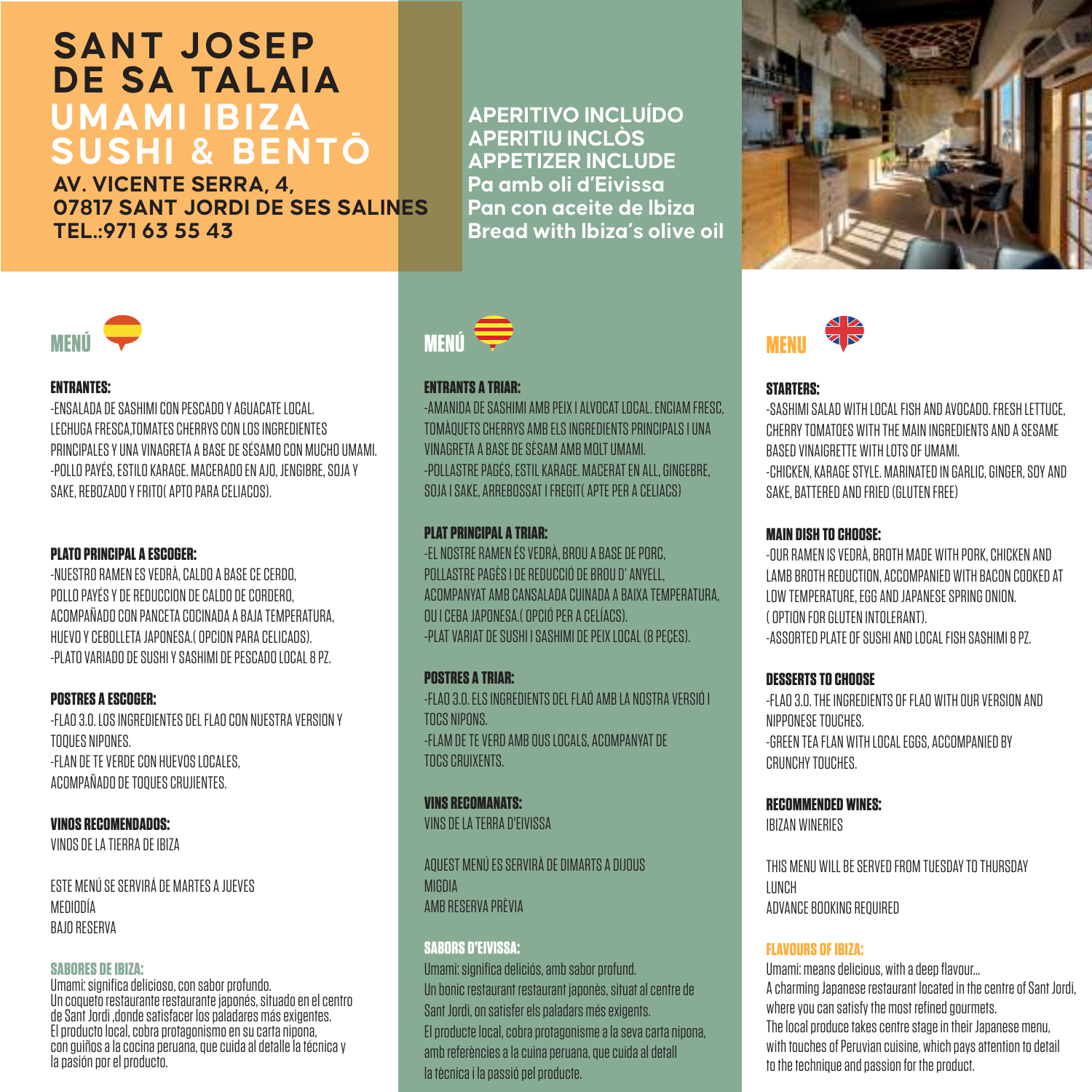# SANT JOSEP DE SA TALAIA

## UMAMI IBIZA SUSHI & BENTŌ

**AV. VICENTE SERRA, 4, 07817 SANT JORDI DE SES SALINES**
**TEL.:971 63 55 43**

**APERITIVO INCLUÍDO**
**APERITIU INCLÒS**
**APPETIZER INCLUDE**
**Pa amb oli d'Eivissa**
**Pan con aceite de Ibiza**
**Bread with Ibiza's olive oil**

## MENÚ

**ENTRANTES:**

-ENSALADA DE SASHIMI CON PESCADO Y AGUACATE LOCAL. LECHUGA FRESCA,TOMATES CHERRYS CON LOS INGREDIENTES PRINCIPALES Y UNA VINAGRETA A BASE DE SÉSAMO CON MUCHO UMAMI.
-POLLO PAYÉS, ESTILO KARAGE. MACERADO EN AJO, JENGIBRE, SOJA Y SAKE, REBOZADO Y FRITO( APTO PARA CELIACOS).

**PLATO PRINCIPAL A ESCOGER:**

-NUESTRO RAMEN ES VEDRÀ, CALDO A BASE CE CERDO, POLLO PAYÉS Y DE REDUCCION DE CALDO DE CORDERO, ACOMPAÑADO CON PANCETA COCINADA A BAJA TEMPERATURA, HUEVO Y CEBOLLETA JAPONESA.( OPCION PARA CELICAOS).
-PLATO VARIADO DE SUSHI Y SASHIMI DE PESCADO LOCAL 8 PZ.

**POSTRES A ESCOGER:**

-FLAO 3.0. LOS INGREDIENTES DEL FLAO CON NUESTRA VERSION Y TOQUES NIPONES.
-FLAN DE TE VERDE CON HUEVOS LOCALES, ACOMPAÑADO DE TOQUES CRUJIENTES.

**VINOS RECOMENDADOS:**

VINOS DE LA TIERRA DE IBIZA

ESTE MENÚ SE SERVIRÁ DE MARTES A JUEVES
MEDIODÍA
BAJO RESERVA

**SABORES DE IBIZA:**

Umami: significa delicioso, con sabor profundo.
Un coqueto restaurante restaurante japonés, situado en el centro de Sant Jordi ,donde satisfacer los paladares más exigentes.
El producto local, cobra protagonismo en su carta nipona, con guiños a la cocina peruana, que cuida al detalle la técnica y la pasión por el producto.

## MENÚ

**ENTRANTS A TRIAR:**

-AMANIDA DE SASHIMI AMB PEIX I ALVOCAT LOCAL. ENCIAM FRESC, TOMÀQUETS CHERRYS AMB ELS INGREDIENTS PRINCIPALS I UNA VINAGRETA A BASE DE SÈSAM AMB MOLT UMAMI.
-POLLASTRE PAGÈS, ESTIL KARAGE. MACERAT EN ALL, GINGEBRE, SOJA I SAKE, ARREBOSSAT I FREGIT( APTE PER A CELIACS)

**PLAT PRINCIPAL A TRIAR:**

-EL NOSTRE RAMEN ÉS VEDRÀ, BROU A BASE DE PORC, POLLASTRE PAGÈS I DE REDUCCIÓ DE BROU D' ANYELL, ACOMPANYAT AMB CANSALADA CUINADA A BAIXA TEMPERATURA, OU I CEBA JAPONESA.( OPCIÓ PER A CELÍACS).
-PLAT VARIAT DE SUSHI I SASHIMI DE PEIX LOCAL (8 PEÇES).

**POSTRES A TRIAR:**

-FLAO 3.0. ELS INGREDIENTS DEL FLAÓ AMB LA NOSTRA VERSIÓ I TOCS NIPONS.
-FLAM DE TE VERD AMB OUS LOCALS, ACOMPANYAT DE TOCS CRUIXENTS.

**VINS RECOMANATS:**

VINS DE LA TERRA D'EIVISSA

AQUEST MENÚ ES SERVIRÀ DE DIMARTS A DIJOUS
MIGDIA
AMB RESERVA PRÈVIA

**SABORS D'EIVISSA:**

Umami: significa deliciós, amb sabor profund.
Un bonic restaurant restaurant japonès, situat al centre de Sant Jordi, on satisfer els paladars més exigents.
El producte local, cobra protagonisme a la seva carta nipona, amb referències a la cuina peruana, que cuida al detall la tècnica i la passió pel producte.

## MENU

**STARTERS:**

-SASHIMI SALAD WITH LOCAL FISH AND AVOCADO. FRESH LETTUCE, CHERRY TOMATOES WITH THE MAIN INGREDIENTS AND A SESAME BASED VINAIGRETTE WITH LOTS OF UMAMI.
-CHICKEN, KARAGE STYLE. MARINATED IN GARLIC, GINGER, SOY AND SAKE, BATTERED AND FRIED (GLUTEN FREE)

**MAIN DISH TO CHOOSE:**

-OUR RAMEN IS VEDRÀ, BROTH MADE WITH PORK, CHICKEN AND LAMB BROTH REDUCTION, ACCOMPANIED WITH BACON COOKED AT LOW TEMPERATURE, EGG AND JAPANESE SPRING ONION. ( OPTION FOR GLUTEN INTOLERANT).
-ASSORTED PLATE OF SUSHI AND LOCAL FISH SASHIMI 8 PZ.

**DESSERTS TO CHOOSE**

-FLAO 3.0. THE INGREDIENTS OF FLAO WITH OUR VERSION AND NIPPONESE TOUCHES.
-GREEN TEA FLAN WITH LOCAL EGGS, ACCOMPANIED BY CRUNCHY TOUCHES.

**RECOMMENDED WINES:**

IBIZAN WINERIES

THIS MENU WILL BE SERVED FROM TUESDAY TO THURSDAY
LUNCH
ADVANCE BOOKING REQUIRED

**FLAVOURS OF IBIZA:**

Umami: means delicious, with a deep flavour...
A charming Japanese restaurant located in the centre of Sant Jordi, where you can satisfy the most refined gourmets.
The local produce takes centre stage in their Japanese menu, with touches of Peruvian cuisine, which pays attention to detail to the technique and passion for the product.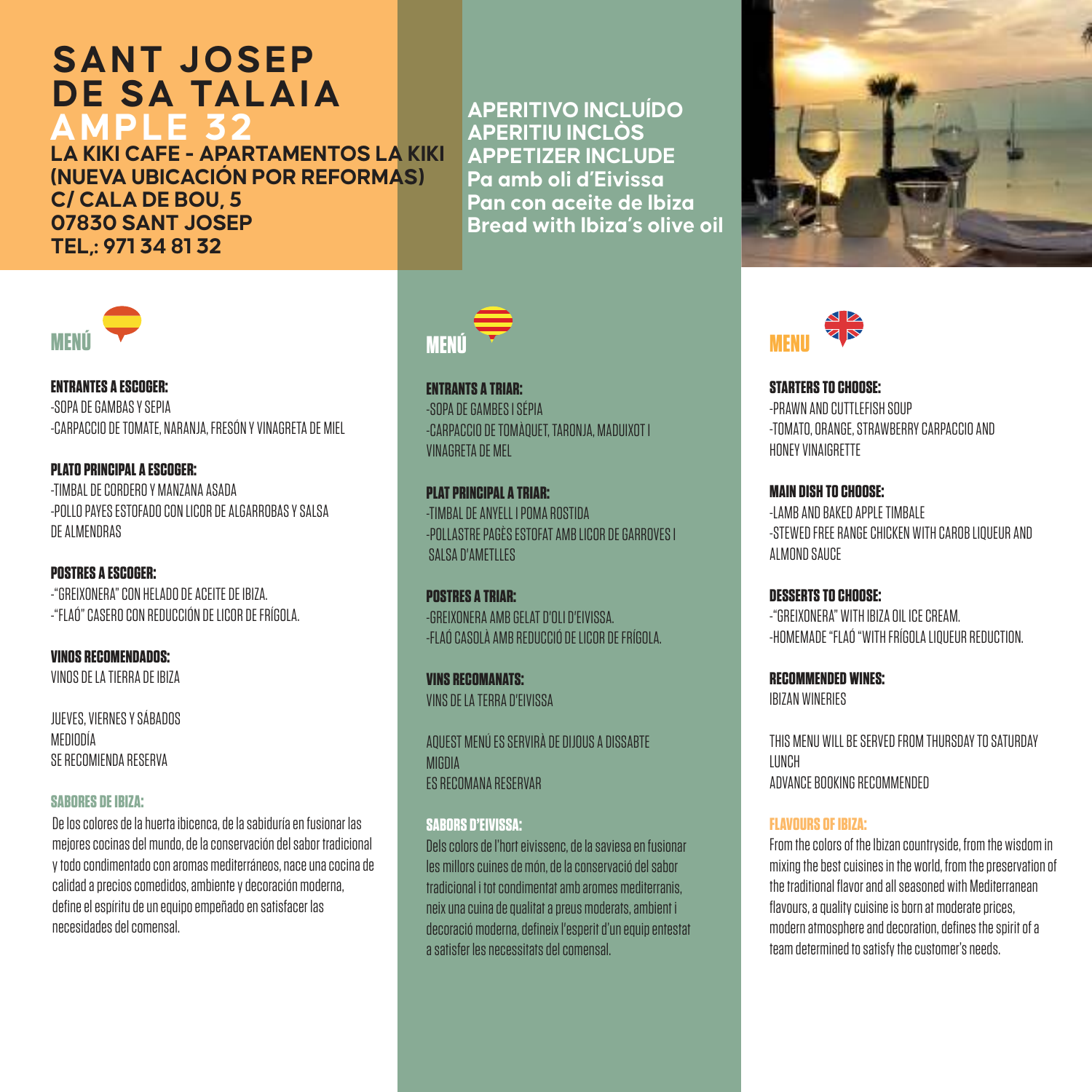# SANT JOSEP DE SA TALAIA

## AMPLE 32

**LA KIKI CAFE - APARTAMENTOS LA KIKI (NUEVA UBICACIÓN POR REFORMAS)**
**C/ CALA DE BOU, 5**
**07830 SANT JOSEP**
**TEL,: 971 34 81 32**

**APERITIVO INCLUÍDO**
**APERITIU INCLÒS**
**APPETIZER INCLUDE**
**Pa amb oli d'Eivissa**
**Pan con aceite de Ibiza**
**Bread with Ibiza's olive oil**

## MENÚ

**ENTRANTES A ESCOGER:**
-SOPA DE GAMBAS Y SEPIA
-CARPACCIO DE TOMATE, NARANJA, FRESÓN Y VINAGRETA DE MIEL

**PLATO PRINCIPAL A ESCOGER:**
-TIMBAL DE CORDERO Y MANZANA ASADA
-POLLO PAYES ESTOFADO CON LICOR DE ALGARROBAS Y SALSA DE ALMENDRAS

**POSTRES A ESCOGER:**
-"GREIXONERA" CON HELADO DE ACEITE DE IBIZA.
-"FLAÓ" CASERO CON REDUCCIÓN DE LICOR DE FRÍGOLA.

**VINOS RECOMENDADOS:**
VINOS DE LA TIERRA DE IBIZA

JUEVES, VIERNES Y SÁBADOS
MEDIODÍA
SE RECOMIENDA RESERVA

**SABORES DE IBIZA:**
De los colores de la huerta ibicenca, de la sabiduría en fusionar las mejores cocinas del mundo, de la conservación del sabor tradicional y todo condimentado con aromas mediterráneos, nace una cocina de calidad a precios comedidos, ambiente y decoración moderna, define el espíritu de un equipo empeñado en satisfacer las necesidades del comensal.

## MENÚ

**ENTRANTS A TRIAR:**
-SOPA DE GAMBES I SÉPIA
-CARPACCIO DE TOMÀQUET, TARONJA, MADUIXOT I VINAGRETA DE MEL

**PLAT PRINCIPAL A TRIAR:**
-TIMBAL DE ANYELL I POMA ROSTIDA
-POLLASTRE PAGÈS ESTOFAT AMB LICOR DE GARROVES I SALSA D'AMETLLES

**POSTRES A TRIAR:**
-GREIXONERA AMB GELAT D'OLI D'EIVISSA.
-FLAÓ CASOLÀ AMB REDUCCIÓ DE LICOR DE FRÍGOLA.

**VINS RECOMANATS:**
VINS DE LA TERRA D'EIVISSA

AQUEST MENÚ ES SERVIRÀ DE DIJOUS A DISSABTE
MIGDIA
ES RECOMANA RESERVAR

**SABORS D'EIVISSA:**
Dels colors de l'hort eivissenc, de la saviesa en fusionar les millors cuines de món, de la conservació del sabor tradicional i tot condimentat amb aromes mediterranis, neix una cuina de qualitat a preus moderats, ambient i decoració moderna, defineix l'esperit d'un equip entestat a satisfer les necessitats del comensal.

## MENU

**STARTERS TO CHOOSE:**
-PRAWN AND CUTTLEFISH SOUP
-TOMATO, ORANGE, STRAWBERRY CARPACCIO AND HONEY VINAIGRETTE

**MAIN DISH TO CHOOSE:**
-LAMB AND BAKED APPLE TIMBALE
-STEWED FREE RANGE CHICKEN WITH CAROB LIQUEUR AND ALMOND SAUCE

**DESSERTS TO CHOOSE:**
-"GREIXONERA" WITH IBIZA OIL ICE CREAM.
-HOMEMADE "FLAÓ "WITH FRÍGOLA LIQUEUR REDUCTION.

**RECOMMENDED WINES:**
IBIZAN WINERIES

THIS MENU WILL BE SERVED FROM THURSDAY TO SATURDAY
LUNCH
ADVANCE BOOKING RECOMMENDED

**FLAVOURS OF IBIZA:**
From the colors of the Ibizan countryside, from the wisdom in mixing the best cuisines in the world, from the preservation of the traditional flavor and all seasoned with Mediterranean flavours, a quality cuisine is born at moderate prices, modern atmosphere and decoration, defines the spirit of a team determined to satisfy the customer's needs.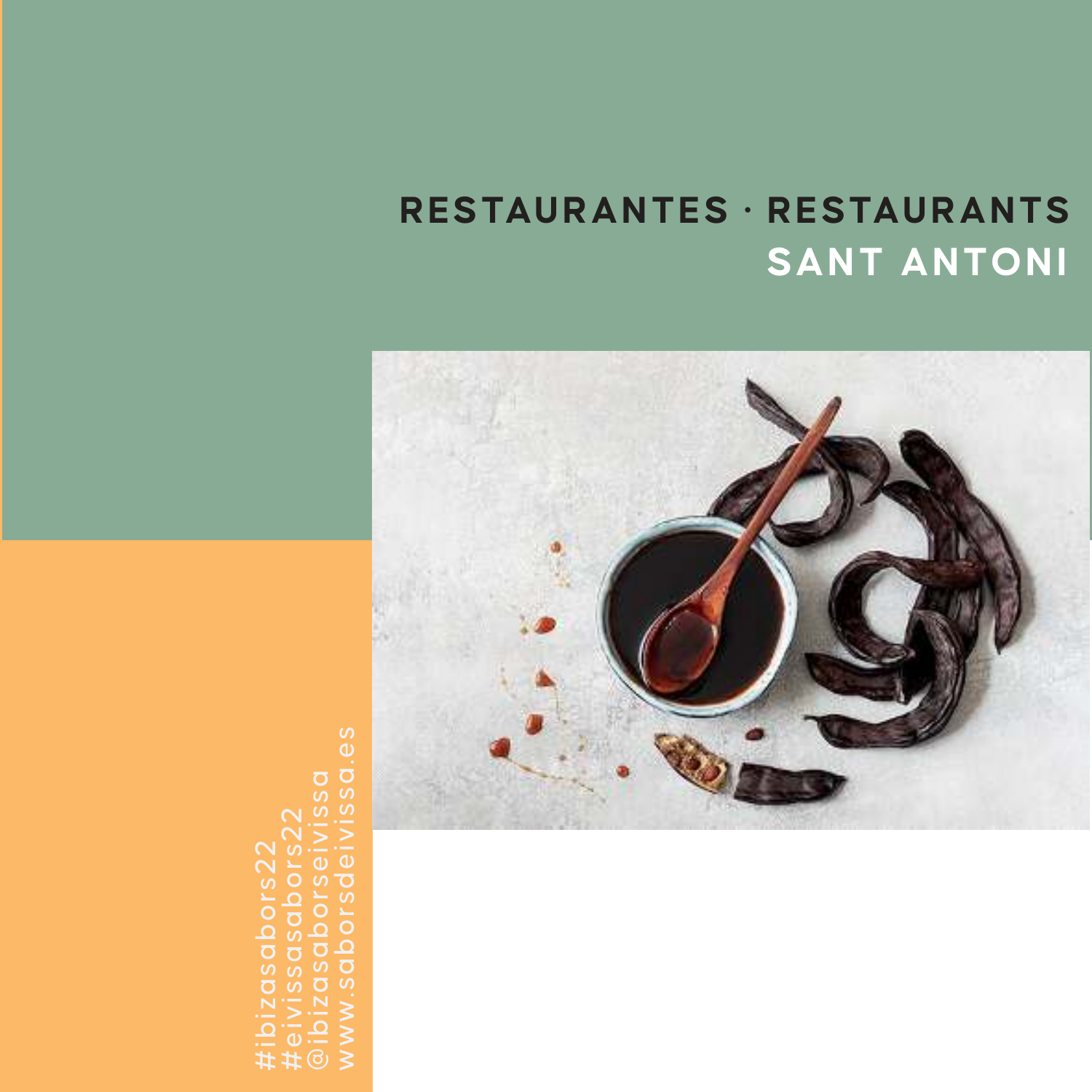# RESTAURANTES · RESTAURANTS
## SANT ANTONI

#ibizasabors22
#eivissasabors22
@ibizasaborseivissa
www.saborsdeivissa.es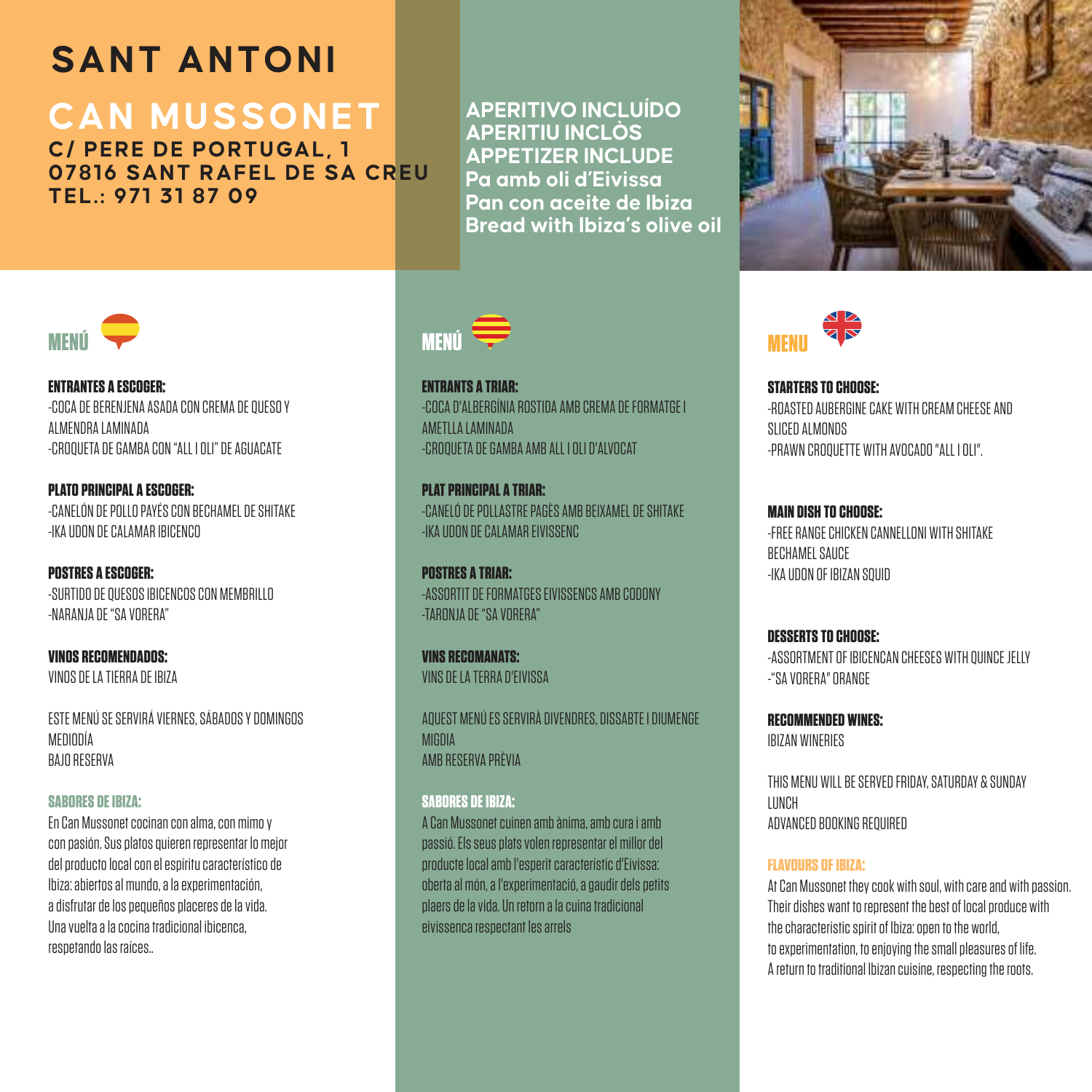# SANT ANTONI

## CAN MUSSONET

**C/ PERE DE PORTUGAL, 1**
**07816 SANT RAFEL DE SA CREU**
**TEL.: 971 31 87 09**

**APERITIVO INCLUÍDO**
**APERITIU INCLÒS**
**APPETIZER INCLUDE**
**Pa amb oli d'Eivissa**
**Pan con aceite de Ibiza**
**Bread with Ibiza's olive oil**

### MENÚ

**ENTRANTES A ESCOGER:**
-COCA DE BERENJENA ASADA CON CREMA DE QUESO Y ALMENDRA LAMINADA
-CROQUETA DE GAMBA CON "ALL I OLI" DE AGUACATE

**PLATO PRINCIPAL A ESCOGER:**
-CANELÓN DE POLLO PAYÉS CON BECHAMEL DE SHITAKE
-IKA UDON DE CALAMAR IBICENCO

**POSTRES A ESCOGER:**
-SURTIDO DE QUESOS IBICENCOS CON MEMBRILLO
-NARANJA DE "SA VORERA"

**VINOS RECOMENDADOS:**
VINOS DE LA TIERRA DE IBIZA

ESTE MENÚ SE SERVIRÁ VIERNES, SÁBADOS Y DOMINGOS
MEDIODÍA
BAJO RESERVA

**SABORES DE IBIZA:**
En Can Mussonet cocinan con alma, con mimo y con pasión. Sus platos quieren representar lo mejor del producto local con el espíritu característico de Ibiza: abiertos al mundo, a la experimentación, a disfrutar de los pequeños placeres de la vida. Una vuelta a la cocina tradicional ibicenca, respetando las raíces..

### MENÚ

**ENTRANTS A TRIAR:**
-COCA D'ALBERGÍNIA ROSTIDA AMB CREMA DE FORMATGE I AMETLLA LAMINADA
-CROQUETA DE GAMBA AMB ALL I OLI D'ALVOCAT

**PLAT PRINCIPAL A TRIAR:**
-CANELÓ DE POLLASTRE PAGÈS AMB BEIXAMEL DE SHITAKE
-IKA UDON DE CALAMAR EIVISSENC

**POSTRES A TRIAR:**
-ASSORTIT DE FORMATGES EIVISSENCS AMB CODONY
-TARONJA DE "SA VORERA"

**VINS RECOMANATS:**
VINS DE LA TERRA D'EIVISSA

AQUEST MENÚ ES SERVIRÀ DIVENDRES, DISSABTE I DIUMENGE
MIGDIA
AMB RESERVA PRÈVIA

**SABORES DE IBIZA:**
A Can Mussonet cuinen amb ànima, amb cura i amb passió. Els seus plats volen representar el millor del producte local amb l'esperit característic d'Eivissa: oberta al món, a l'experimentació, a gaudir dels petits plaers de la vida. Un retorn a la cuina tradicional eivissenca respectant les arrels

### MENU

**STARTERS TO CHOOSE:**
-ROASTED AUBERGINE CAKE WITH CREAM CHEESE AND SLICED ALMONDS
-PRAWN CROQUETTE WITH AVOCADO "ALL I OLI".

**MAIN DISH TO CHOOSE:**
-FREE RANGE CHICKEN CANNELLONI WITH SHITAKE BECHAMEL SAUCE
-IKA UDON OF IBIZAN SQUID

**DESSERTS TO CHOOSE:**
-ASSORTMENT OF IBICENCAN CHEESES WITH QUINCE JELLY
-"SA VORERA" ORANGE

**RECOMMENDED WINES:**
IBIZAN WINERIES

THIS MENU WILL BE SERVED FRIDAY, SATURDAY & SUNDAY
LUNCH
ADVANCED BOOKING REQUIRED

**FLAVOURS OF IBIZA:**
At Can Mussonet they cook with soul, with care and with passion. Their dishes want to represent the best of local produce with the characteristic spirit of Ibiza: open to the world, to experimentation, to enjoying the small pleasures of life. A return to traditional Ibizan cuisine, respecting the roots.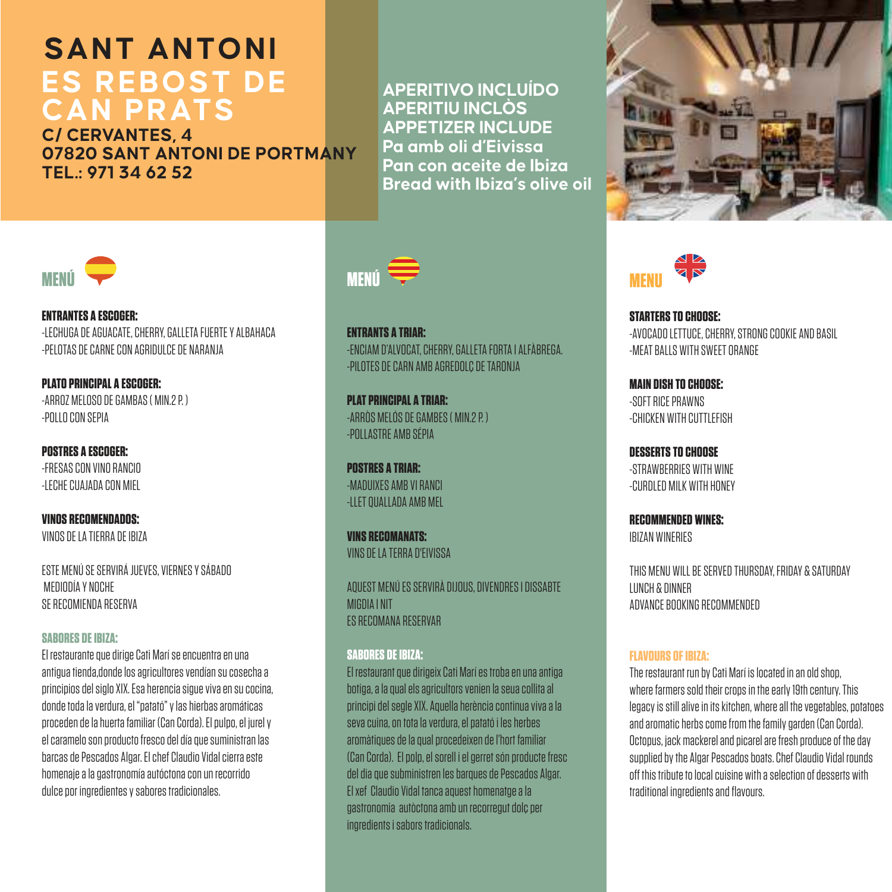# SANT ANTONI

## ES REBOST DE CAN PRATS

**C/ CERVANTES, 4**
**07820 SANT ANTONI DE PORTMANY**
**TEL.: 971 34 62 52**

**APERITIVO INCLUÍDO**
**APERITIU INCLÒS**
**APPETIZER INCLUDE**
**Pa amb oli d'Eivissa**
**Pan con aceite de Ibiza**
**Bread with Ibiza's olive oil**

## MENÚ

**ENTRANTES A ESCOGER:**
-LECHUGA DE AGUACATE, CHERRY, GALLETA FUERTE Y ALBAHACA
-PELOTAS DE CARNE CON AGRIDULCE DE NARANJA

**PLATO PRINCIPAL A ESCOGER:**
-ARROZ MELOSO DE GAMBAS ( MIN.2 P. )
-POLLO CON SEPIA

**POSTRES A ESCOGER:**
-FRESAS CON VINO RANCIO
-LECHE CUAJADA CON MIEL

**VINOS RECOMENDADOS:**
VINOS DE LA TIERRA DE IBIZA

ESTE MENÚ SE SERVIRÁ JUEVES, VIERNES Y SÁBADO
MEDIODÍA Y NOCHE
SE RECOMIENDA RESERVA

**SABORES DE IBIZA:**
El restaurante que dirige Cati Marí se encuentra en una antigua tienda,donde los agricultores vendían su cosecha a principios del siglo XIX. Esa herencia sigue viva en su cocina, donde toda la verdura, el "patató" y las hierbas aromáticas proceden de la huerta familiar (Can Corda). El pulpo, el jurel y el caramelo son producto fresco del día que suministran las barcas de Pescados Algar. El chef Claudio Vidal cierra este homenaje a la gastronomía autóctona con un recorrido dulce por ingredientes y sabores tradicionales.

## MENÚ

**ENTRANTS A TRIAR:**
-ENCIAM D'ALVOCAT, CHERRY, GALLETA FORTA I ALFÀBREGA.
-PILOTES DE CARN AMB AGREDOLÇ DE TARONJA

**PLAT PRINCIPAL A TRIAR:**
-ARRÒS MELÓS DE GAMBES ( MIN.2 P. )
-POLLASTRE AMB SÉPIA

**POSTRES A TRIAR:**
-MADUIXES AMB VI RANCI
-LLET QUALLADA AMB MEL

**VINS RECOMANATS:**
VINS DE LA TERRA D'EIVISSA

AQUEST MENÚ ES SERVIRÀ DIJOUS, DIVENDRES I DISSABTE
MIGDIA I NIT
ES RECOMANA RESERVAR

**SABORES DE IBIZA:**
El restaurant que dirigeix Cati Marí es troba en una antiga botiga, a la qual els agricultors venien la seua collita al principi del segle XIX. Aquella herència continua viva a la seva cuina, on tota la verdura, el patató i les herbes aromàtiques de la qual procedeixen de l'hort familiar (Can Corda). El polp, el sorell i el gerret són producte fresc del dia que subministren les barques de Pescados Algar. El xef Claudio Vidal tanca aquest homenatge a la gastronomia autòctona amb un recorregut dolç per ingredients i sabors tradicionals.

## MENU

**STARTERS TO CHOOSE:**
-AVOCADO LETTUCE, CHERRY, STRONG COOKIE AND BASIL
-MEAT BALLS WITH SWEET ORANGE

**MAIN DISH TO CHOOSE:**
-SOFT RICE PRAWNS
-CHICKEN WITH CUTTLEFISH

**DESSERTS TO CHOOSE**
-STRAWBERRIES WITH WINE
-CURDLED MILK WITH HONEY

**RECOMMENDED WINES:**
IBIZAN WINERIES

THIS MENU WILL BE SERVED THURSDAY, FRIDAY & SATURDAY
LUNCH & DINNER
ADVANCE BOOKING RECOMMENDED

**FLAVOURS OF IBIZA:**
The restaurant run by Cati Marí is located in an old shop, where farmers sold their crops in the early 19th century. This legacy is still alive in its kitchen, where all the vegetables, potatoes and aromatic herbs come from the family garden (Can Corda). Octopus, jack mackerel and picarel are fresh produce of the day supplied by the Algar Pescados boats. Chef Claudio Vidal rounds off this tribute to local cuisine with a selection of desserts with traditional ingredients and flavours.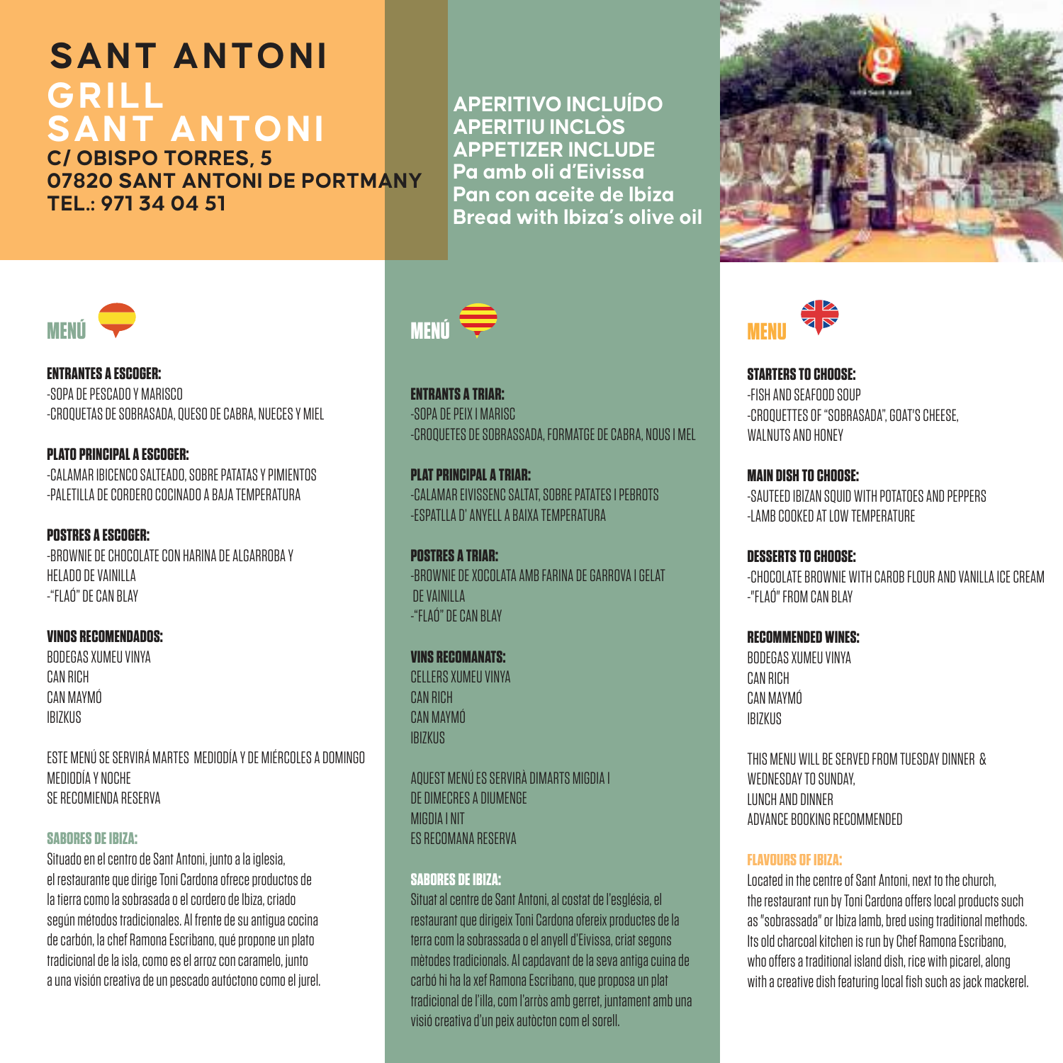# SANT ANTONI

## GRILL SANT ANTONI

**C/ OBISPO TORRES, 5**
**07820 SANT ANTONI DE PORTMANY**
**TEL.: 971 34 04 51**

**APERITIVO INCLUÍDO**
**APERITIU INCLÒS**
**APPETIZER INCLUDE**
**Pa amb oli d'Eivissa**
**Pan con aceite de Ibiza**
**Bread with Ibiza's olive oil**

## MENÚ

**ENTRANTES A ESCOGER:**
-SOPA DE PESCADO Y MARISCO
-CROQUETAS DE SOBRASADA, QUESO DE CABRA, NUECES Y MIEL

**PLATO PRINCIPAL A ESCOGER:**
-CALAMAR IBICENCO SALTEADO, SOBRE PATATAS Y PIMIENTOS
-PALETILLA DE CORDERO COCINADO A BAJA TEMPERATURA

**POSTRES A ESCOGER:**
-BROWNIE DE CHOCOLATE CON HARINA DE ALGARROBA Y HELADO DE VAINILLA
-"FLAÓ" DE CAN BLAY

**VINOS RECOMENDADOS:**
BODEGAS XUMEU VINYA
CAN RICH
CAN MAYMÓ
IBIZKUS

ESTE MENÚ SE SERVIRÁ MARTES MEDIODÍA Y DE MIÉRCOLES A DOMINGO MEDIODÍA Y NOCHE
SE RECOMIENDA RESERVA

**SABORES DE IBIZA:**
Situado en el centro de Sant Antoni, junto a la iglesia, el restaurante que dirige Toni Cardona ofrece productos de la tierra como la sobrasada o el cordero de Ibiza, criado según métodos tradicionales. Al frente de su antigua cocina de carbón, la chef Ramona Escribano, qué propone un plato tradicional de la isla, como es el arroz con caramelo, junto a una visión creativa de un pescado autóctono como el jurel.

## MENÚ

**ENTRANTS A TRIAR:**
-SOPA DE PEIX I MARISC
-CROQUETES DE SOBRASSADA, FORMATGE DE CABRA, NOUS I MEL

**PLAT PRINCIPAL A TRIAR:**
-CALAMAR EIVISSENC SALTAT, SOBRE PATATES I PEBROTS
-ESPATLLA D' ANYELL A BAIXA TEMPERATURA

**POSTRES A TRIAR:**
-BROWNIE DE XOCOLATA AMB FARINA DE GARROVA I GELAT DE VAINILLA
-"FLAÓ" DE CAN BLAY

**VINS RECOMANATS:**
CELLERS XUMEU VINYA
CAN RICH
CAN MAYMÓ
IBIZKUS

AQUEST MENÚ ES SERVIRÀ DIMARTS MIGDIA I DE DIMECRES A DIUMENGE MIGDIA I NIT
ES RECOMANA RESERVA

**SABORES DE IBIZA:**
Situat al centre de Sant Antoni, al costat de l'església, el restaurant que dirigeix Toni Cardona ofereix productes de la terra com la sobrassada o el anyell d'Eivissa, criat segons mètodes tradicionals. Al capdavant de la seva antiga cuina de carbó hi ha la xef Ramona Escribano, que proposa un plat tradicional de l'illa, com l'arròs amb gerret, juntament amb una visió creativa d'un peix autòcton com el sorell.

## MENU

**STARTERS TO CHOOSE:**
-FISH AND SEAFOOD SOUP
-CROQUETTES OF "SOBRASADA", GOAT'S CHEESE, WALNUTS AND HONEY

**MAIN DISH TO CHOOSE:**
-SAUTEED IBIZAN SQUID WITH POTATOES AND PEPPERS
-LAMB COOKED AT LOW TEMPERATURE

**DESSERTS TO CHOOSE:**
-CHOCOLATE BROWNIE WITH CAROB FLOUR AND VANILLA ICE CREAM
-"FLAÓ" FROM CAN BLAY

**RECOMMENDED WINES:**
BODEGAS XUMEU VINYA
CAN RICH
CAN MAYMÓ
IBIZKUS

THIS MENU WILL BE SERVED FROM TUESDAY DINNER & WEDNESDAY TO SUNDAY, LUNCH AND DINNER
ADVANCE BOOKING RECOMMENDED

**FLAVOURS OF IBIZA:**
Located in the centre of Sant Antoni, next to the church, the restaurant run by Toni Cardona offers local products such as "sobrassada" or Ibiza lamb, bred using traditional methods. Its old charcoal kitchen is run by Chef Ramona Escribano, who offers a traditional island dish, rice with picarel, along with a creative dish featuring local fish such as jack mackerel.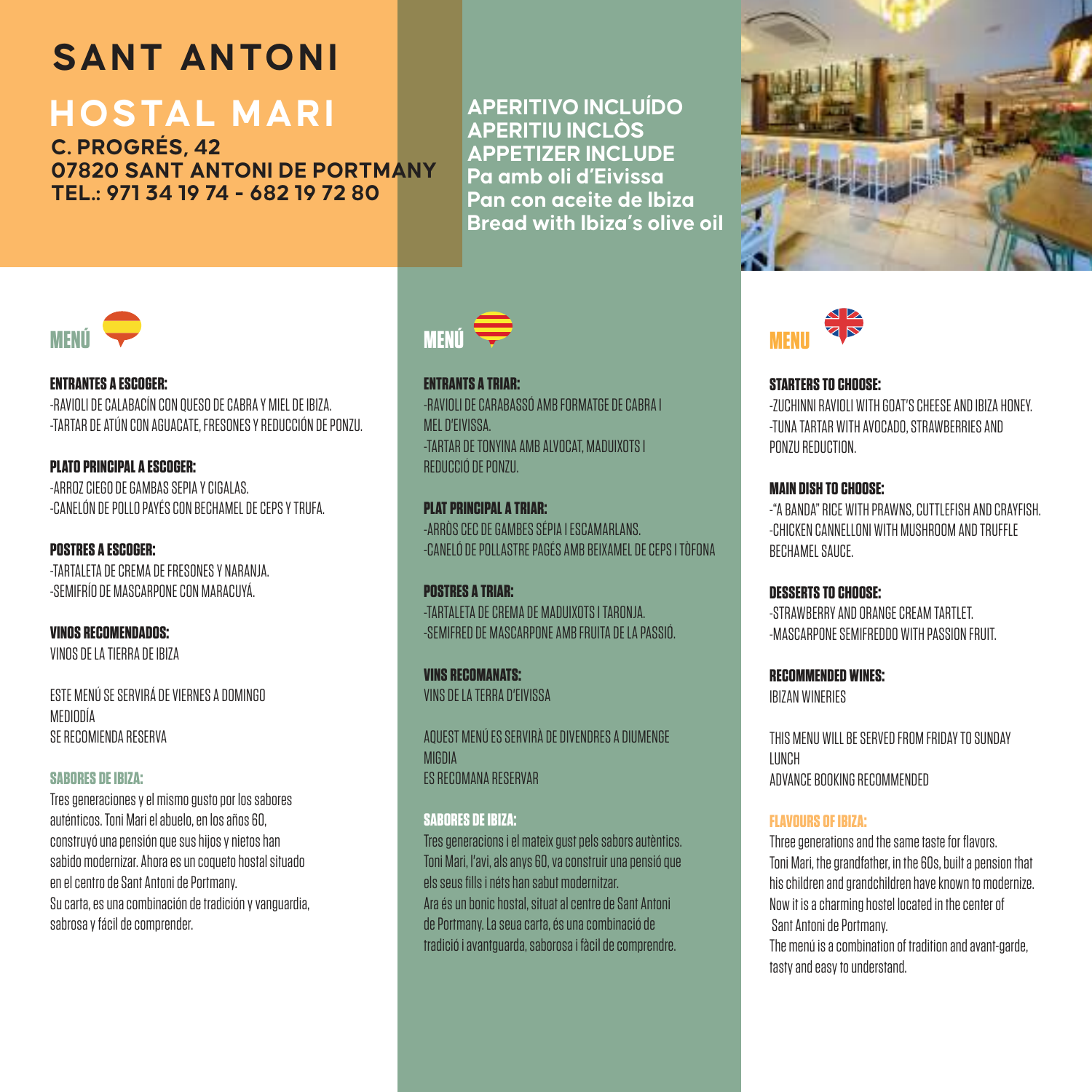# SANT ANTONI

## HOSTAL MARI

**C. PROGRÉS, 42**
**07820 SANT ANTONI DE PORTMANY**
**TEL.: 971 34 19 74 - 682 19 72 80**

**APERITIVO INCLUÍDO**
**APERITIU INCLÒS**
**APPETIZER INCLUDE**
**Pa amb oli d'Eivissa**
**Pan con aceite de Ibiza**
**Bread with Ibiza's olive oil**

### MENÚ

**ENTRANTES A ESCOGER:**
-RAVIOLI DE CALABACÍN CON QUESO DE CABRA Y MIEL DE IBIZA.
-TARTAR DE ATÚN CON AGUACATE, FRESONES Y REDUCCIÓN DE PONZU.

**PLATO PRINCIPAL A ESCOGER:**
-ARROZ CIEGO DE GAMBAS SEPIA Y CIGALAS.
-CANELÓN DE POLLO PAYÉS CON BECHAMEL DE CEPS Y TRUFA.

**POSTRES A ESCOGER:**
-TARTALETA DE CREMA DE FRESONES Y NARANJA.
-SEMIFRÍO DE MASCARPONE CON MARACUYÁ.

**VINOS RECOMENDADOS:**
VINOS DE LA TIERRA DE IBIZA

ESTE MENÚ SE SERVIRÁ DE VIERNES A DOMINGO
MEDIODÍA
SE RECOMIENDA RESERVA

**SABORES DE IBIZA:**
Tres generaciones y el mismo gusto por los sabores auténticos. Toni Mari el abuelo, en los años 60, construyó una pensión que sus hijos y nietos han sabido modernizar. Ahora es un coqueto hostal situado en el centro de Sant Antoni de Portmany.
Su carta, es una combinación de tradición y vanguardia, sabrosa y fácil de comprender.

### MENÚ

**ENTRANTS A TRIAR:**
-RAVIOLI DE CARABASSÓ AMB FORMATGE DE CABRA I MEL D'EIVISSA.
-TARTAR DE TONYINA AMB ALVOCAT, MADUIXOTS I REDUCCIÓ DE PONZU.

**PLAT PRINCIPAL A TRIAR:**
-ARRÒS CEC DE GAMBES SÉPIA I ESCAMARLANS.
-CANELÓ DE POLLASTRE PAGÉS AMB BEIXAMEL DE CEPS I TÒFONA

**POSTRES A TRIAR:**
-TARTALETA DE CREMA DE MADUIXOTS I TARONJA.
-SEMIFRED DE MASCARPONE AMB FRUITA DE LA PASSIÓ.

**VINS RECOMANATS:**
VINS DE LA TERRA D'EIVISSA

AQUEST MENÚ ES SERVIRÀ DE DIVENDRES A DIUMENGE
MIGDIA
ES RECOMANA RESERVAR

**SABORES DE IBIZA:**
Tres generacions i el mateix gust pels sabors autèntics. Toni Mari, l'avi, als anys 60, va construir una pensió que els seus fills i néts han sabut modernitzar.
Ara és un bonic hostal, situat al centre de Sant Antoni de Portmany. La seua carta, és una combinació de tradició i avantguarda, saborosa i fàcil de comprendre.

### MENU

**STARTERS TO CHOOSE:**
-ZUCHINNI RAVIOLI WITH GOAT'S CHEESE AND IBIZA HONEY.
-TUNA TARTAR WITH AVOCADO, STRAWBERRIES AND PONZU REDUCTION.

**MAIN DISH TO CHOOSE:**
-"A BANDA" RICE WITH PRAWNS, CUTTLEFISH AND CRAYFISH.
-CHICKEN CANNELLONI WITH MUSHROOM AND TRUFFLE BECHAMEL SAUCE.

**DESSERTS TO CHOOSE:**
-STRAWBERRY AND ORANGE CREAM TARTLET.
-MASCARPONE SEMIFREDDO WITH PASSION FRUIT.

**RECOMMENDED WINES:**
IBIZAN WINERIES

THIS MENU WILL BE SERVED FROM FRIDAY TO SUNDAY
LUNCH
ADVANCE BOOKING RECOMMENDED

**FLAVOURS OF IBIZA:**
Three generations and the same taste for flavors.
Toni Mari, the grandfather, in the 60s, built a pension that his children and grandchildren have known to modernize.
Now it is a charming hostel located in the center of Sant Antoni de Portmany.
The menú is a combination of tradition and avant-garde, tasty and easy to understand.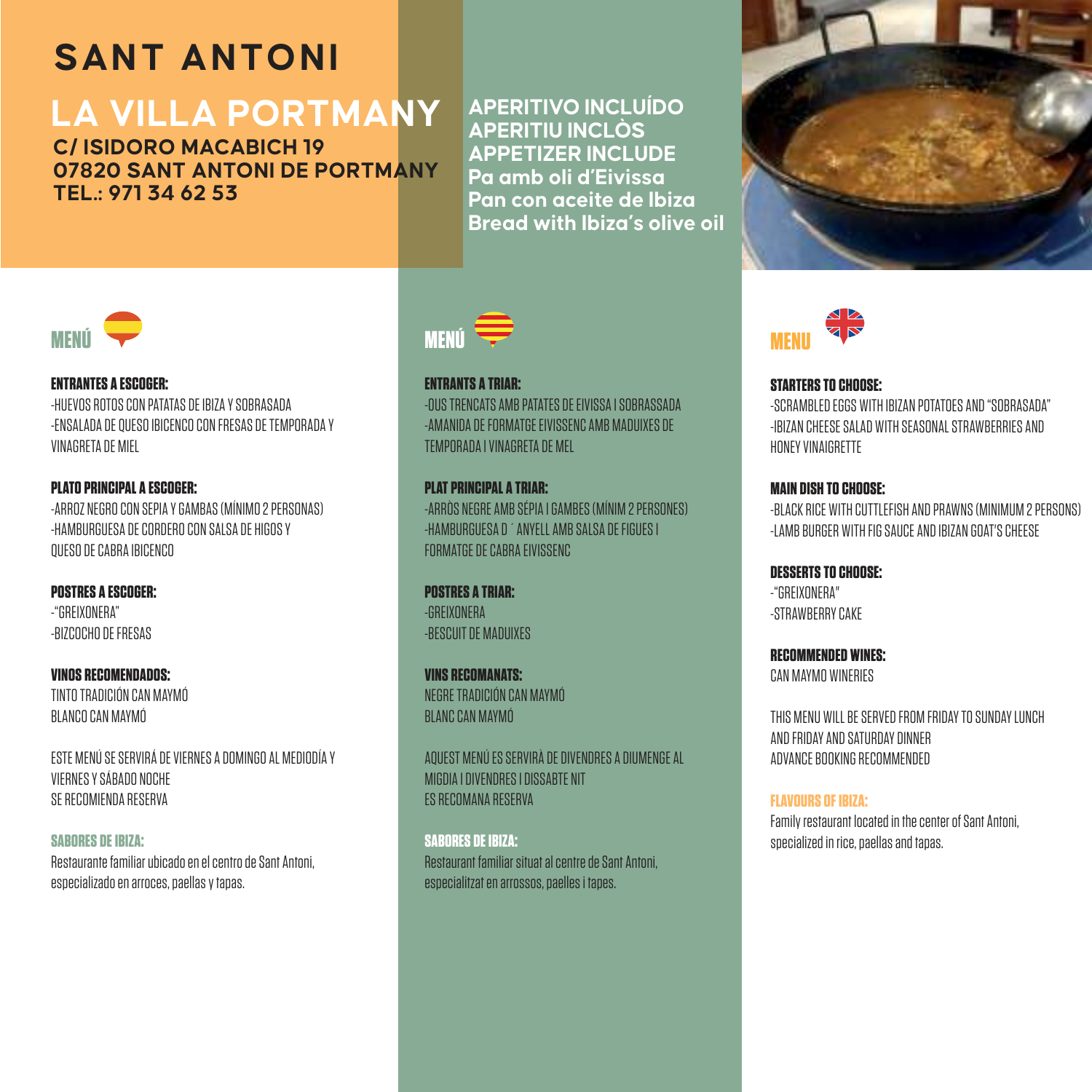# SANT ANTONI

## LA VILLA PORTMANY

**C/ ISIDORO MACABICH 19**
**07820 SANT ANTONI DE PORTMANY**
**TEL.: 971 34 62 53**

**APERITIVO INCLUÍDO**
**APERITIU INCLÒS**
**APPETIZER INCLUDE**
**Pa amb oli d'Eivissa**
**Pan con aceite de Ibiza**
**Bread with Ibiza's olive oil**

### MENÚ

**ENTRANTES A ESCOGER:**
-HUEVOS ROTOS CON PATATAS DE IBIZA Y SOBRASADA
-ENSALADA DE QUESO IBICENCO CON FRESAS DE TEMPORADA Y VINAGRETA DE MIEL

**PLATO PRINCIPAL A ESCOGER:**
-ARROZ NEGRO CON SEPIA Y GAMBAS (MÍNIMO 2 PERSONAS)
-HAMBURGUESA DE CORDERO CON SALSA DE HIGOS Y QUESO DE CABRA IBICENCO

**POSTRES A ESCOGER:**
-"GREIXONERA"
-BIZCOCHO DE FRESAS

**VINOS RECOMENDADOS:**
TINTO TRADICIÓN CAN MAYMÓ
BLANCO CAN MAYMÓ

ESTE MENÚ SE SERVIRÁ DE VIERNES A DOMINGO AL MEDIODÍA Y VIERNES Y SÁBADO NOCHE
SE RECOMIENDA RESERVA

**SABORES DE IBIZA:**
Restaurante familiar ubicado en el centro de Sant Antoni, especializado en arroces, paellas y tapas.

### MENÚ

**ENTRANTS A TRIAR:**
-OUS TRENCATS AMB PATATES DE EIVISSA I SOBRASSADA
-AMANIDA DE FORMATGE EIVISSENC AMB MADUIXES DE TEMPORADA I VINAGRETA DE MEL

**PLAT PRINCIPAL A TRIAR:**
-ARRÒS NEGRE AMB SÉPIA I GAMBES (MÍNIM 2 PERSONES)
-HAMBURGUESA D´ANYELL AMB SALSA DE FIGUES I FORMATGE DE CABRA EIVISSENC

**POSTRES A TRIAR:**
-GREIXONERA
-BESCUIT DE MADUIXES

**VINS RECOMANATS:**
NEGRE TRADICIÓN CAN MAYMÓ
BLANC CAN MAYMÓ

AQUEST MENÚ ES SERVIRÀ DE DIVENDRES A DIUMENGE AL MIGDIA I DIVENDRES I DISSABTE NIT
ES RECOMANA RESERVA

**SABORES DE IBIZA:**
Restaurant familiar situat al centre de Sant Antoni, especialitzat en arrossos, paelles i tapes.

### MENU

**STARTERS TO CHOOSE:**
-SCRAMBLED EGGS WITH IBIZAN POTATOES AND "SOBRASADA"
-IBIZAN CHEESE SALAD WITH SEASONAL STRAWBERRIES AND HONEY VINAIGRETTE

**MAIN DISH TO CHOOSE:**
-BLACK RICE WITH CUTTLEFISH AND PRAWNS (MINIMUM 2 PERSONS)
-LAMB BURGER WITH FIG SAUCE AND IBIZAN GOAT'S CHEESE

**DESSERTS TO CHOOSE:**
-"GREIXONERA"
-STRAWBERRY CAKE

**RECOMMENDED WINES:**
CAN MAYMO WINERIES

THIS MENU WILL BE SERVED FROM FRIDAY TO SUNDAY LUNCH AND FRIDAY AND SATURDAY DINNER
ADVANCE BOOKING RECOMMENDED

**FLAVOURS OF IBIZA:**
Family restaurant located in the center of Sant Antoni, specialized in rice, paellas and tapas.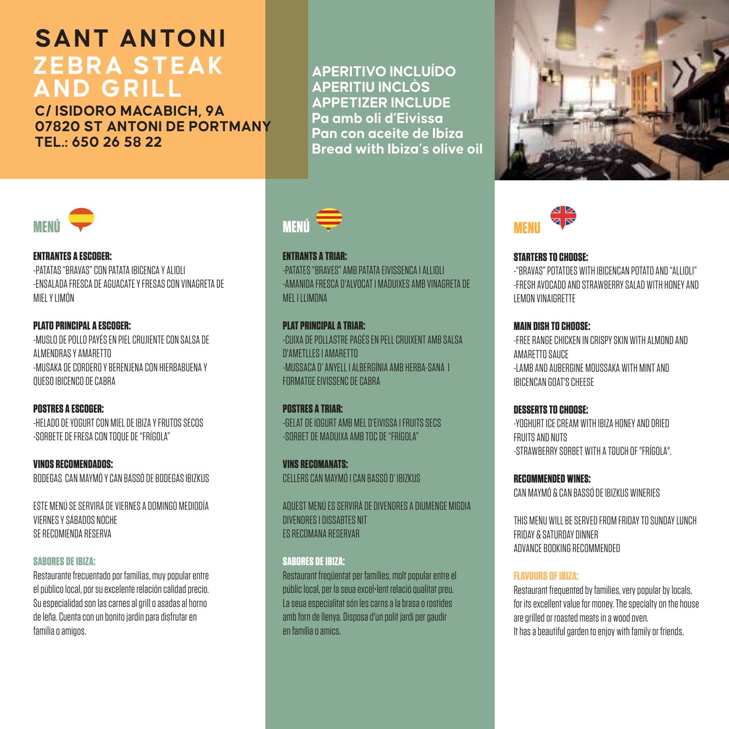# SANT ANTONI
## ZEBRA STEAK AND GRILL

**C/ ISIDORO MACABICH, 9A**
**07820 ST ANTONI DE PORTMANY**
**TEL.: 650 26 58 22**

**APERITIVO INCLUÍDO**
**APERITIU INCLÒS**
**APPETIZER INCLUDE**
**Pa amb oli d'Eivissa**
**Pan con aceite de Ibiza**
**Bread with Ibiza's olive oil**

## MENÚ

**ENTRANTES A ESCOGER:**
-PATATAS "BRAVAS" CON PATATA IBICENCA Y ALIOLI
-ENSALADA FRESCA DE AGUACATE Y FRESAS CON VINAGRETA DE MIEL Y LIMÓN

**PLATO PRINCIPAL A ESCOGER:**
-MUSLO DE POLLO PAYÉS EN PIEL CRUJIENTE CON SALSA DE ALMENDRAS Y AMARETTO
-MUSAKA DE CORDERO Y BERENJENA CON HIERBABUENA Y QUESO IBICENCO DE CABRA

**POSTRES A ESCOGER:**
-HELADO DE YOGURT CON MIEL DE IBIZA Y FRUTOS SECOS
-SORBETE DE FRESA CON TOQUE DE "FRÍGOLA"

**VINOS RECOMENDADOS:**
BODEGAS CAN MAYMÓ Y CAN BASSÓ DE BODEGAS IBIZKUS

ESTE MENÚ SE SERVIRÁ DE VIERNES A DOMINGO MEDIODÍA
VIERNES Y SÁBADOS NOCHE
SE RECOMIENDA RESERVA

**SABORES DE IBIZA:**
Restaurante frecuentado por familias, muy popular entre el público local, por su excelente relación calidad precio. Su especialidad son las carnes al grill o asadas al horno de leña. Cuenta con un bonito jardín para disfrutar en familia o amigos.

## MENÚ

**ENTRANTS A TRIAR:**
-PATATES "BRAVES" AMB PATATA EIVISSENCA I ALLIOLI
-AMANIDA FRESCA D'ALVOCAT I MADUIXES AMB VINAGRETA DE MEL I LLIMONA

**PLAT PRINCIPAL A TRIAR:**
-CUIXA DE POLLASTRE PAGÉS EN PELL CRUIXENT AMB SALSA D'AMETLLES I AMARETTO
-MUSSACA D' ANYELL I ALBERGÍNIA AMB HERBA-SANA I FORMATGE EIVISSENC DE CABRA

**POSTRES A TRIAR:**
-GELAT DE IOGURT AMB MEL D'EIVISSA I FRUITS SECS
-SORBET DE MADUIXA AMB TOC DE "FRÍGOLA"

**VINS RECOMANATS:**
CELLERS CAN MAYMÓ I CAN BASSÓ D' IBIZKUS

AQUEST MENÚ ES SERVIRÀ DE DIVENDRES A DIUMENGE MIGDIA
DIVENDRES I DISSABTES NIT
ES RECOMANA RESERVAR

**SABORES DE IBIZA:**
Restaurant freqüentat per famílies, molt popular entre el públic local, per la seua excel·lent relació qualitat preu. La seua especialitat són les carns a la brasa o rostides amb forn de llenya. Disposa d'un polit jardí per gaudir en família o amics.

## MENU

**STARTERS TO CHOOSE:**
-"BRAVAS" POTATOES WITH IBICENCAN POTATO AND "ALLIOLI"
-FRESH AVOCADO AND STRAWBERRY SALAD WITH HONEY AND LEMON VINAIGRETTE

**MAIN DISH TO CHOOSE:**
-FREE RANGE CHICKEN IN CRISPY SKIN WITH ALMOND AND AMARETTO SAUCE
-LAMB AND AUBERGINE MOUSSAKA WITH MINT AND IBICENCAN GOAT'S CHEESE

**DESSERTS TO CHOOSE:**
-YOGHURT ICE CREAM WITH IBIZA HONEY AND DRIED FRUITS AND NUTS
-STRAWBERRY SORBET WITH A TOUCH OF "FRÍGOLA".

**RECOMMENDED WINES:**
CAN MAYMÓ & CAN BASSÓ DE IBIZKUS WINERIES

THIS MENU WILL BE SERVED FROM FRIDAY TO SUNDAY LUNCH
FRIDAY & SATURDAY DINNER
ADVANCE BOOKING RECOMMENDED

**FLAVOURS OF IBIZA:**
Restaurant frequented by families, very popular by locals, for its excellent value for money. The specialty on the house are grilled or roasted meats in a wood oven.
It has a beautiful garden to enjoy with family or friends.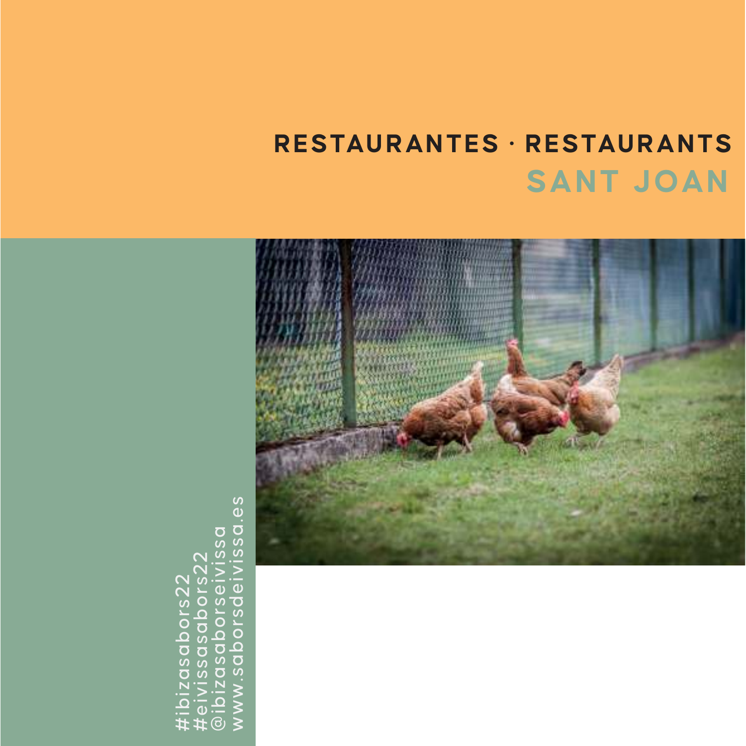# RESTAURANTES · RESTAURANTS

## SANT JOAN

#ibizasabors22
#eivissasabors22
@ibizasaborseivissa
www.saborsdeivissa.es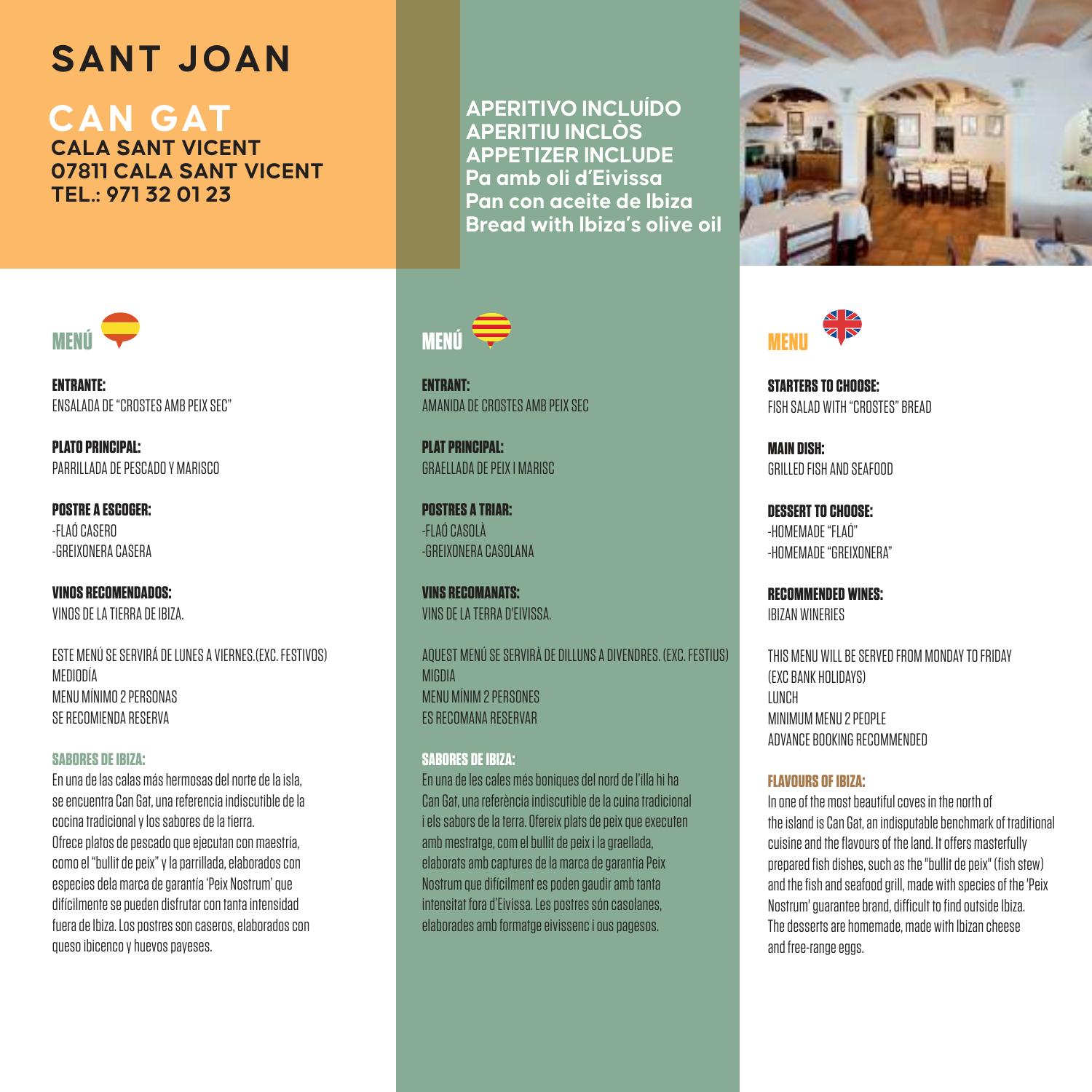# SANT JOAN

## CAN GAT

**CALA SANT VICENT**
**07811 CALA SANT VICENT**
**TEL.: 971 32 01 23**

**APERITIVO INCLUÍDO**
**APERITIU INCLÒS**
**APPETIZER INCLUDE**
**Pa amb oli d'Eivissa**
**Pan con aceite de Ibiza**
**Bread with Ibiza's olive oil**

### MENÚ

**ENTRANTE:**
ENSALADA DE "CROSTES AMB PEIX SEC"

**PLATO PRINCIPAL:**
PARRILLADA DE PESCADO Y MARISCO

**POSTRE A ESCOGER:**
-FLAÓ CASERO
-GREIXONERA CASERA

**VINOS RECOMENDADOS:**
VINOS DE LA TIERRA DE IBIZA.

ESTE MENÚ SE SERVIRÁ DE LUNES A VIERNES.(EXC. FESTIVOS)
MEDIODÍA
MENU MÍNIMO 2 PERSONAS
SE RECOMIENDA RESERVA

**SABORES DE IBIZA:**
En una de las calas más hermosas del norte de la isla, se encuentra Can Gat, una referencia indiscutible de la cocina tradicional y los sabores de la tierra. Ofrece platos de pescado que ejecutan con maestría, como el "bullit de peix" y la parrillada, elaborados con especies dela marca de garantía 'Peix Nostrum' que difícilmente se pueden disfrutar con tanta intensidad fuera de Ibiza. Los postres son caseros, elaborados con queso ibicenco y huevos payeses.

### MENÚ

**ENTRANT:**
AMANIDA DE CROSTES AMB PEIX SEC

**PLAT PRINCIPAL:**
GRAELLADA DE PEIX I MARISC

**POSTRES A TRIAR:**
-FLAÓ CASOLÀ
-GREIXONERA CASOLANA

**VINS RECOMANATS:**
VINS DE LA TERRA D'EIVISSA.

AQUEST MENÚ SE SERVIRÀ DE DILLUNS A DIVENDRES. (EXC. FESTIUS)
MIGDIA
MENU MÍNIM 2 PERSONES
ES RECOMANA RESERVAR

**SABORES DE IBIZA:**
En una de les cales més boniques del nord de l'illa hi ha Can Gat, una referència indiscutible de la cuina tradicional i els sabors de la terra. Ofereix plats de peix que executen amb mestratge, com el bullit de peix i la graellada, elaborats amb captures de la marca de garantia Peix Nostrum que difícilment es poden gaudir amb tanta intensitat fora d'Eivissa. Les postres són casolanes, elaborades amb formatge eivissenc i ous pagesos.

### MENU

**STARTERS TO CHOOSE:**
FISH SALAD WITH "CROSTES" BREAD

**MAIN DISH:**
GRILLED FISH AND SEAFOOD

**DESSERT TO CHOOSE:**
-HOMEMADE "FLAÓ"
-HOMEMADE "GREIXONERA"

**RECOMMENDED WINES:**
IBIZAN WINERIES

THIS MENU WILL BE SERVED FROM MONDAY TO FRIDAY
(EXC BANK HOLIDAYS)
LUNCH
MINIMUM MENU 2 PEOPLE
ADVANCE BOOKING RECOMMENDED

**FLAVOURS OF IBIZA:**
In one of the most beautiful coves in the north of the island is Can Gat, an indisputable benchmark of traditional cuisine and the flavours of the land. It offers masterfully prepared fish dishes, such as the "bullit de peix" (fish stew) and the fish and seafood grill, made with species of the 'Peix Nostrum' guarantee brand, difficult to find outside Ibiza. The desserts are homemade, made with Ibizan cheese and free-range eggs.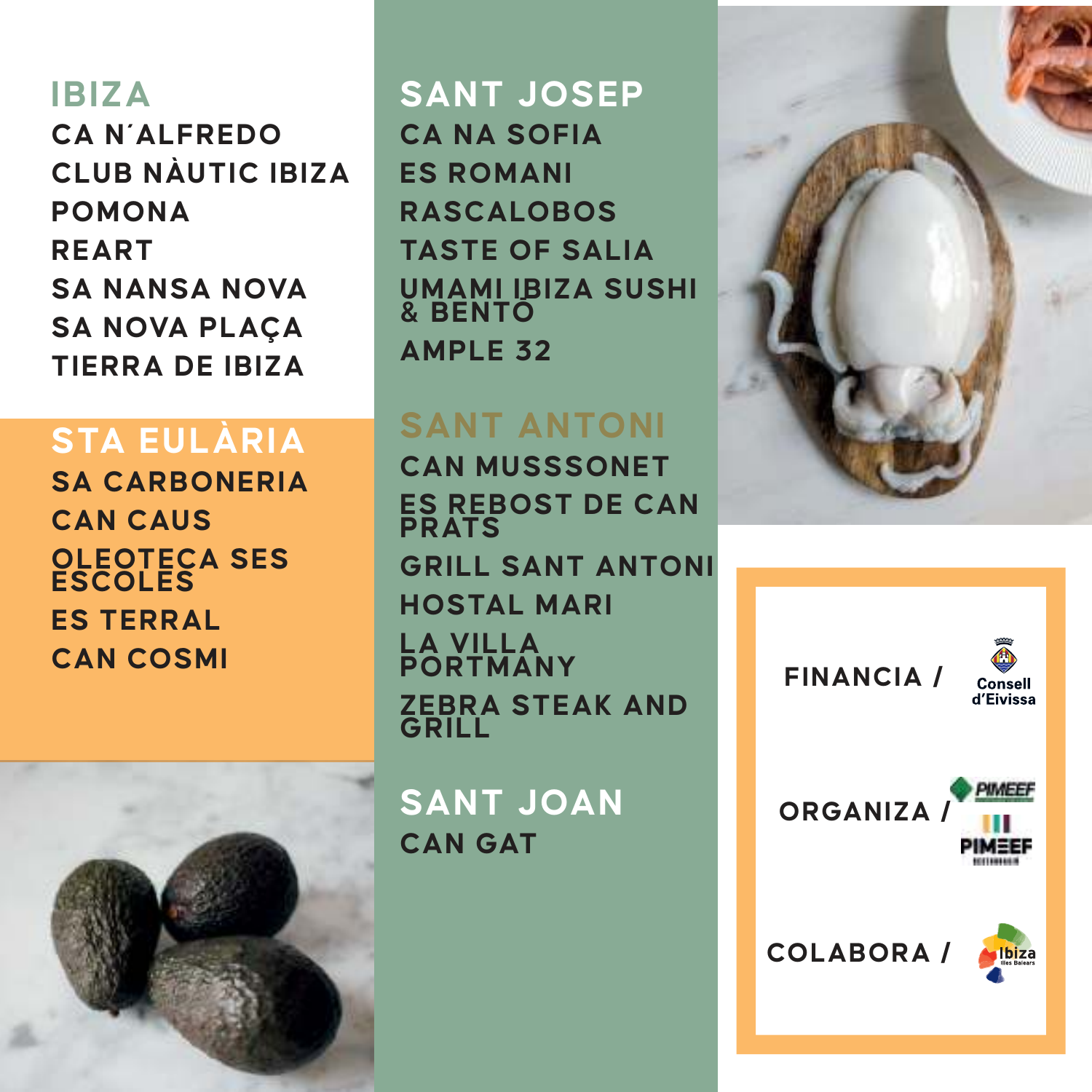## IBIZA

CA N´ALFREDO
CLUB NÀUTIC IBIZA
POMONA
REART
SA NANSA NOVA
SA NOVA PLAÇA
TIERRA DE IBIZA

## STA EULÀRIA

SA CARBONERIA
CAN CAUS
OLEOTECA SES ESCOLES
ES TERRAL
CAN COSMI

## SANT JOSEP

CA NA SOFIA
ES ROMANI
RASCALOBOS
TASTE OF SALIA
UMAMI IBIZA SUSHI & BENTO
AMPLE 32

## SANT ANTONI

CAN MUSSSONET
ES REBOST DE CAN PRATS
GRILL SANT ANTONI
HOSTAL MARI
LA VILLA PORTMANY
ZEBRA STEAK AND GRILL

## SANT JOAN

CAN GAT

FINANCIA / Consell d'Eivissa

ORGANIZA / PIMEEF

COLABORA / Ibiza Illes Balears